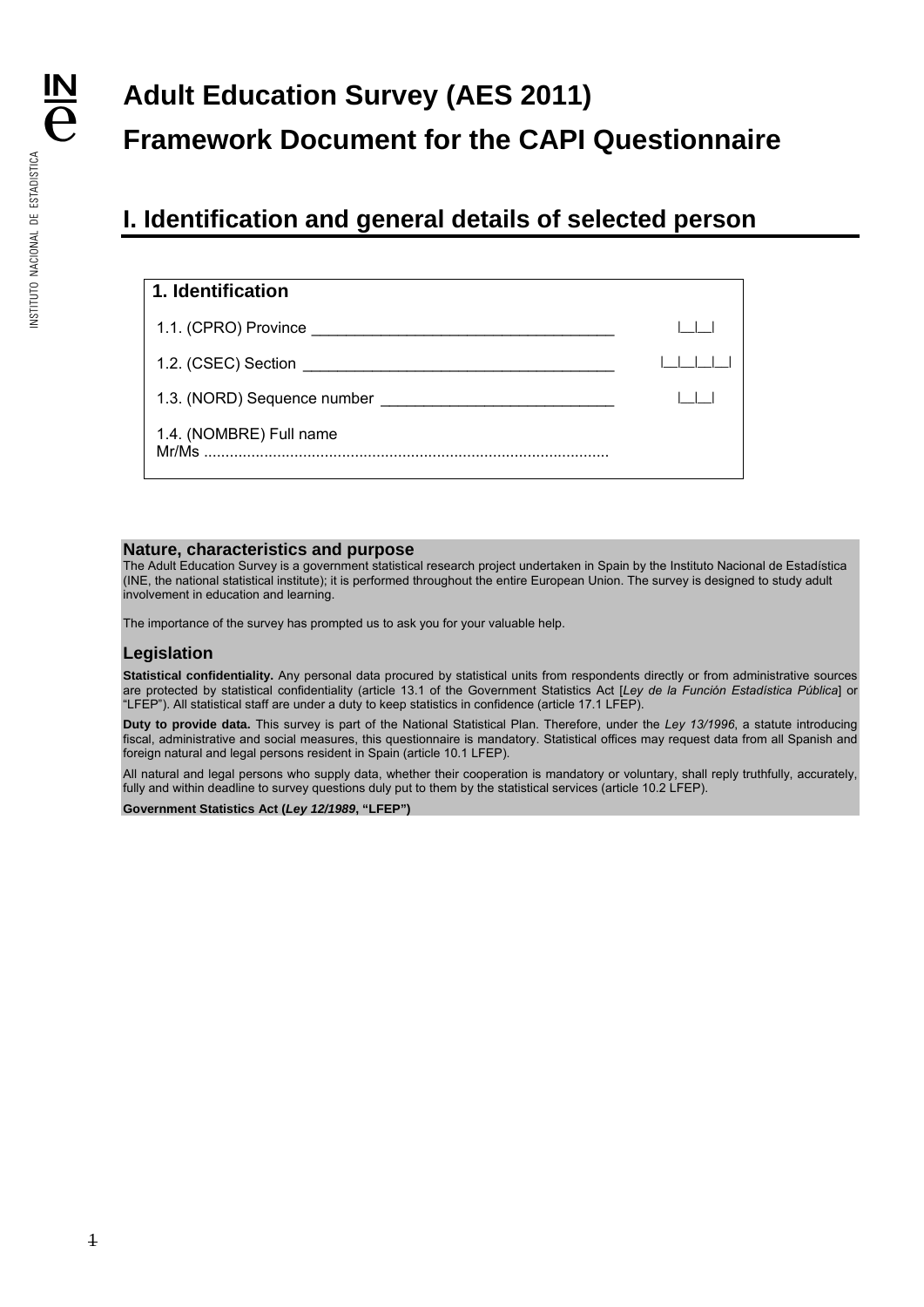# Adult Education Survey (AES 2011)

# Framework Document for the CAPI Questionnaire

## I. Identification and general details of selected person

### 1. Identification

1.1. (CPRO) Province ____________________________________ |__|__|

1.2. (CSEC) Section ____________________________________ |__|__|__|__|

1.3. (NORD) Sequence number ____________________________ |__|__|

1.4. (NOMBRE) Full name
Mr/Ms ............................................................................................

### Nature, characteristics and purpose

The Adult Education Survey is a government statistical research project undertaken in Spain by the Instituto Nacional de Estadística (INE, the national statistical institute); it is performed throughout the entire European Union. The survey is designed to study adult involvement in education and learning.

The importance of the survey has prompted us to ask you for your valuable help.

### Legislation

**Statistical confidentiality.** Any personal data procured by statistical units from respondents directly or from administrative sources are protected by statistical confidentiality (article 13.1 of the Government Statistics Act [*Ley de la Función Estadística Pública*] or "LFEP"). All statistical staff are under a duty to keep statistics in confidence (article 17.1 LFEP).

**Duty to provide data.** This survey is part of the National Statistical Plan. Therefore, under the *Ley 13/1996*, a statute introducing fiscal, administrative and social measures, this questionnaire is mandatory. Statistical offices may request data from all Spanish and foreign natural and legal persons resident in Spain (article 10.1 LFEP).

All natural and legal persons who supply data, whether their cooperation is mandatory or voluntary, shall reply truthfully, accurately, fully and within deadline to survey questions duly put to them by the statistical services (article 10.2 LFEP).

**Government Statistics Act (*Ley 12/1989*, "LFEP")**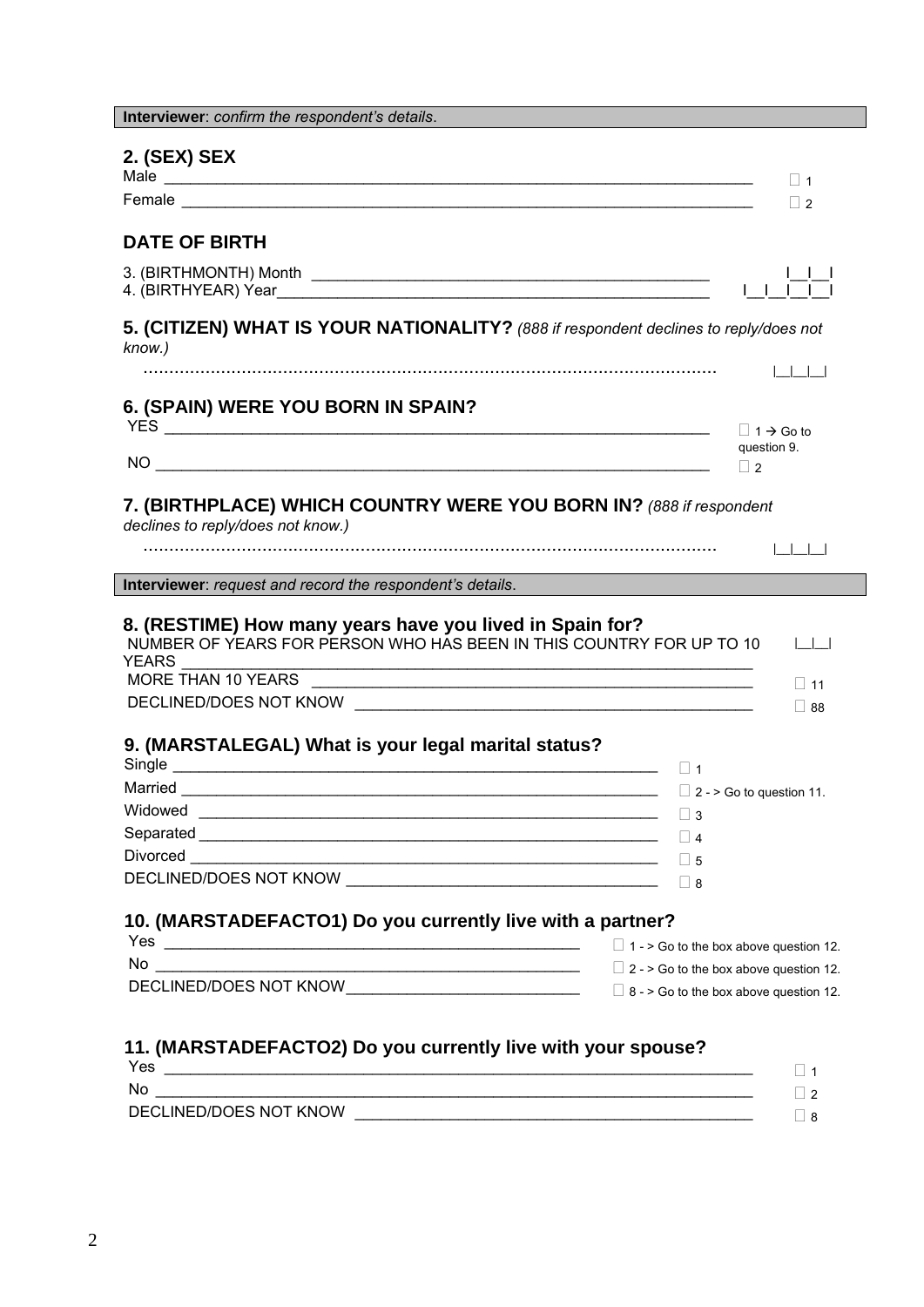**Interviewer**: *confirm the respondent's details*.

## 2. (SEX) SEX

| | |
|---|---|
| Male | ☐ 1 |
| Female | ☐ 2 |

## DATE OF BIRTH

| | |
|---|---|
| 3. (BIRTHMONTH) Month | \|__\|__\| |
| 4. (BIRTHYEAR) Year | \|__\|__\|__\|__\| |

## 5. (CITIZEN) WHAT IS YOUR NATIONALITY? *(888 if respondent declines to reply/does not know.)*

............................................................................................................ |__|__|__|

## 6. (SPAIN) WERE YOU BORN IN SPAIN?

| | |
|---|---|
| YES | ☐ 1 → Go to question 9. |
| NO | ☐ 2 |

## 7. (BIRTHPLACE) WHICH COUNTRY WERE YOU BORN IN? *(888 if respondent declines to reply/does not know.)*

............................................................................................................ |__|__|__|

**Interviewer**: *request and record the respondent's details*.

## 8. (RESTIME) How many years have you lived in Spain for?

| | |
|---|---|
| NUMBER OF YEARS FOR PERSON WHO HAS BEEN IN THIS COUNTRY FOR UP TO 10 YEARS | \|__\|__\| |
| MORE THAN 10 YEARS | ☐ 11 |
| DECLINED/DOES NOT KNOW | ☐ 88 |

## 9. (MARSTALEGAL) What is your legal marital status?

| | |
|---|---|
| Single | ☐ 1 |
| Married | ☐ 2 - > Go to question 11. |
| Widowed | ☐ 3 |
| Separated | ☐ 4 |
| Divorced | ☐ 5 |
| DECLINED/DOES NOT KNOW | ☐ 8 |

## 10. (MARSTADEFACTO1) Do you currently live with a partner?

| | |
|---|---|
| Yes | ☐ 1 - > Go to the box above question 12. |
| No | ☐ 2 - > Go to the box above question 12. |
| DECLINED/DOES NOT KNOW | ☐ 8 - > Go to the box above question 12. |

## 11. (MARSTADEFACTO2) Do you currently live with your spouse?

| | |
|---|---|
| Yes | ☐ 1 |
| No | ☐ 2 |
| DECLINED/DOES NOT KNOW | ☐ 8 |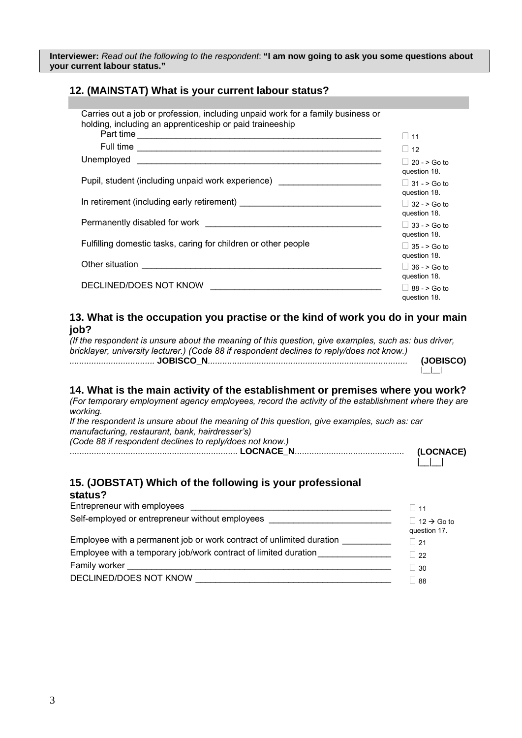**Interviewer:** *Read out the following to the respondent*: **"I am now going to ask you some questions about your current labour status."**

## 12. (MAINSTAT) What is your current labour status?

| | |
|---|---|
| Carries out a job or profession, including unpaid work for a family business or holding, including an apprenticeship or paid traineeship | |
| Part time | ☐ 11 |
| Full time | ☐ 12 |
| Unemployed | ☐ 20 - > Go to question 18. |
| Pupil, student (including unpaid work experience) | ☐ 31 - > Go to question 18. |
| In retirement (including early retirement) | ☐ 32 - > Go to question 18. |
| Permanently disabled for work | ☐ 33 - > Go to question 18. |
| Fulfilling domestic tasks, caring for children or other people | ☐ 35 - > Go to question 18. |
| Other situation | ☐ 36 - > Go to question 18. |
| DECLINED/DOES NOT KNOW | ☐ 88 - > Go to question 18. |

## 13. What is the occupation you practise or the kind of work you do in your main job?

*(If the respondent is unsure about the meaning of this question, give examples, such as: bus driver, bricklayer, university lecturer.) (Code 88 if respondent declines to reply/does not know.)*

.................................. **JOBISCO_N**................................................................................ **(JOBISCO)** |__|__|

## 14. What is the main activity of the establishment or premises where you work?

*(For temporary employment agency employees, record the activity of the establishment where they are working.*

*If the respondent is unsure about the meaning of this question, give examples, such as: car manufacturing, restaurant, bank, hairdresser's)*

*(Code 88 if respondent declines to reply/does not know.)*

.................................................................... **LOCNACE_N**............................................ **(LOCNACE)** |__|__|

## 15. (JOBSTAT) Which of the following is your professional status?

| | |
|---|---|
| Entrepreneur with employees | ☐ 11 |
| Self-employed or entrepreneur without employees | ☐ 12 → Go to question 17. |
| Employee with a permanent job or work contract of unlimited duration | ☐ 21 |
| Employee with a temporary job/work contract of limited duration | ☐ 22 |
| Family worker | ☐ 30 |
| DECLINED/DOES NOT KNOW | ☐ 88 |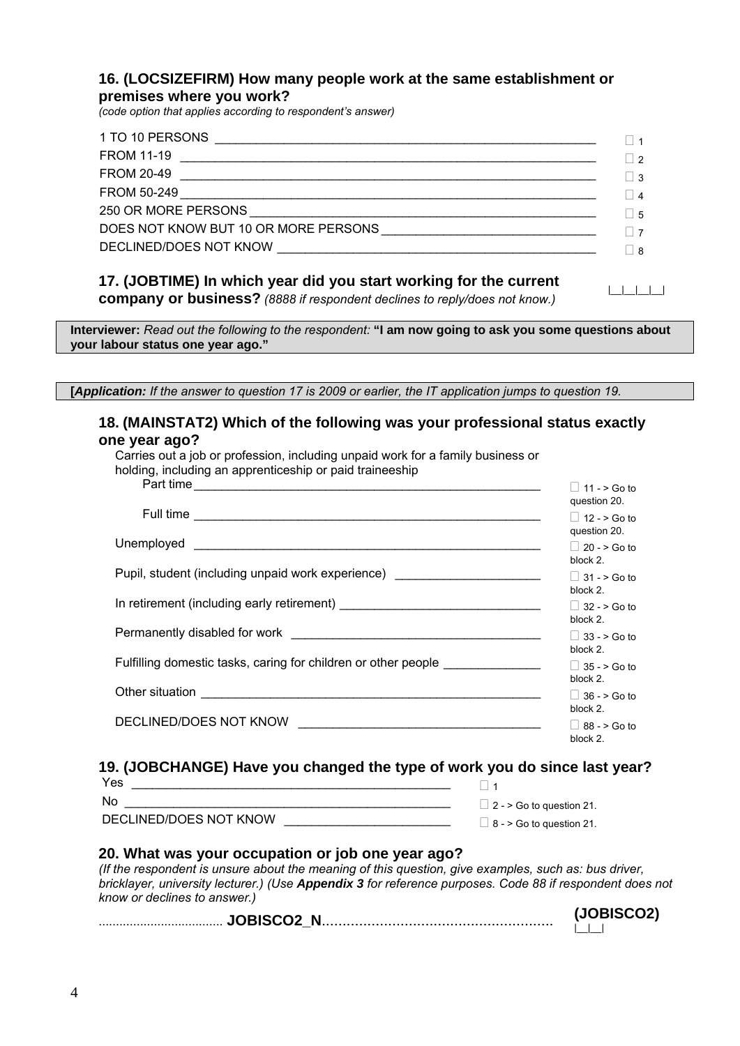### 16. (LOCSIZEFIRM) How many people work at the same establishment or premises where you work?

*(code option that applies according to respondent's answer)*

| | |
|---|---|
| 1 TO 10 PERSONS | ☐ 1 |
| FROM 11-19 | ☐ 2 |
| FROM 20-49 | ☐ 3 |
| FROM 50-249 | ☐ 4 |
| 250 OR MORE PERSONS | ☐ 5 |
| DOES NOT KNOW BUT 10 OR MORE PERSONS | ☐ 7 |
| DECLINED/DOES NOT KNOW | ☐ 8 |

### 17. (JOBTIME) In which year did you start working for the current company or business? *(8888 if respondent declines to reply/does not know.)*

|__|__|__|__|

**Interviewer:** *Read out the following to the respondent:* **"I am now going to ask you some questions about your labour status one year ago."**

**[*Application:*** *If the answer to question 17 is 2009 or earlier, the IT application jumps to question 19.*

### 18. (MAINSTAT2) Which of the following was your professional status exactly one year ago?

| | |
|---|---|
| Carries out a job or profession, including unpaid work for a family business or holding, including an apprenticeship or paid traineeship | |
| Part time | ☐ 11 - > Go to question 20. |
| Full time | ☐ 12 - > Go to question 20. |
| Unemployed | ☐ 20 - > Go to block 2. |
| Pupil, student (including unpaid work experience) | ☐ 31 - > Go to block 2. |
| In retirement (including early retirement) | ☐ 32 - > Go to block 2. |
| Permanently disabled for work | ☐ 33 - > Go to block 2. |
| Fulfilling domestic tasks, caring for children or other people | ☐ 35 - > Go to block 2. |
| Other situation | ☐ 36 - > Go to block 2. |
| DECLINED/DOES NOT KNOW | ☐ 88 - > Go to block 2. |

### 19. (JOBCHANGE) Have you changed the type of work you do since last year?

| | |
|---|---|
| Yes | ☐ 1 |
| No | ☐ 2 - > Go to question 21. |
| DECLINED/DOES NOT KNOW | ☐ 8 - > Go to question 21. |

### 20. What was your occupation or job one year ago?

*(If the respondent is unsure about the meaning of this question, give examples, such as: bus driver, bricklayer, university lecturer.) (Use **Appendix 3** for reference purposes. Code 88 if respondent does not know or declines to answer.)*

.................................... **JOBISCO2_N**...................................................... **(JOBISCO2)** |__|__|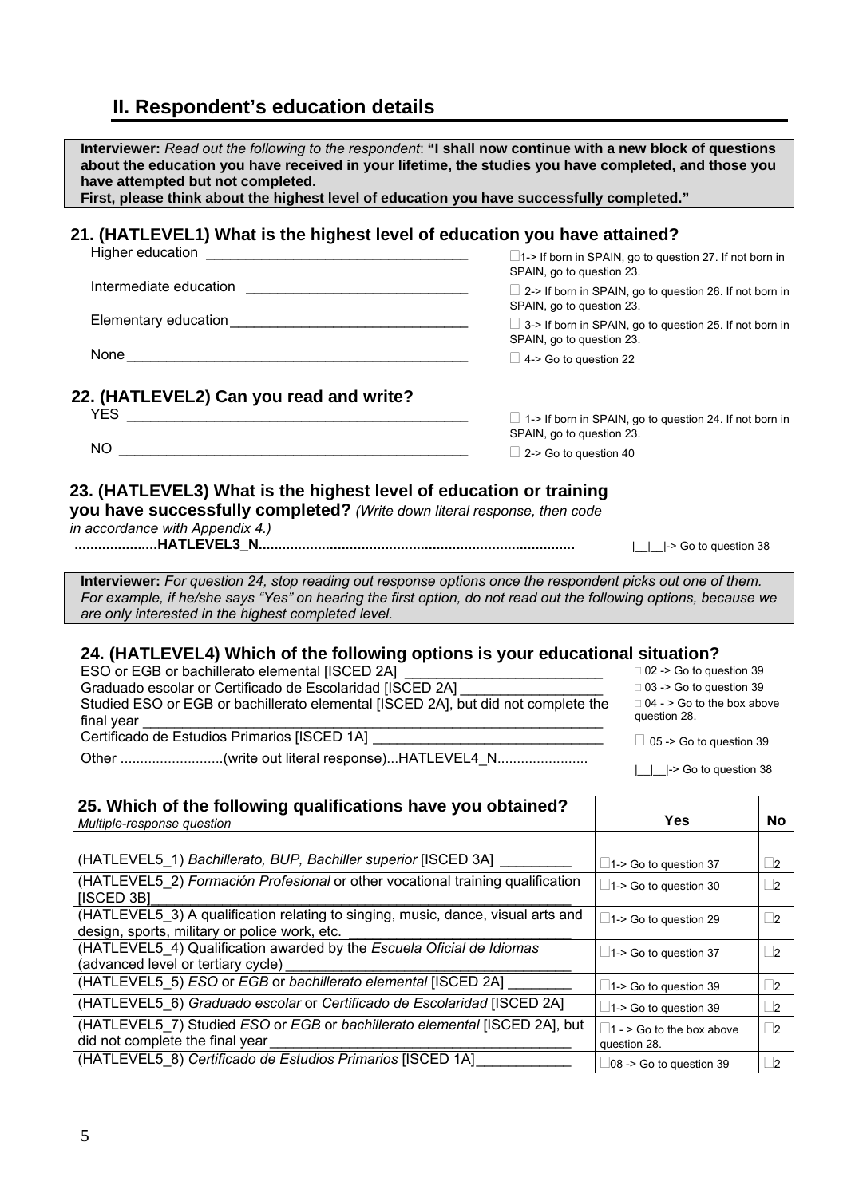## II. Respondent's education details

**Interviewer:** *Read out the following to the respondent*: **"I shall now continue with a new block of questions about the education you have received in your lifetime, the studies you have completed, and those you have attempted but not completed.**
**First, please think about the highest level of education you have successfully completed."**

### 21. (HATLEVEL1) What is the highest level of education you have attained?

| | |
|---|---|
| Higher education | ☐1-> If born in SPAIN, go to question 27. If not born in SPAIN, go to question 23. |
| Intermediate education | ☐ 2-> If born in SPAIN, go to question 26. If not born in SPAIN, go to question 23. |
| Elementary education | ☐ 3-> If born in SPAIN, go to question 25. If not born in SPAIN, go to question 23. |
| None | ☐ 4-> Go to question 22 |

### 22. (HATLEVEL2) Can you read and write?

| | |
|---|---|
| YES | ☐ 1-> If born in SPAIN, go to question 24. If not born in SPAIN, go to question 23. |
| NO | ☐ 2-> Go to question 40 |

### 23. (HATLEVEL3) What is the highest level of education or training you have successfully completed? *(Write down literal response, then code in accordance with Appendix 4.)*

.....................HATLEVEL3_N.............................................................................. |__|__|-> Go to question 38

**Interviewer:** *For question 24, stop reading out response options once the respondent picks out one of them. For example, if he/she says "Yes" on hearing the first option, do not read out the following options, because we are only interested in the highest completed level.*

### 24. (HATLEVEL4) Which of the following options is your educational situation?

| | |
|---|---|
| ESO or EGB or bachillerato elemental [ISCED 2A] | ☐ 02 -> Go to question 39 |
| Graduado escolar or Certificado de Escolaridad [ISCED 2A] | ☐ 03 -> Go to question 39 |
| Studied ESO or EGB or bachillerato elemental [ISCED 2A], but did not complete the final year | ☐ 04 - > Go to the box above question 28. |
| Certificado de Estudios Primarios [ISCED 1A] | ☐ 05 -> Go to question 39 |
| Other ..........................(write out literal response)...HATLEVEL4_N...................... | \|__\|__\|-> Go to question 38 |

| **25. Which of the following qualifications have you obtained?** *Multiple-response question* | **Yes** | **No** |
|---|---|---|
| | | |
| (HATLEVEL5_1) *Bachillerato, BUP, Bachiller superior* [ISCED 3A] | ☐1-> Go to question 37 | ☐2 |
| (HATLEVEL5_2) *Formación Profesional* or other vocational training qualification [ISCED 3B] | ☐1-> Go to question 30 | ☐2 |
| (HATLEVEL5_3) A qualification relating to singing, music, dance, visual arts and design, sports, military or police work, etc. | ☐1-> Go to question 29 | ☐2 |
| (HATLEVEL5_4) Qualification awarded by the *Escuela Oficial de Idiomas* (advanced level or tertiary cycle) | ☐1-> Go to question 37 | ☐2 |
| (HATLEVEL5_5) *ESO* or *EGB* or *bachillerato elemental* [ISCED 2A] | ☐1-> Go to question 39 | ☐2 |
| (HATLEVEL5_6) *Graduado escolar* or *Certificado de Escolaridad* [ISCED 2A] | ☐1-> Go to question 39 | ☐2 |
| (HATLEVEL5_7) Studied *ESO* or *EGB* or *bachillerato elemental* [ISCED 2A], but did not complete the final year | ☐1 - > Go to the box above question 28. | ☐2 |
| (HATLEVEL5_8) *Certificado de Estudios Primarios* [ISCED 1A] | ☐08 -> Go to question 39 | ☐2 |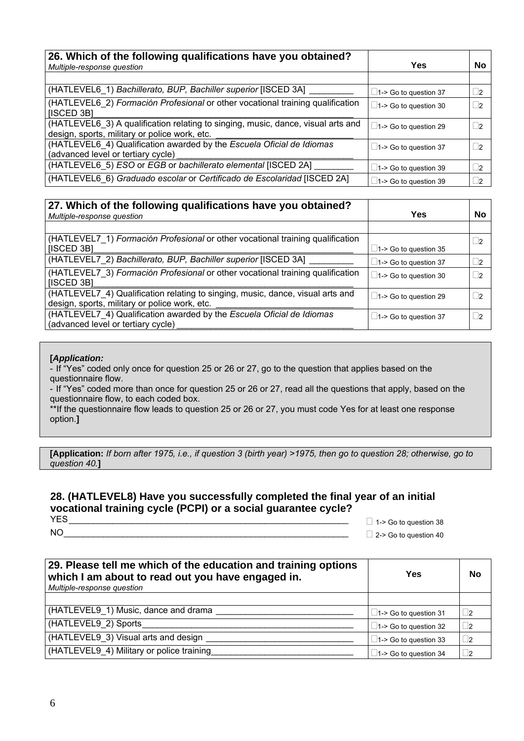| 26. Which of the following qualifications have you obtained? *Multiple-response question* | Yes | No |
|---|---|---|
| | | |
| (HATLEVEL6_1) *Bachillerato, BUP, Bachiller superior* [ISCED 3A] _________ | ☐1-> Go to question 37 | ☐2 |
| (HATLEVEL6_2) *Formación Profesional* or other vocational training qualification [ISCED 3B]_________ | ☐1-> Go to question 30 | ☐2 |
| (HATLEVEL6_3) A qualification relating to singing, music, dance, visual arts and design, sports, military or police work, etc. _________ | ☐1-> Go to question 29 | ☐2 |
| (HATLEVEL6_4) Qualification awarded by the *Escuela Oficial de Idiomas* (advanced level or tertiary cycle) _________ | ☐1-> Go to question 37 | ☐2 |
| (HATLEVEL6_5) *ESO* or *EGB* or *bachillerato elemental* [ISCED 2A] ________ | ☐1-> Go to question 39 | ☐2 |
| (HATLEVEL6_6) *Graduado escolar* or *Certificado de Escolaridad* [ISCED 2A] | ☐1-> Go to question 39 | ☐2 |

| 27. Which of the following qualifications have you obtained? *Multiple-response question* | Yes | No |
|---|---|---|
| | | |
| (HATLEVEL7_1) *Formación Profesional* or other vocational training qualification [ISCED 3B]_________ | ☐1-> Go to question 35 | ☐2 |
| (HATLEVEL7_2) *Bachillerato, BUP, Bachiller superior* [ISCED 3A] _________ | ☐1-> Go to question 37 | ☐2 |
| (HATLEVEL7_3) *Formación Profesional* or other vocational training qualification [ISCED 3B]_________ | ☐1-> Go to question 30 | ☐2 |
| (HATLEVEL7_4) Qualification relating to singing, music, dance, visual arts and design, sports, military or police work, etc. _________ | ☐1-> Go to question 29 | ☐2 |
| (HATLEVEL7_4) Qualification awarded by the *Escuela Oficial de Idiomas* (advanced level or tertiary cycle) _________ | ☐1-> Go to question 37 | ☐2 |

**[*Application:***
- If "Yes" coded only once for question 25 or 26 or 27, go to the question that applies based on the questionnaire flow.
- If "Yes" coded more than once for question 25 or 26 or 27, read all the questions that apply, based on the questionnaire flow, to each coded box.
**If the questionnaire flow leads to question 25 or 26 or 27, you must code Yes for at least one response option.**]**

**[Application:** *If born after 1975, i.e., if question 3 (birth year) >1975, then go to question 28; otherwise, go to question 40.***]**

### 28. (HATLEVEL8) Have you successfully completed the final year of an initial vocational training cycle (PCPI) or a social guarantee cycle?

YES_________ ☐ 1-> Go to question 38

NO_________ ☐ 2-> Go to question 40

| 29. Please tell me which of the education and training options which I am about to read out you have engaged in. *Multiple-response question* | Yes | No |
|---|---|---|
| | | |
| (HATLEVEL9_1) Music, dance and drama _________ | ☐1-> Go to question 31 | ☐2 |
| (HATLEVEL9_2) Sports_________ | ☐1-> Go to question 32 | ☐2 |
| (HATLEVEL9_3) Visual arts and design _________ | ☐1-> Go to question 33 | ☐2 |
| (HATLEVEL9_4) Military or police training_________ | ☐1-> Go to question 34 | ☐2 |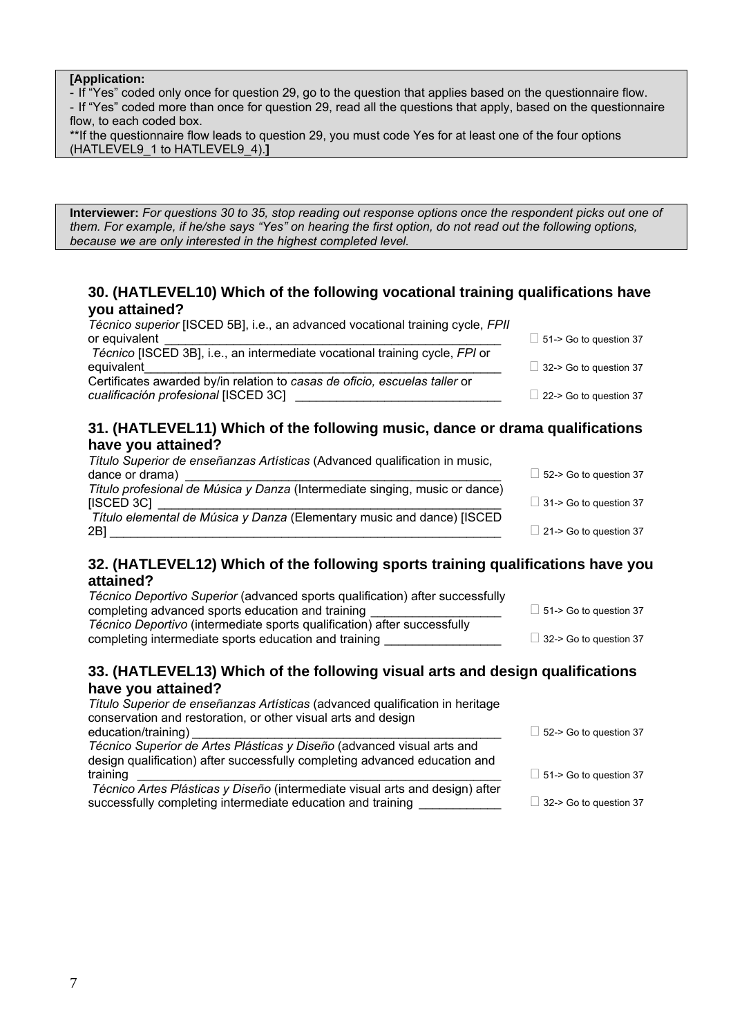**[Application:**
- If “Yes” coded only once for question 29, go to the question that applies based on the questionnaire flow.
- If “Yes” coded more than once for question 29, read all the questions that apply, based on the questionnaire flow, to each coded box.
**If the questionnaire flow leads to question 29, you must code Yes for at least one of the four options (HATLEVEL9_1 to HATLEVEL9_4).**]**

**Interviewer:** *For questions 30 to 35, stop reading out response options once the respondent picks out one of them. For example, if he/she says “Yes” on hearing the first option, do not read out the following options, because we are only interested in the highest completed level.*

### 30. (HATLEVEL10) Which of the following vocational training qualifications have you attained?

| | |
|---|---|
| *Técnico superior* [ISCED 5B], i.e., an advanced vocational training cycle, *FPII* or equivalent | ☐ 51-> Go to question 37 |
| *Técnico* [ISCED 3B], i.e., an intermediate vocational training cycle, *FPI* or equivalent | ☐ 32-> Go to question 37 |
| Certificates awarded by/in relation to *casas de oficio, escuelas taller* or *cualificación profesional* [ISCED 3C] | ☐ 22-> Go to question 37 |

### 31. (HATLEVEL11) Which of the following music, dance or drama qualifications have you attained?

| | |
|---|---|
| *Título Superior de enseñanzas Artísticas* (Advanced qualification in music, dance or drama) | ☐ 52-> Go to question 37 |
| *Título profesional de Música y Danza* (Intermediate singing, music or dance) [ISCED 3C] | ☐ 31-> Go to question 37 |
| *Título elemental de Música y Danza* (Elementary music and dance) [ISCED 2B] | ☐ 21-> Go to question 37 |

### 32. (HATLEVEL12) Which of the following sports training qualifications have you attained?

| | |
|---|---|
| *Técnico Deportivo Superior* (advanced sports qualification) after successfully completing advanced sports education and training | ☐ 51-> Go to question 37 |
| *Técnico Deportivo* (intermediate sports qualification) after successfully completing intermediate sports education and training | ☐ 32-> Go to question 37 |

### 33. (HATLEVEL13) Which of the following visual arts and design qualifications have you attained?

| | |
|---|---|
| *Título Superior de enseñanzas Artísticas* (advanced qualification in heritage conservation and restoration, or other visual arts and design education/training) | ☐ 52-> Go to question 37 |
| *Técnico Superior de Artes Plásticas y Diseño* (advanced visual arts and design qualification) after successfully completing advanced education and training | ☐ 51-> Go to question 37 |
| *Técnico Artes Plásticas y Diseño* (intermediate visual arts and design) after successfully completing intermediate education and training | ☐ 32-> Go to question 37 |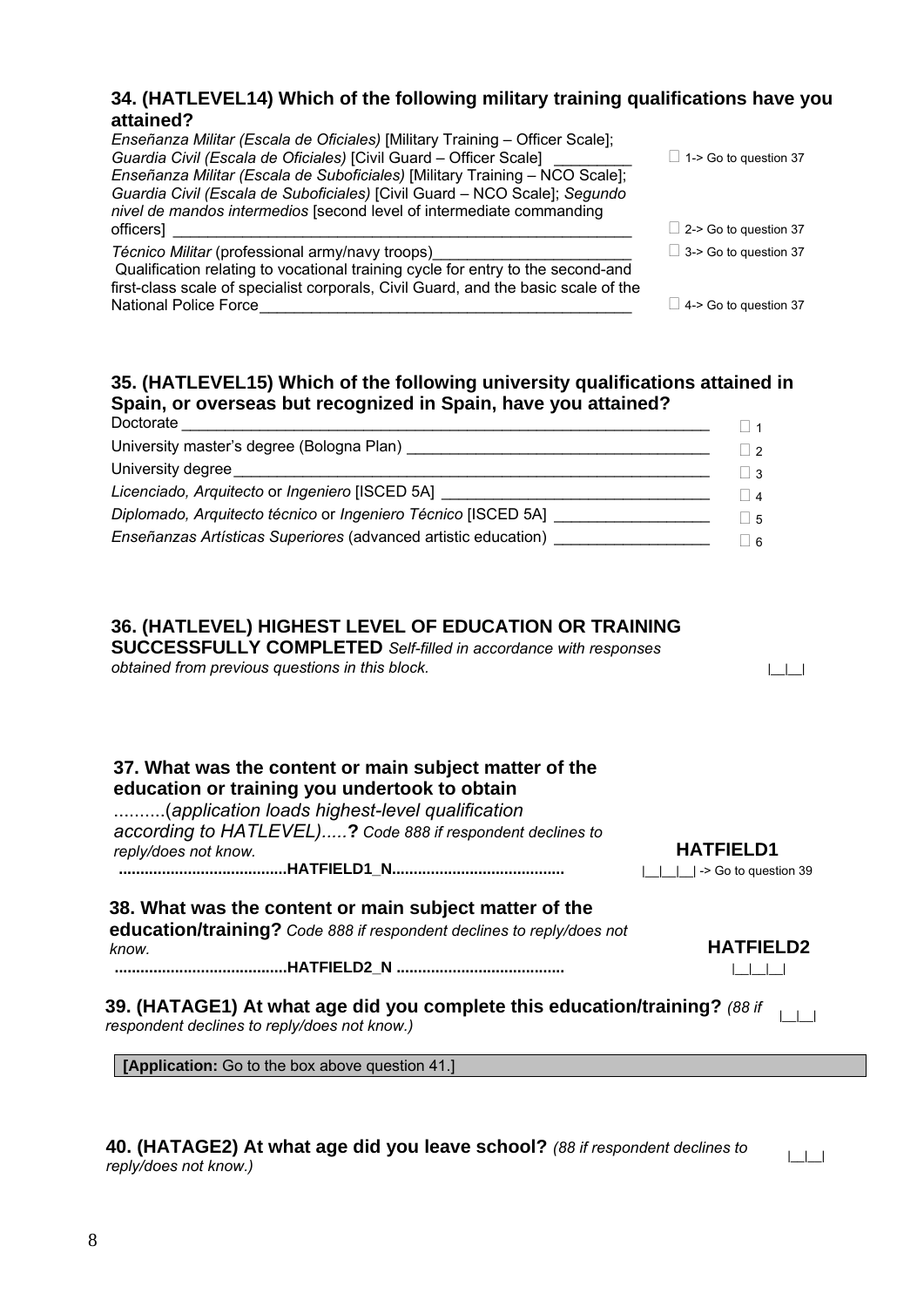### 34. (HATLEVEL14) Which of the following military training qualifications have you attained?

| | |
|---|---|
| *Enseñanza Militar (Escala de Oficiales)* [Military Training – Officer Scale]; *Guardia Civil (Escala de Oficiales)* [Civil Guard – Officer Scale] _________ | ☐ 1-> Go to question 37 |
| *Enseñanza Militar (Escala de Suboficiales)* [Military Training – NCO Scale]; *Guardia Civil (Escala de Suboficiales)* [Civil Guard – NCO Scale]; *Segundo nivel de mandos intermedios* [second level of intermediate commanding officers] ________________________________________________ | ☐ 2-> Go to question 37 |
| *Técnico Militar* (professional army/navy troops)______________________ | ☐ 3-> Go to question 37 |
| Qualification relating to vocational training cycle for entry to the second-and first-class scale of specialist corporals, Civil Guard, and the basic scale of the National Police Force___________________________________________ | ☐ 4-> Go to question 37 |

### 35. (HATLEVEL15) Which of the following university qualifications attained in Spain, or overseas but recognized in Spain, have you attained?

| | |
|---|---|
| Doctorate ____________________________________________________________ | ☐ 1 |
| University master's degree (Bologna Plan) ___________________________________ | ☐ 2 |
| University degree_______________________________________________________ | ☐ 3 |
| *Licenciado, Arquitecto* or *Ingeniero* [ISCED 5A] ______________________________ | ☐ 4 |
| *Diplomado, Arquitecto técnico* or *Ingeniero Técnico* [ISCED 5A] _________________ | ☐ 5 |
| *Enseñanzas Artísticas Superiores* (advanced artistic education) _________________ | ☐ 6 |

### 36. (HATLEVEL) HIGHEST LEVEL OF EDUCATION OR TRAINING SUCCESSFULLY COMPLETED *Self-filled in accordance with responses obtained from previous questions in this block.*

|__|__|

### 37. What was the content or main subject matter of the education or training you undertook to obtain ..........(*application loads highest-level qualification according to HATLEVEL).....***?** *Code 888 if respondent declines to reply/does not know.*

**......................................HATFIELD1_N.......................................**

**HATFIELD1**

|__|__|__| -> Go to question 39

### 38. What was the content or main subject matter of the education/training? *Code 888 if respondent declines to reply/does not know.*

**.......................................HATFIELD2_N ......................................**

**HATFIELD2**

|__|__|__|

### 39. (HATAGE1) At what age did you complete this education/training? *(88 if respondent declines to reply/does not know.)*

|__|__|

**[Application:** Go to the box above question 41.]

### 40. (HATAGE2) At what age did you leave school? *(88 if respondent declines to reply/does not know.)*

|__|__|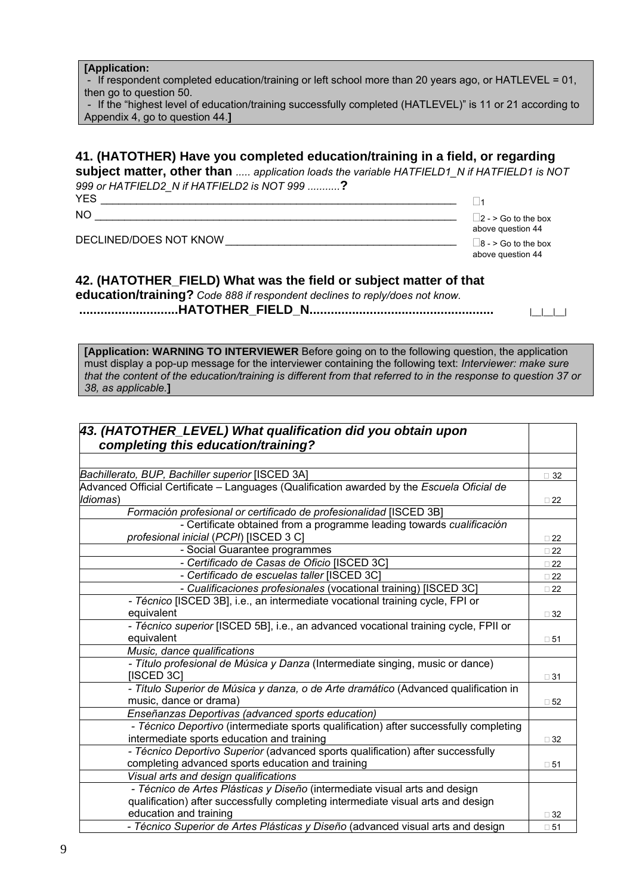**[Application:**
- If respondent completed education/training or left school more than 20 years ago, or HATLEVEL = 01, then go to question 50.
- If the "highest level of education/training successfully completed (HATLEVEL)" is 11 or 21 according to Appendix 4, go to question 44.**]**

### 41. (HATOTHER) Have you completed education/training in a field, or regarding subject matter, other than ..... *application loads the variable HATFIELD1_N if HATFIELD1 is NOT 999 or HATFIELD2_N if HATFIELD2 is NOT 999 ...........*?

| | |
|---|---|
| YES ____________________________________________ | ☐1 |
| NO ____________________________________________ | ☐2 - > Go to the box above question 44 |
| DECLINED/DOES NOT KNOW ____________________________ | ☐8 - > Go to the box above question 44 |

### 42. (HATOTHER_FIELD) What was the field or subject matter of that education/training? *Code 888 if respondent declines to reply/does not know.*

**...........................HATOTHER_FIELD_N..................................................** |__|__|__|

**[Application: WARNING TO INTERVIEWER** Before going on to the following question, the application must display a pop-up message for the interviewer containing the following text: *Interviewer: make sure that the content of the education/training is different from that referred to in the response to question 37 or 38, as applicable.***]**

| ***43. (HATOTHER_LEVEL) What qualification did you obtain upon completing this education/training?*** | |
|---|---|
| | |
| *Bachillerato, BUP, Bachiller superior* [ISCED 3A] | ☐ 32 |
| Advanced Official Certificate – Languages (Qualification awarded by the *Escuela Oficial de Idiomas*) | ☐ 22 |
| *Formación profesional or certificado de profesionalidad* [ISCED 3B] | |
| - Certificate obtained from a programme leading towards *cualificación profesional inicial* (*PCPI*) [ISCED 3 C] | ☐ 22 |
| - Social Guarantee programmes | ☐ 22 |
| - *Certificado de Casas de Oficio* [ISCED 3C] | ☐ 22 |
| - *Certificado de escuelas taller* [ISCED 3C] | ☐ 22 |
| - *Cualificaciones profesionales* (vocational training) [ISCED 3C] | ☐ 22 |
| - *Técnico* [ISCED 3B], i.e., an intermediate vocational training cycle, FPI or equivalent | ☐ 32 |
| - *Técnico superior* [ISCED 5B], i.e., an advanced vocational training cycle, FPII or equivalent | ☐ 51 |
| *Music, dance qualifications* | |
| - *Título profesional de Música y Danza* (Intermediate singing, music or dance) [ISCED 3C] | ☐ 31 |
| - *Título Superior de Música y danza, o de Arte dramático* (Advanced qualification in music, dance or drama) | ☐ 52 |
| *Enseñanzas Deportivas (advanced sports education)* | |
| - *Técnico Deportivo* (intermediate sports qualification) after successfully completing intermediate sports education and training | ☐ 32 |
| - *Técnico Deportivo Superior* (advanced sports qualification) after successfully completing advanced sports education and training | ☐ 51 |
| *Visual arts and design qualifications* | |
| - *Técnico de Artes Plásticas y Diseño* (intermediate visual arts and design qualification) after successfully completing intermediate visual arts and design education and training | ☐ 32 |
| - *Técnico Superior de Artes Plásticas y Diseño* (advanced visual arts and design | ☐ 51 |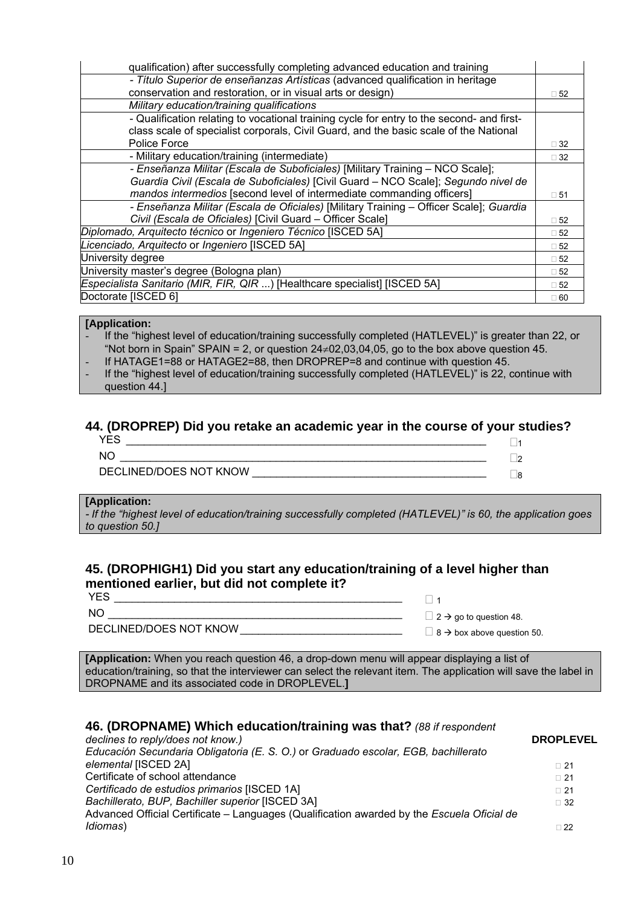| | |
|---|---|
| qualification) after successfully completing advanced education and training | |
| *- Título Superior de enseñanzas Artísticas* (advanced qualification in heritage conservation and restoration, or in visual arts or design) | □ 52 |
| *Military education/training qualifications* | |
| - Qualification relating to vocational training cycle for entry to the second- and first-class scale of specialist corporals, Civil Guard, and the basic scale of the National Police Force | □ 32 |
| - Military education/training (intermediate) | □ 32 |
| *- Enseñanza Militar (Escala de Suboficiales)* [Military Training – NCO Scale]; *Guardia Civil (Escala de Suboficiales)* [Civil Guard – NCO Scale]; *Segundo nivel de mandos intermedios* [second level of intermediate commanding officers] | □ 51 |
| *- Enseñanza Militar (Escala de Oficiales)* [Military Training – Officer Scale]; *Guardia Civil (Escala de Oficiales)* [Civil Guard – Officer Scale] | □ 52 |
| *Diplomado, Arquitecto técnico* or *Ingeniero Técnico* [ISCED 5A] | □ 52 |
| *Licenciado, Arquitecto* or *Ingeniero* [ISCED 5A] | □ 52 |
| University degree | □ 52 |
| University master's degree (Bologna plan) | □ 52 |
| *Especialista Sanitario (MIR, FIR, QIR ...)* [Healthcare specialist] [ISCED 5A] | □ 52 |
| Doctorate [ISCED 6] | □ 60 |

**[Application:**
- If the "highest level of education/training successfully completed (HATLEVEL)" is greater than 22, or "Not born in Spain" SPAIN = 2, or question 24≠02,03,04,05, go to the box above question 45.
- If HATAGE1=88 or HATAGE2=88, then DROPREP=8 and continue with question 45.
- If the "highest level of education/training successfully completed (HATLEVEL)" is 22, continue with question 44.]

### 44. (DROPREP) Did you retake an academic year in the course of your studies?

YES ____________________ □1
NO ____________________ □2
DECLINED/DOES NOT KNOW ____________________ □8

**[Application:**
*- If the "highest level of education/training successfully completed (HATLEVEL)" is 60, the application goes to question 50.]*

### 45. (DROPHIGH1) Did you start any education/training of a level higher than mentioned earlier, but did not complete it?

YES ____________________ □ 1
NO ____________________ □ 2 → go to question 48.
DECLINED/DOES NOT KNOW ____________________ □ 8 → box above question 50.

**[Application:** When you reach question 46, a drop-down menu will appear displaying a list of education/training, so that the interviewer can select the relevant item. The application will save the label in DROPNAME and its associated code in DROPLEVEL.**]**

### 46. (DROPNAME) Which education/training was that? *(88 if respondent declines to reply/does not know.)*

| | **DROPLEVEL** |
|---|---|
| *Educación Secundaria Obligatoria (E. S. O.)* or *Graduado escolar, EGB, bachillerato elemental* [ISCED 2A] | □ 21 |
| Certificate of school attendance | □ 21 |
| *Certificado de estudios primarios* [ISCED 1A] | □ 21 |
| *Bachillerato, BUP, Bachiller superior* [ISCED 3A] | □ 32 |
| Advanced Official Certificate – Languages (Qualification awarded by the *Escuela Oficial de Idiomas*) | □ 22 |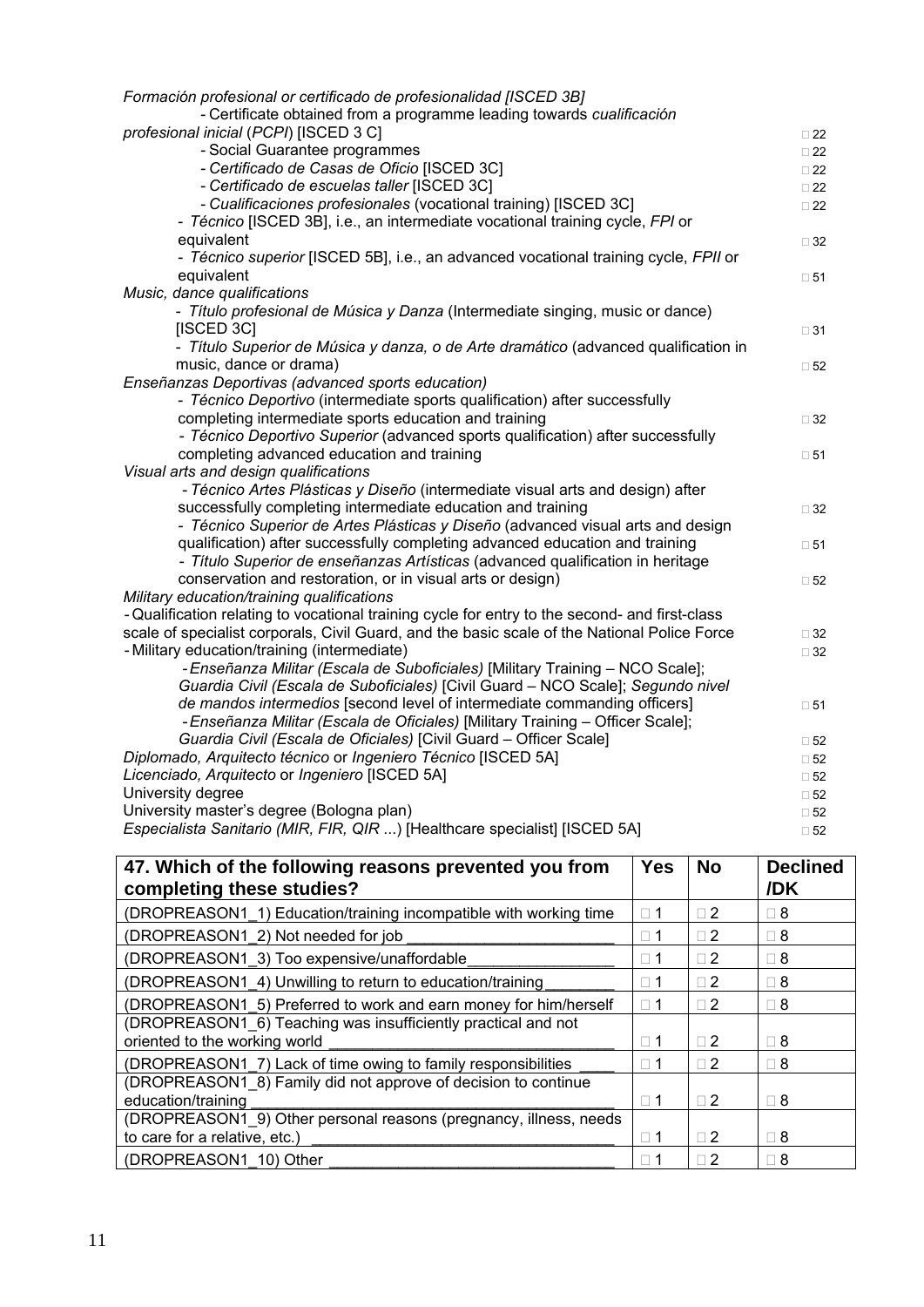*Formación profesional or certificado de profesionalidad [ISCED 3B]*

- Certificate obtained from a programme leading towards *cualificación profesional inicial* (*PCPI*) [ISCED 3 C] □ 22
- Social Guarantee programmes □ 22
- *Certificado de Casas de Oficio* [ISCED 3C] □ 22
- *Certificado de escuelas taller* [ISCED 3C] □ 22
- *Cualificaciones profesionales* (vocational training) [ISCED 3C] □ 22
- *Técnico* [ISCED 3B], i.e., an intermediate vocational training cycle, *FPI* or equivalent □ 32
- *Técnico superior* [ISCED 5B], i.e., an advanced vocational training cycle, *FPII* or equivalent □ 51

*Music, dance qualifications*

- *Título profesional de Música y Danza* (Intermediate singing, music or dance) [ISCED 3C] □ 31
- *Título Superior de Música y danza, o de Arte dramático* (advanced qualification in music, dance or drama) □ 52

*Enseñanzas Deportivas (advanced sports education)*

- *Técnico Deportivo* (intermediate sports qualification) after successfully completing intermediate sports education and training □ 32
- *Técnico Deportivo Superior* (advanced sports qualification) after successfully completing advanced education and training □ 51

*Visual arts and design qualifications*

- *Técnico Artes Plásticas y Diseño* (intermediate visual arts and design) after successfully completing intermediate education and training □ 32
- *Técnico Superior de Artes Plásticas y Diseño* (advanced visual arts and design qualification) after successfully completing advanced education and training □ 51
- *Título Superior de enseñanzas Artísticas* (advanced qualification in heritage conservation and restoration, or in visual arts or design) □ 52

*Military education/training qualifications*

- Qualification relating to vocational training cycle for entry to the second- and first-class scale of specialist corporals, Civil Guard, and the basic scale of the National Police Force □ 32
- Military education/training (intermediate) □ 32
    - *Enseñanza Militar (Escala de Suboficiales)* [Military Training – NCO Scale]; *Guardia Civil (Escala de Suboficiales)* [Civil Guard – NCO Scale]; *Segundo nivel de mandos intermedios* [second level of intermediate commanding officers] □ 51
    - *Enseñanza Militar (Escala de Oficiales)* [Military Training – Officer Scale]; *Guardia Civil (Escala de Oficiales)* [Civil Guard – Officer Scale] □ 52

*Diplomado, Arquitecto técnico* or *Ingeniero Técnico* [ISCED 5A] □ 52

*Licenciado, Arquitecto* or *Ingeniero* [ISCED 5A] □ 52

University degree □ 52

University master's degree (Bologna plan) □ 52

*Especialista Sanitario (MIR, FIR, QIR ...)* [Healthcare specialist] [ISCED 5A] □ 52

| **47. Which of the following reasons prevented you from completing these studies?** | **Yes** | **No** | **Declined /DK** |
|---|---|---|---|
| (DROPREASON1_1) Education/training incompatible with working time | □ 1 | □ 2 | □ 8 |
| (DROPREASON1_2) Not needed for job ________________________ | □ 1 | □ 2 | □ 8 |
| (DROPREASON1_3) Too expensive/unaffordable________________ | □ 1 | □ 2 | □ 8 |
| (DROPREASON1_4) Unwilling to return to education/training________ | □ 1 | □ 2 | □ 8 |
| (DROPREASON1_5) Preferred to work and earn money for him/herself | □ 1 | □ 2 | □ 8 |
| (DROPREASON1_6) Teaching was insufficiently practical and not oriented to the working world ________________________________ | □ 1 | □ 2 | □ 8 |
| (DROPREASON1_7) Lack of time owing to family responsibilities ____ | □ 1 | □ 2 | □ 8 |
| (DROPREASON1_8) Family did not approve of decision to continue education/training ________________________________________ | □ 1 | □ 2 | □ 8 |
| (DROPREASON1_9) Other personal reasons (pregnancy, illness, needs to care for a relative, etc.) __________________________________ | □ 1 | □ 2 | □ 8 |
| (DROPREASON1_10) Other ________________________________ | □ 1 | □ 2 | □ 8 |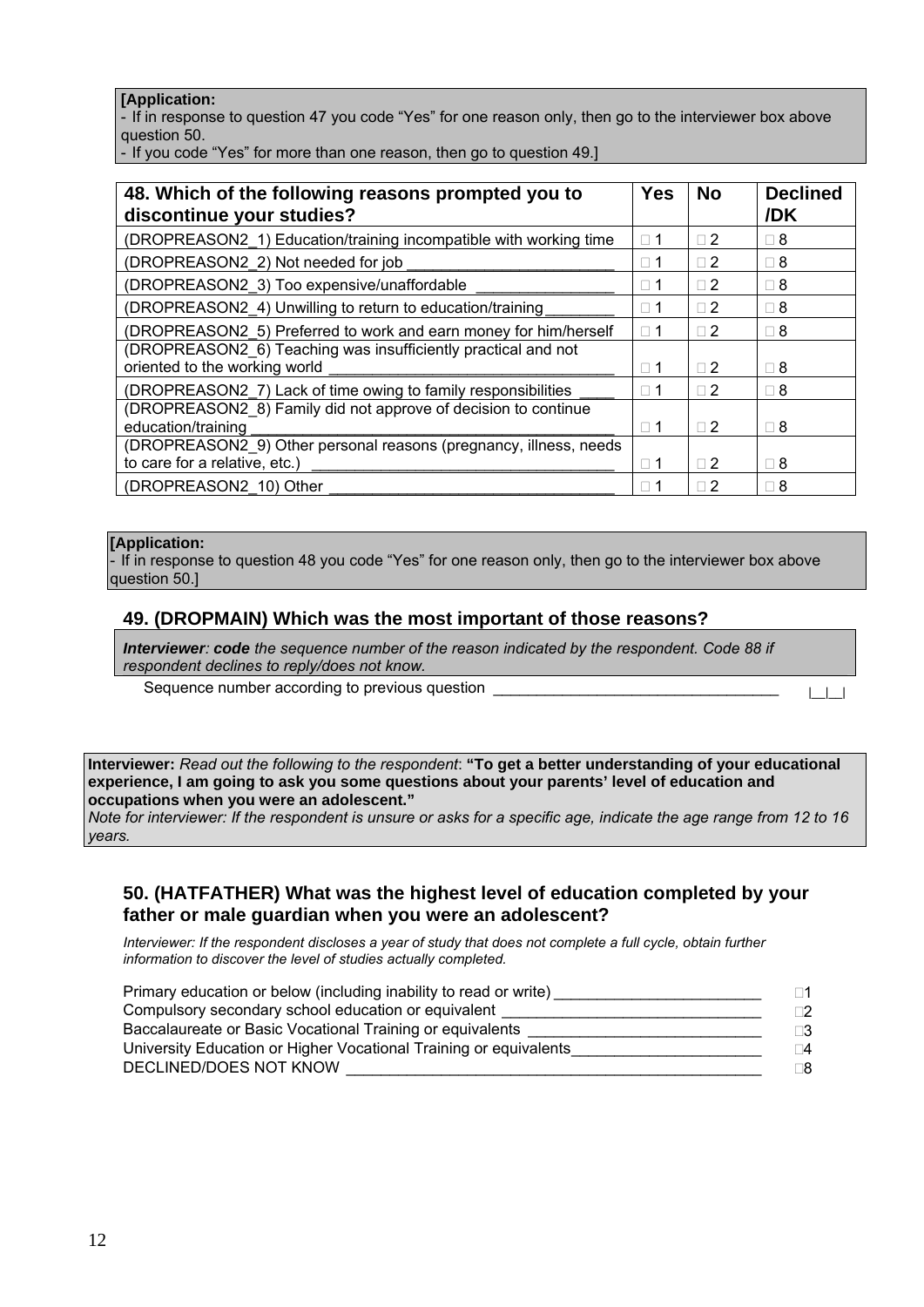**[Application:**
- If in response to question 47 you code "Yes" for one reason only, then go to the interviewer box above question 50.
- If you code "Yes" for more than one reason, then go to question 49.]

| **48. Which of the following reasons prompted you to discontinue your studies?** | **Yes** | **No** | **Declined /DK** |
|---|---|---|---|
| (DROPREASON2_1) Education/training incompatible with working time | □ 1 | □ 2 | □ 8 |
| (DROPREASON2_2) Not needed for job ________________________ | □ 1 | □ 2 | □ 8 |
| (DROPREASON2_3) Too expensive/unaffordable ________________ | □ 1 | □ 2 | □ 8 |
| (DROPREASON2_4) Unwilling to return to education/training________ | □ 1 | □ 2 | □ 8 |
| (DROPREASON2_5) Preferred to work and earn money for him/herself | □ 1 | □ 2 | □ 8 |
| (DROPREASON2_6) Teaching was insufficiently practical and not oriented to the working world ________________________________ | □ 1 | □ 2 | □ 8 |
| (DROPREASON2_7) Lack of time owing to family responsibilities ____ | □ 1 | □ 2 | □ 8 |
| (DROPREASON2_8) Family did not approve of decision to continue education/training ________________________________________ | □ 1 | □ 2 | □ 8 |
| (DROPREASON2_9) Other personal reasons (pregnancy, illness, needs to care for a relative, etc.) __________________________________ | □ 1 | □ 2 | □ 8 |
| (DROPREASON2_10) Other ________________________________ | □ 1 | □ 2 | □ 8 |

**[Application:**
- If in response to question 48 you code "Yes" for one reason only, then go to the interviewer box above question 50.]

### 49. (DROPMAIN) Which was the most important of those reasons?

***Interviewer**: **code** the sequence number of the reason indicated by the respondent. Code 88 if respondent declines to reply/does not know.*

Sequence number according to previous question _________________________________ |__|__|

**Interviewer:** *Read out the following to the respondent*: **"To get a better understanding of your educational experience, I am going to ask you some questions about your parents' level of education and occupations when you were an adolescent."**
*Note for interviewer: If the respondent is unsure or asks for a specific age, indicate the age range from 12 to 16 years.*

### 50. (HATFATHER) What was the highest level of education completed by your father or male guardian when you were an adolescent?

*Interviewer: If the respondent discloses a year of study that does not complete a full cycle, obtain further information to discover the level of studies actually completed.*

Primary education or below (including inability to read or write) ________________________ □1
Compulsory secondary school education or equivalent ______________________________ □2
Baccalaureate or Basic Vocational Training or equivalents ___________________________ □3
University Education or Higher Vocational Training or equivalents______________________ □4
DECLINED/DOES NOT KNOW _________________________________________________ □8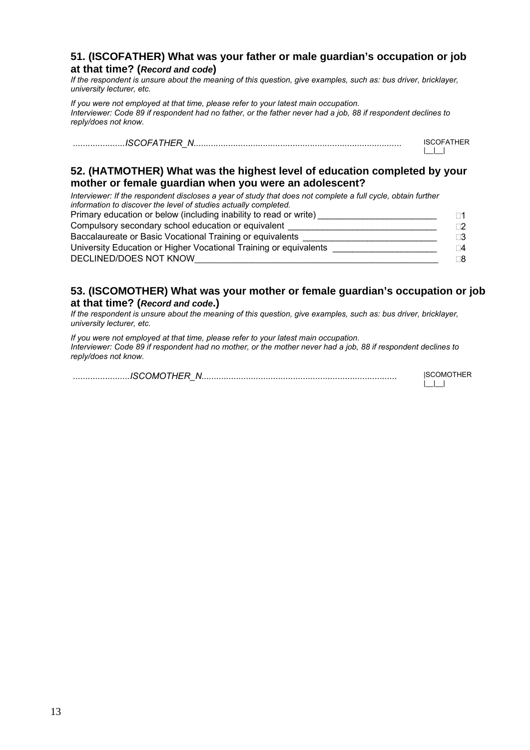## 51. (ISCOFATHER) What was your father or male guardian's occupation or job at that time? (*Record and code*)

*If the respondent is unsure about the meaning of this question, give examples, such as: bus driver, bricklayer, university lecturer, etc.*

*If you were not employed at that time, please refer to your latest main occupation.*
*Interviewer: Code 89 if respondent had no father, or the father never had a job, 88 if respondent declines to reply/does not know.*

.....................*ISCOFATHER_N*.................................................................................... ISCOFATHER |__|__|

## 52. (HATMOTHER) What was the highest level of education completed by your mother or female guardian when you were an adolescent?

*Interviewer: If the respondent discloses a year of study that does not complete a full cycle, obtain further information to discover the level of studies actually completed.*

| | |
|---|---|
| Primary education or below (including inability to read or write) | □1 |
| Compulsory secondary school education or equivalent | □2 |
| Baccalaureate or Basic Vocational Training or equivalents | □3 |
| University Education or Higher Vocational Training or equivalents | □4 |
| DECLINED/DOES NOT KNOW | □8 |

## 53. (ISCOMOTHER) What was your mother or female guardian's occupation or job at that time? (*Record and code*.)

*If the respondent is unsure about the meaning of this question, give examples, such as: bus driver, bricklayer, university lecturer, etc.*

*If you were not employed at that time, please refer to your latest main occupation.*
*Interviewer: Code 89 if respondent had no mother, or the mother never had a job, 88 if respondent declines to reply/does not know.*

.......................*ISCOMOTHER_N*.............................................................................. |SCOMOTHER |__|__|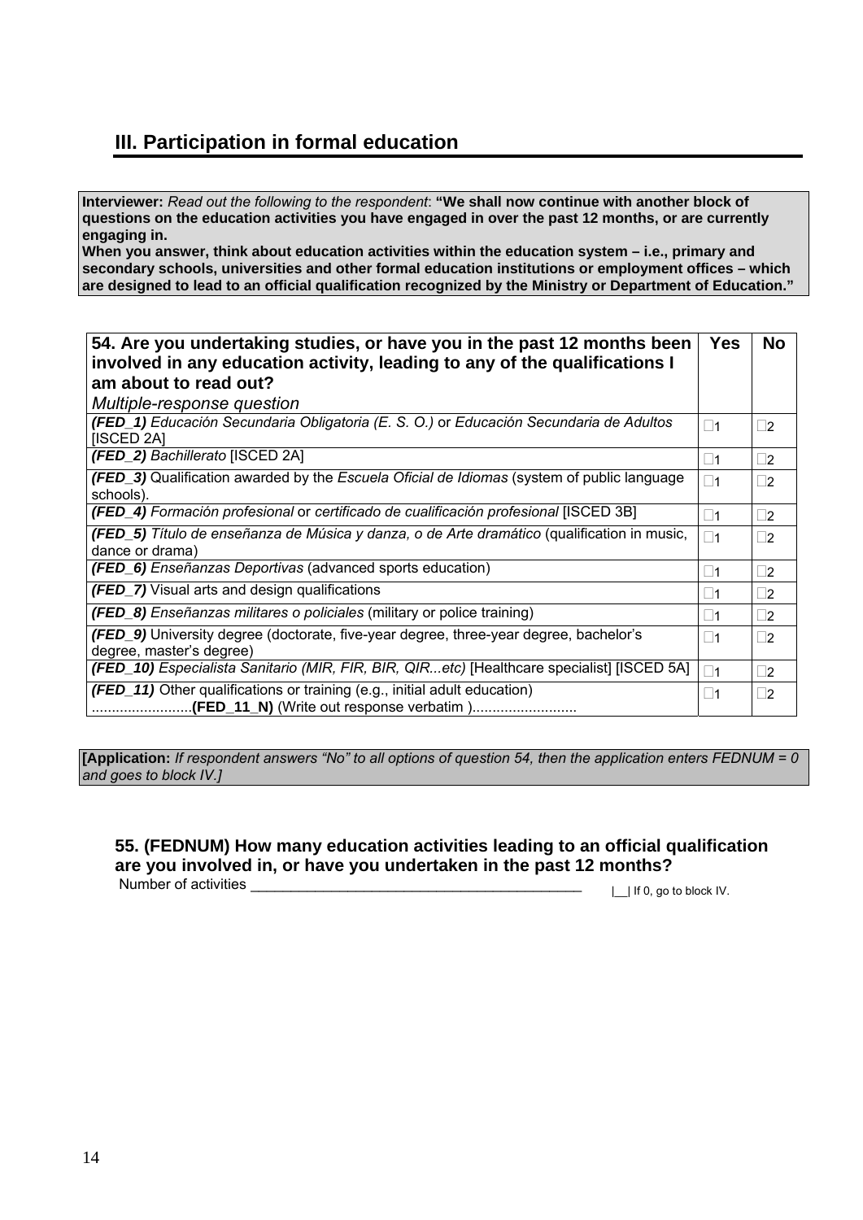## III. Participation in formal education

**Interviewer:** *Read out the following to the respondent*: **"We shall now continue with another block of questions on the education activities you have engaged in over the past 12 months, or are currently engaging in.**
**When you answer, think about education activities within the education system – i.e., primary and secondary schools, universities and other formal education institutions or employment offices – which are designed to lead to an official qualification recognized by the Ministry or Department of Education."**

| **54. Are you undertaking studies, or have you in the past 12 months been involved in any education activity, leading to any of the qualifications I am about to read out?** *Multiple-response question* | **Yes** | **No** |
|---|---|---|
| ***(FED_1)*** *Educación Secundaria Obligatoria (E. S. O.)* or *Educación Secundaria de Adultos* [ISCED 2A] | □1 | □2 |
| ***(FED_2)*** *Bachillerato* [ISCED 2A] | □1 | □2 |
| ***(FED_3)*** Qualification awarded by the *Escuela Oficial de Idiomas* (system of public language schools). | □1 | □2 |
| ***(FED_4)*** *Formación profesional* or *certificado de cualificación profesional* [ISCED 3B] | □1 | □2 |
| ***(FED_5)*** *Título de enseñanza de Música y danza, o de Arte dramático* (qualification in music, dance or drama) | □1 | □2 |
| ***(FED_6)*** *Enseñanzas Deportivas* (advanced sports education) | □1 | □2 |
| ***(FED_7)*** Visual arts and design qualifications | □1 | □2 |
| ***(FED_8)*** *Enseñanzas militares o policiales* (military or police training) | □1 | □2 |
| ***(FED_9)*** University degree (doctorate, five-year degree, three-year degree, bachelor's degree, master's degree) | □1 | □2 |
| ***(FED_10)*** *Especialista Sanitario (MIR, FIR, BIR, QIR...etc)* [Healthcare specialist] [ISCED 5A] | □1 | □2 |
| ***(FED_11)*** Other qualifications or training (e.g., initial adult education) .........................**(FED_11_N)** (Write out response verbatim ).......................... | □1 | □2 |

**[Application:** *If respondent answers "No" to all options of question 54, then the application enters FEDNUM = 0 and goes to block IV.]*

**55. (FEDNUM) How many education activities leading to an official qualification are you involved in, or have you undertaken in the past 12 months?**

Number of activities ____________________________________________ |__| If 0, go to block IV.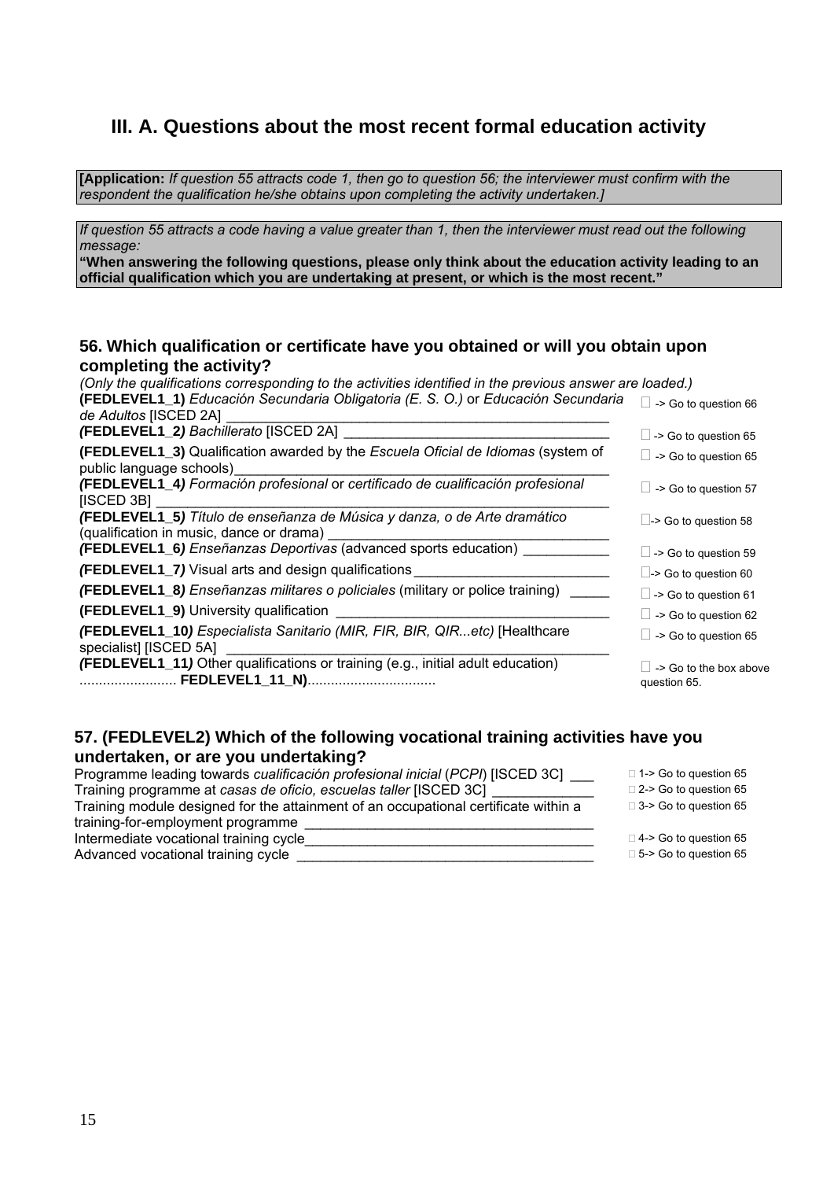## III. A. Questions about the most recent formal education activity

**[Application:** *If question 55 attracts code 1, then go to question 56; the interviewer must confirm with the respondent the qualification he/she obtains upon completing the activity undertaken.]*

*If question 55 attracts a code having a value greater than 1, then the interviewer must read out the following message:*
**"When answering the following questions, please only think about the education activity leading to an official qualification which you are undertaking at present, or which is the most recent."**

### 56. Which qualification or certificate have you obtained or will you obtain upon completing the activity?

*(Only the qualifications corresponding to the activities identified in the previous answer are loaded.)*

| Qualification | Routing |
|---|---|
| **(FEDLEVEL1_1)** *Educación Secundaria Obligatoria (E. S. O.)* or *Educación Secundaria de Adultos* [ISCED 2A] ___ | □ -> Go to question 66 |
| ***(*FEDLEVEL1_2*)*** *Bachillerato* [ISCED 2A] ___ | □ -> Go to question 65 |
| **(FEDLEVEL1_3)** Qualification awarded by the *Escuela Oficial de Idiomas* (system of public language schools)___ | □ -> Go to question 65 |
| ***(*FEDLEVEL1_4*)*** *Formación profesional* or *certificado de cualificación profesional* [ISCED 3B] ___ | □ -> Go to question 57 |
| ***(*FEDLEVEL1_5*)*** *Título de enseñanza de Música y danza, o de Arte dramático* (qualification in music, dance or drama) ___ | □-> Go to question 58 |
| ***(*FEDLEVEL1_6*)*** *Enseñanzas Deportivas* (advanced sports education) ___ | □ -> Go to question 59 |
| ***(*FEDLEVEL1_7*)*** Visual arts and design qualifications___ | □-> Go to question 60 |
| ***(*FEDLEVEL1_8*)*** *Enseñanzas militares o policiales* (military or police training) ___ | □ -> Go to question 61 |
| **(FEDLEVEL1_9)** University qualification ___ | □ -> Go to question 62 |
| ***(*FEDLEVEL1_10*)*** *Especialista Sanitario (MIR, FIR, BIR, QIR...etc)* [Healthcare specialist] [ISCED 5A] ___ | □ -> Go to question 65 |
| ***(*FEDLEVEL1_11*)*** Other qualifications or training (e.g., initial adult education) ......................... **FEDLEVEL1_11_N)**................................ | □ -> Go to the box above question 65. |

### 57. (FEDLEVEL2) Which of the following vocational training activities have you undertaken, or are you undertaking?

| Activity | Routing |
|---|---|
| Programme leading towards *cualificación profesional inicial* (*PCPI*) [ISCED 3C] ___ | □ 1-> Go to question 65 |
| Training programme at *casas de oficio, escuelas taller* [ISCED 3C] ___ | □ 2-> Go to question 65 |
| Training module designed for the attainment of an occupational certificate within a training-for-employment programme ___ | □ 3-> Go to question 65 |
| Intermediate vocational training cycle___ | □ 4-> Go to question 65 |
| Advanced vocational training cycle ___ | □ 5-> Go to question 65 |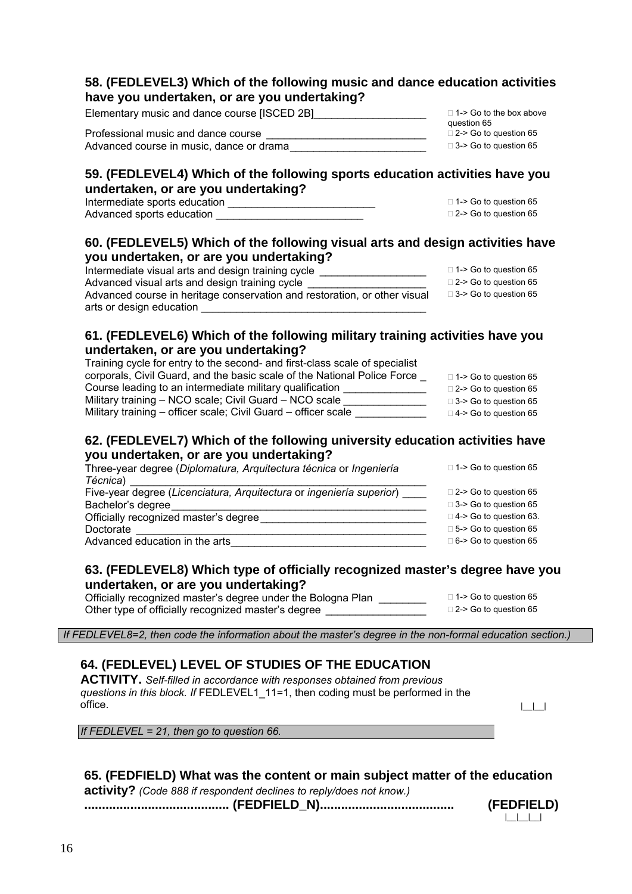### 58. (FEDLEVEL3) Which of the following music and dance education activities have you undertaken, or are you undertaking?

| | |
|---|---|
| Elementary music and dance course [ISCED 2B]___________________ | □ 1-> Go to the box above question 65 |
| Professional music and dance course ___________________________ | □ 2-> Go to question 65 |
| Advanced course in music, dance or drama_______________________ | □ 3-> Go to question 65 |

### 59. (FEDLEVEL4) Which of the following sports education activities have you undertaken, or are you undertaking?

| | |
|---|---|
| Intermediate sports education _________________________ | □ 1-> Go to question 65 |
| Advanced sports education _________________________ | □ 2-> Go to question 65 |

### 60. (FEDLEVEL5) Which of the following visual arts and design activities have you undertaken, or are you undertaking?

| | |
|---|---|
| Intermediate visual arts and design training cycle __________________ | □ 1-> Go to question 65 |
| Advanced visual arts and design training cycle ____________________ | □ 2-> Go to question 65 |
| Advanced course in heritage conservation and restoration, or other visual arts or design education _____________________________________ | □ 3-> Go to question 65 |

### 61. (FEDLEVEL6) Which of the following military training activities have you undertaken, or are you undertaking?

| | |
|---|---|
| Training cycle for entry to the second- and first-class scale of specialist corporals, Civil Guard, and the basic scale of the National Police Force _ | □ 1-> Go to question 65 |
| Course leading to an intermediate military qualification ______________ | □ 2-> Go to question 65 |
| Military training – NCO scale; Civil Guard – NCO scale ______________ | □ 3-> Go to question 65 |
| Military training – officer scale; Civil Guard – officer scale ____________ | □ 4-> Go to question 65 |

### 62. (FEDLEVEL7) Which of the following university education activities have you undertaken, or are you undertaking?

| | |
|---|---|
| Three-year degree (*Diplomatura, Arquitectura técnica* or *Ingeniería Técnica*) _____________________________________________________ | □ 1-> Go to question 65 |
| Five-year degree (*Licenciatura, Arquitectura* or *ingeniería superior*) ____ | □ 2-> Go to question 65 |
| Bachelor's degree___________________________________________ | □ 3-> Go to question 65 |
| Officially recognized master's degree____________________________ | □ 4-> Go to question 63. |
| Doctorate _________________________________________________ | □ 5-> Go to question 65 |
| Advanced education in the arts_________________________________ | □ 6-> Go to question 65 |

### 63. (FEDLEVEL8) Which type of officially recognized master's degree have you undertaken, or are you undertaking?

| | |
|---|---|
| Officially recognized master's degree under the Bologna Plan ________ | □ 1-> Go to question 65 |
| Other type of officially recognized master's degree ________________ | □ 2-> Go to question 65 |

*If FEDLEVEL8=2, then code the information about the master's degree in the non-formal education section.)*

### 64. (FEDLEVEL) LEVEL OF STUDIES OF THE EDUCATION ACTIVITY.

*Self-filled in accordance with responses obtained from previous questions in this block. If* FEDLEVEL1_11=1, then coding must be performed in the office. |__|__|

*If FEDLEVEL = 21, then go to question 66.*

### 65. (FEDFIELD) What was the content or main subject matter of the education activity?

*(Code 888 if respondent declines to reply/does not know.)*

**......................................... (FEDFIELD_N)......................................** **(FEDFIELD)** |__|__|__|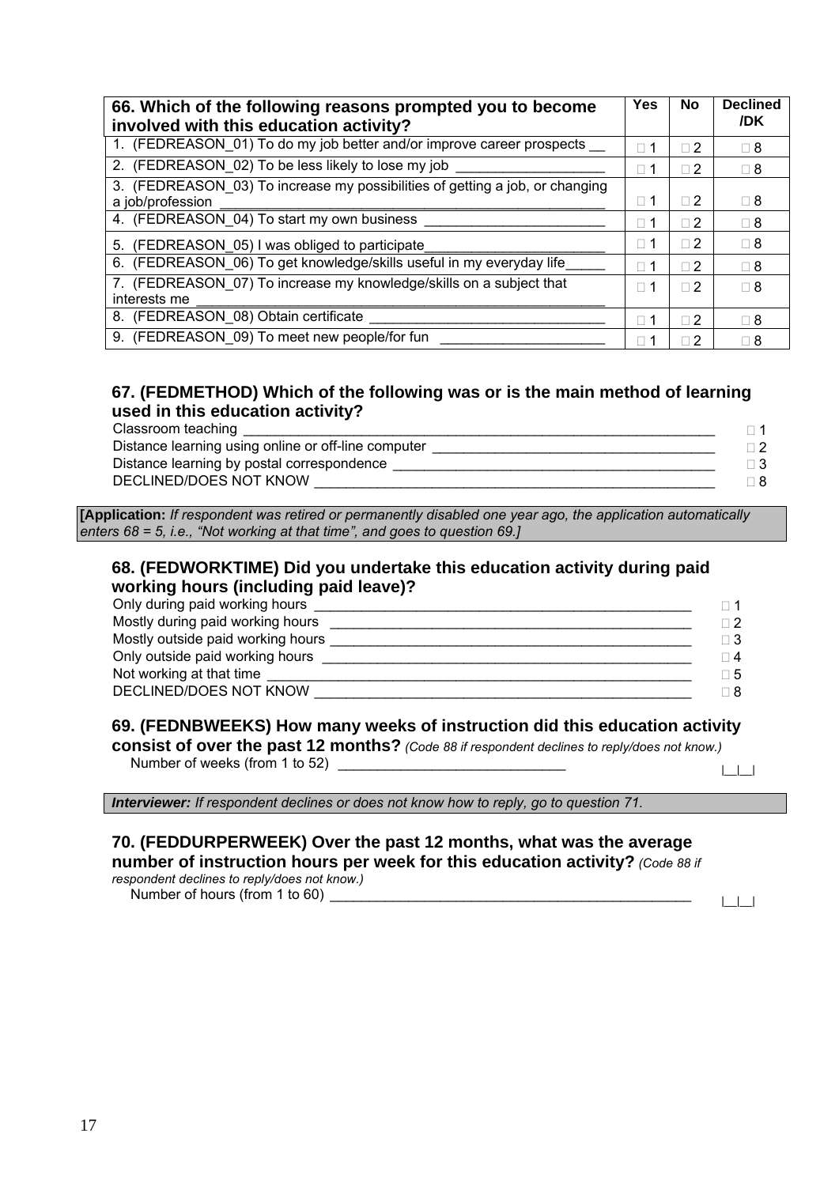| 66. Which of the following reasons prompted you to become involved with this education activity? | Yes | No | Declined /DK |
|---|---|---|---|
| 1. (FEDREASON_01) To do my job better and/or improve career prospects __ | □ 1 | □ 2 | □ 8 |
| 2. (FEDREASON_02) To be less likely to lose my job ___________________ | □ 1 | □ 2 | □ 8 |
| 3. (FEDREASON_03) To increase my possibilities of getting a job, or changing a job/profession ____________________________________________ | □ 1 | □ 2 | □ 8 |
| 4. (FEDREASON_04) To start my own business ______________________ | □ 1 | □ 2 | □ 8 |
| 5. (FEDREASON_05) I was obliged to participate______________________ | □ 1 | □ 2 | □ 8 |
| 6. (FEDREASON_06) To get knowledge/skills useful in my everyday life_____ | □ 1 | □ 2 | □ 8 |
| 7. (FEDREASON_07) To increase my knowledge/skills on a subject that interests me ________________________________________________ | □ 1 | □ 2 | □ 8 |
| 8. (FEDREASON_08) Obtain certificate ______________________________ | □ 1 | □ 2 | □ 8 |
| 9. (FEDREASON_09) To meet new people/for fun _____________________ | □ 1 | □ 2 | □ 8 |

**67. (FEDMETHOD) Which of the following was or is the main method of learning used in this education activity?**

Classroom teaching ____________________________________________________________ □ 1
Distance learning using online or off-line computer ___________________________________ □ 2
Distance learning by postal correspondence _________________________________________ □ 3
DECLINED/DOES NOT KNOW _______________________________________________ □ 8

**[Application:** *If respondent was retired or permanently disabled one year ago, the application automatically enters 68 = 5, i.e., "Not working at that time", and goes to question 69.]*

**68. (FEDWORKTIME) Did you undertake this education activity during paid working hours (including paid leave)?**

Only during paid working hours ______________________________________________ □ 1
Mostly during paid working hours ____________________________________________ □ 2
Mostly outside paid working hours ___________________________________________ □ 3
Only outside paid working hours _____________________________________________ □ 4
Not working at that time ___________________________________________________ □ 5
DECLINED/DOES NOT KNOW _______________________________________________ □ 8

**69. (FEDNBWEEKS) How many weeks of instruction did this education activity consist of over the past 12 months?** *(Code 88 if respondent declines to reply/does not know.)*

Number of weeks (from 1 to 52) _____________________________ |__|__|

***Interviewer:*** *If respondent declines or does not know how to reply, go to question 71.*

**70. (FEDDURPERWEEK) Over the past 12 months, what was the average number of instruction hours per week for this education activity?** *(Code 88 if respondent declines to reply/does not know.)*

Number of hours (from 1 to 60) ______________________________________________ |__|__|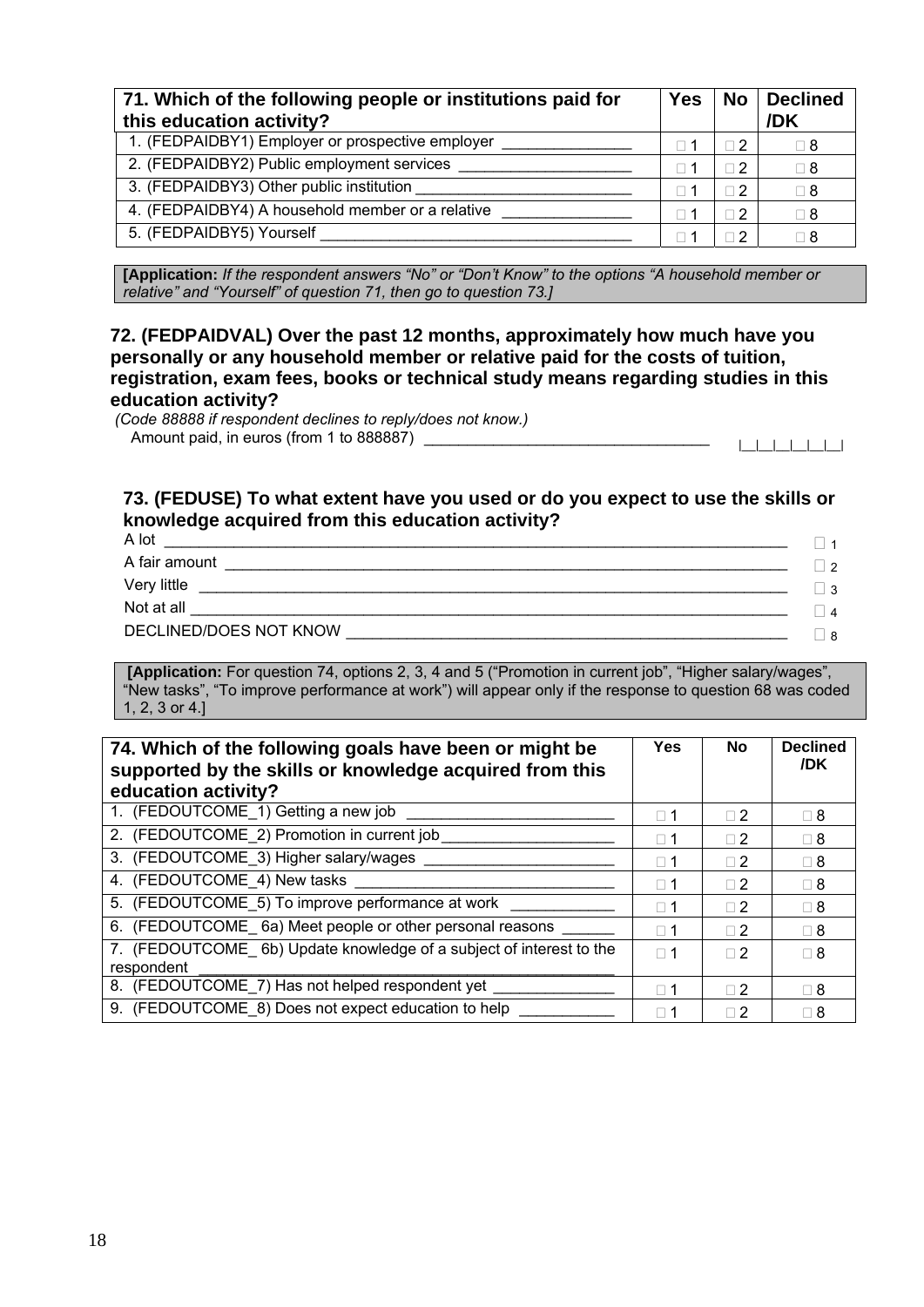| 71. Which of the following people or institutions paid for this education activity? | Yes | No | Declined /DK |
|---|---|---|---|
| 1. (FEDPAIDBY1) Employer or prospective employer | □ 1 | □ 2 | □ 8 |
| 2. (FEDPAIDBY2) Public employment services | □ 1 | □ 2 | □ 8 |
| 3. (FEDPAIDBY3) Other public institution | □ 1 | □ 2 | □ 8 |
| 4. (FEDPAIDBY4) A household member or a relative | □ 1 | □ 2 | □ 8 |
| 5. (FEDPAIDBY5) Yourself | □ 1 | □ 2 | □ 8 |

**[Application:** *If the respondent answers "No" or "Don't Know" to the options "A household member or relative" and "Yourself" of question 71, then go to question 73.]*

**72. (FEDPAIDVAL) Over the past 12 months, approximately how much have you personally or any household member or relative paid for the costs of tuition, registration, exam fees, books or technical study means regarding studies in this education activity?**

*(Code 88888 if respondent declines to reply/does not know.)*

Amount paid, in euros (from 1 to 888887) ________________________________ |__|__|__|__|__|__|

**73. (FEDUSE) To what extent have you used or do you expect to use the skills or knowledge acquired from this education activity?**

- A lot ________________________________ □ 1
- A fair amount ________________________________ □ 2
- Very little ________________________________ □ 3
- Not at all ________________________________ □ 4
- DECLINED/DOES NOT KNOW ________________________________ □ 8

**[Application:** For question 74, options 2, 3, 4 and 5 ("Promotion in current job", "Higher salary/wages", "New tasks", "To improve performance at work") will appear only if the response to question 68 was coded 1, 2, 3 or 4.]

| 74. Which of the following goals have been or might be supported by the skills or knowledge acquired from this education activity? | Yes | No | Declined /DK |
|---|---|---|---|
| 1. (FEDOUTCOME_1) Getting a new job | □ 1 | □ 2 | □ 8 |
| 2. (FEDOUTCOME_2) Promotion in current job | □ 1 | □ 2 | □ 8 |
| 3. (FEDOUTCOME_3) Higher salary/wages | □ 1 | □ 2 | □ 8 |
| 4. (FEDOUTCOME_4) New tasks | □ 1 | □ 2 | □ 8 |
| 5. (FEDOUTCOME_5) To improve performance at work | □ 1 | □ 2 | □ 8 |
| 6. (FEDOUTCOME_ 6a) Meet people or other personal reasons | □ 1 | □ 2 | □ 8 |
| 7. (FEDOUTCOME_ 6b) Update knowledge of a subject of interest to the respondent | □ 1 | □ 2 | □ 8 |
| 8. (FEDOUTCOME_7) Has not helped respondent yet | □ 1 | □ 2 | □ 8 |
| 9. (FEDOUTCOME_8) Does not expect education to help | □ 1 | □ 2 | □ 8 |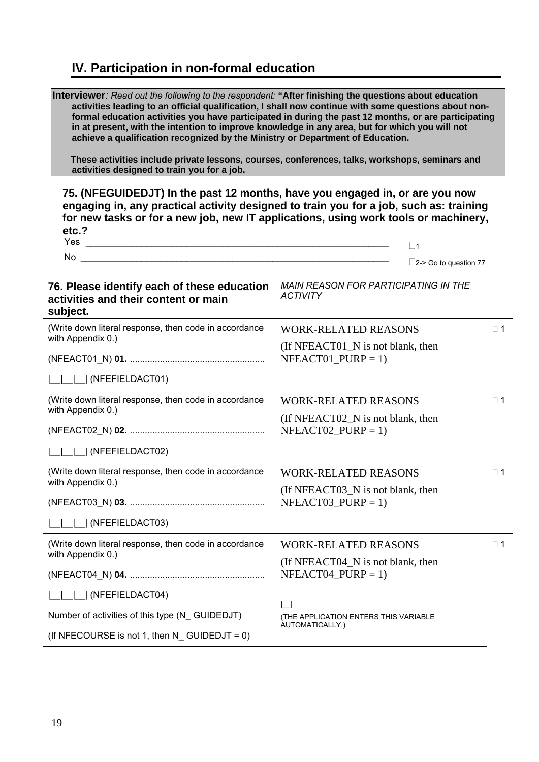## IV. Participation in non-formal education

> **Interviewer**: *Read out the following to the respondent:* **"After finishing the questions about education activities leading to an official qualification, I shall now continue with some questions about non-formal education activities you have participated in during the past 12 months, or are participating in at present, with the intention to improve knowledge in any area, but for which you will not achieve a qualification recognized by the Ministry or Department of Education.**
>
> **These activities include private lessons, courses, conferences, talks, workshops, seminars and activities designed to train you for a job.**

**75. (NFEGUIDEDJT) In the past 12 months, have you engaged in, or are you now engaging in, any practical activity designed to train you for a job, such as: training for new tasks or for a new job, new IT applications, using work tools or machinery, etc.?**

Yes ________________________________________________ □1

No ________________________________________________ □2-> Go to question 77

| **76. Please identify each of these education activities and their content or main subject.** | *MAIN REASON FOR PARTICIPATING IN THE ACTIVITY* | |
|---|---|---|
| (Write down literal response, then code in accordance with Appendix 0.)<br>(NFEACT01_N) **01.** .....................................................<br>\|__\|__\|__\| (NFEFIELDACT01) | WORK-RELATED REASONS<br>(If NFEACT01_N is not blank, then NFEACT01_PURP = 1) | □ 1 |
| (Write down literal response, then code in accordance with Appendix 0.)<br>(NFEACT02_N) **02.** .....................................................<br>\|__\|__\|__\| (NFEFIELDACT02) | WORK-RELATED REASONS<br>(If NFEACT02_N is not blank, then NFEACT02_PURP = 1) | □ 1 |
| (Write down literal response, then code in accordance with Appendix 0.)<br>(NFEACT03_N) **03.** .....................................................<br>\|__\|__\|__\| (NFEFIELDACT03) | WORK-RELATED REASONS<br>(If NFEACT03_N is not blank, then NFEACT03_PURP = 1) | □ 1 |
| (Write down literal response, then code in accordance with Appendix 0.)<br>(NFEACT04_N) **04.** .....................................................<br>\|__\|__\|__\| (NFEFIELDACT04) | WORK-RELATED REASONS<br>(If NFEACT04_N is not blank, then NFEACT04_PURP = 1) | □ 1 |
| Number of activities of this type (N_ GUIDEDJT)<br>(If NFECOURSE is not 1, then N_ GUIDEDJT = 0) | \|__\|<br>(THE APPLICATION ENTERS THIS VARIABLE AUTOMATICALLY.) | |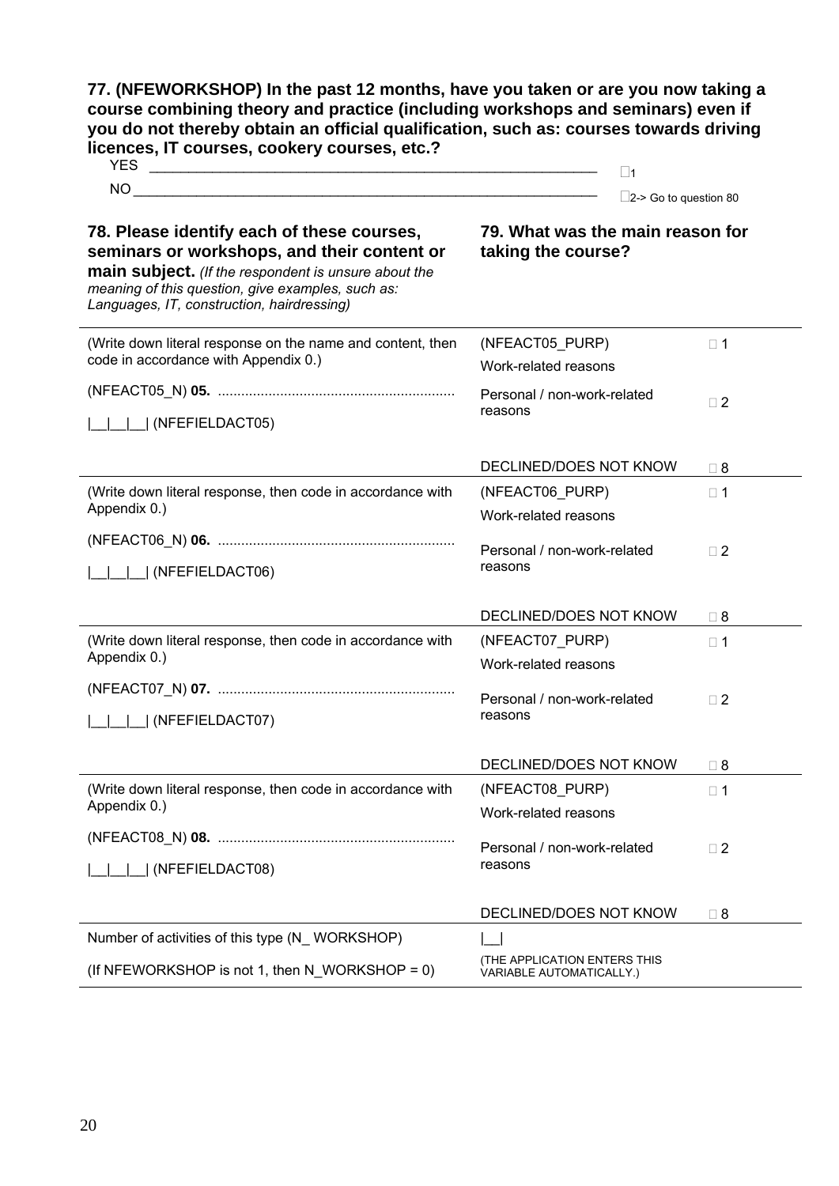**77. (NFEWORKSHOP) In the past 12 months, have you taken or are you now taking a course combining theory and practice (including workshops and seminars) even if you do not thereby obtain an official qualification, such as: courses towards driving licences, IT courses, cookery courses, etc.?**

YES ____________________________________________________________ □1

NO ____________________________________________________________ □2-> Go to question 80

| **78. Please identify each of these courses, seminars or workshops, and their content or main subject.** *(If the respondent is unsure about the meaning of this question, give examples, such as: Languages, IT, construction, hairdressing)* | **79. What was the main reason for taking the course?** | |
|---|---|---|
| (Write down literal response on the name and content, then code in accordance with Appendix 0.)<br><br>(NFEACT05_N) **05.** ............................................................<br><br>\|__\|__\|__\| (NFEFIELDACT05) | (NFEACT05_PURP)<br>Work-related reasons<br><br>Personal / non-work-related reasons<br><br>DECLINED/DOES NOT KNOW | □ 1<br><br>□ 2<br><br>□ 8 |
| (Write down literal response, then code in accordance with Appendix 0.)<br><br>(NFEACT06_N) **06.** ............................................................<br><br>\|__\|__\|__\| (NFEFIELDACT06) | (NFEACT06_PURP)<br>Work-related reasons<br><br>Personal / non-work-related reasons<br><br>DECLINED/DOES NOT KNOW | □ 1<br><br>□ 2<br><br>□ 8 |
| (Write down literal response, then code in accordance with Appendix 0.)<br><br>(NFEACT07_N) **07.** ............................................................<br><br>\|__\|__\|__\| (NFEFIELDACT07) | (NFEACT07_PURP)<br>Work-related reasons<br><br>Personal / non-work-related reasons<br><br>DECLINED/DOES NOT KNOW | □ 1<br><br>□ 2<br><br>□ 8 |
| (Write down literal response, then code in accordance with Appendix 0.)<br><br>(NFEACT08_N) **08.** ............................................................<br><br>\|__\|__\|__\| (NFEFIELDACT08) | (NFEACT08_PURP)<br>Work-related reasons<br><br>Personal / non-work-related reasons<br><br>DECLINED/DOES NOT KNOW | □ 1<br><br>□ 2<br><br>□ 8 |
| Number of activities of this type (N_ WORKSHOP)<br><br>(If NFEWORKSHOP is not 1, then N_WORKSHOP = 0) | \|__\|<br>(THE APPLICATION ENTERS THIS VARIABLE AUTOMATICALLY.) | |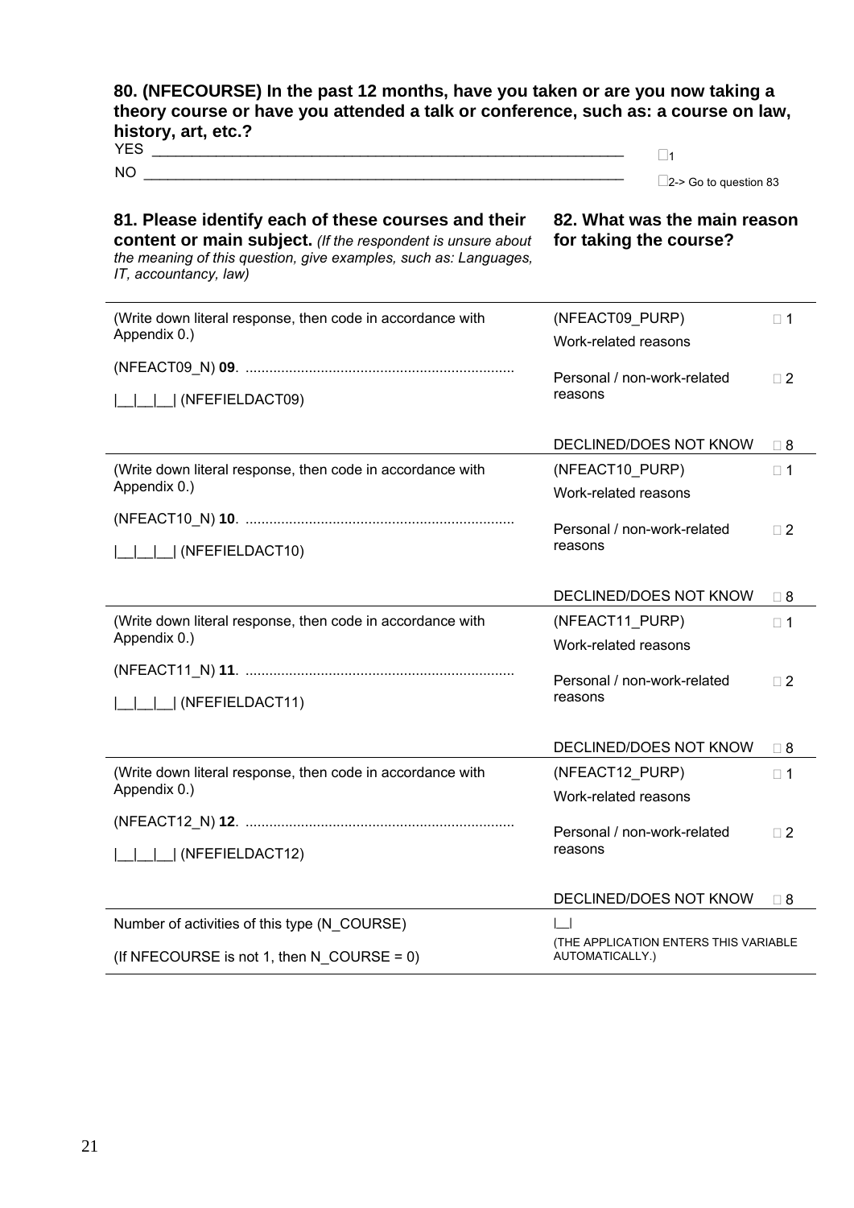**80. (NFECOURSE) In the past 12 months, have you taken or are you now taking a theory course or have you attended a talk or conference, such as: a course on law, history, art, etc.?**

YES ________________________________________________ □1

NO ________________________________________________ □2-> Go to question 83

| **81. Please identify each of these courses and their content or main subject.** *(If the respondent is unsure about the meaning of this question, give examples, such as: Languages, IT, accountancy, law)* | **82. What was the main reason for taking the course?** | |
|---|---|---|
| (Write down literal response, then code in accordance with Appendix 0.)<br><br>(NFEACT09_N) **09**. ....................................................................<br><br>\|__\|__\|__\| (NFEFIELDACT09) | (NFEACT09_PURP)<br>Work-related reasons<br><br>Personal / non-work-related reasons<br><br>DECLINED/DOES NOT KNOW | □ 1<br><br>□ 2<br><br>□ 8 |
| (Write down literal response, then code in accordance with Appendix 0.)<br><br>(NFEACT10_N) **10**. ....................................................................<br><br>\|__\|__\|__\| (NFEFIELDACT10) | (NFEACT10_PURP)<br>Work-related reasons<br><br>Personal / non-work-related reasons<br><br>DECLINED/DOES NOT KNOW | □ 1<br><br>□ 2<br><br>□ 8 |
| (Write down literal response, then code in accordance with Appendix 0.)<br><br>(NFEACT11_N) **11**. ....................................................................<br><br>\|__\|__\|__\| (NFEFIELDACT11) | (NFEACT11_PURP)<br>Work-related reasons<br><br>Personal / non-work-related reasons<br><br>DECLINED/DOES NOT KNOW | □ 1<br><br>□ 2<br><br>□ 8 |
| (Write down literal response, then code in accordance with Appendix 0.)<br><br>(NFEACT12_N) **12**. ....................................................................<br><br>\|__\|__\|__\| (NFEFIELDACT12) | (NFEACT12_PURP)<br>Work-related reasons<br><br>Personal / non-work-related reasons<br><br>DECLINED/DOES NOT KNOW | □ 1<br><br>□ 2<br><br>□ 8 |
| Number of activities of this type (N_COURSE)<br><br>(If NFECOURSE is not 1, then N_COURSE = 0) | \|__\|<br>(THE APPLICATION ENTERS THIS VARIABLE AUTOMATICALLY.) | |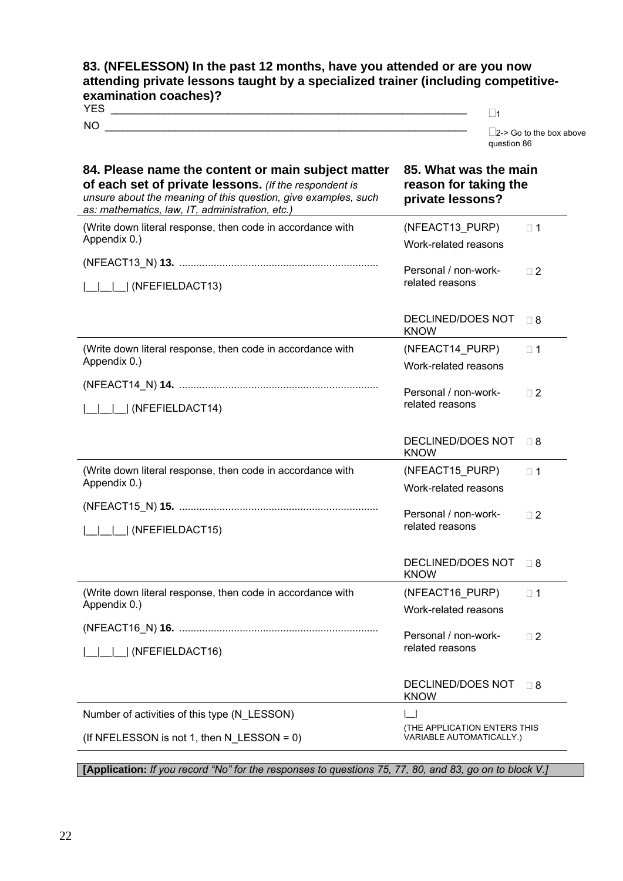**83. (NFELESSON) In the past 12 months, have you attended or are you now attending private lessons taught by a specialized trainer (including competitive-examination coaches)?**

YES ______________________________________________ □1

NO ______________________________________________ □2-> Go to the box above question 86

| **84. Please name the content or main subject matter of each set of private lessons.** *(If the respondent is unsure about the meaning of this question, give examples, such as: mathematics, law, IT, administration, etc.)* | **85. What was the main reason for taking the private lessons?** | |
|---|---|---|
| (Write down literal response, then code in accordance with Appendix 0.)<br><br>(NFEACT13_N) **13.** ....................................................................<br><br>\|__\|__\|__\| (NFEFIELDACT13) | (NFEACT13_PURP)<br>Work-related reasons<br><br>Personal / non-work-related reasons<br><br>DECLINED/DOES NOT KNOW | □ 1<br><br>□ 2<br><br>□ 8 |
| (Write down literal response, then code in accordance with Appendix 0.)<br><br>(NFEACT14_N) **14.** ....................................................................<br><br>\|__\|__\|__\| (NFEFIELDACT14) | (NFEACT14_PURP)<br>Work-related reasons<br><br>Personal / non-work-related reasons<br><br>DECLINED/DOES NOT KNOW | □ 1<br><br>□ 2<br><br>□ 8 |
| (Write down literal response, then code in accordance with Appendix 0.)<br><br>(NFEACT15_N) **15.** ....................................................................<br><br>\|__\|__\|__\| (NFEFIELDACT15) | (NFEACT15_PURP)<br>Work-related reasons<br><br>Personal / non-work-related reasons<br><br>DECLINED/DOES NOT KNOW | □ 1<br><br>□ 2<br><br>□ 8 |
| (Write down literal response, then code in accordance with Appendix 0.)<br><br>(NFEACT16_N) **16.** ....................................................................<br><br>\|__\|__\|__\| (NFEFIELDACT16) | (NFEACT16_PURP)<br>Work-related reasons<br><br>Personal / non-work-related reasons<br><br>DECLINED/DOES NOT KNOW | □ 1<br><br>□ 2<br><br>□ 8 |
| Number of activities of this type (N_LESSON)<br><br>(If NFELESSON is not 1, then N_LESSON = 0) | \|__\|<br>(THE APPLICATION ENTERS THIS VARIABLE AUTOMATICALLY.) | |

**[Application:** *If you record "No" for the responses to questions 75, 77, 80, and 83, go on to block V.]*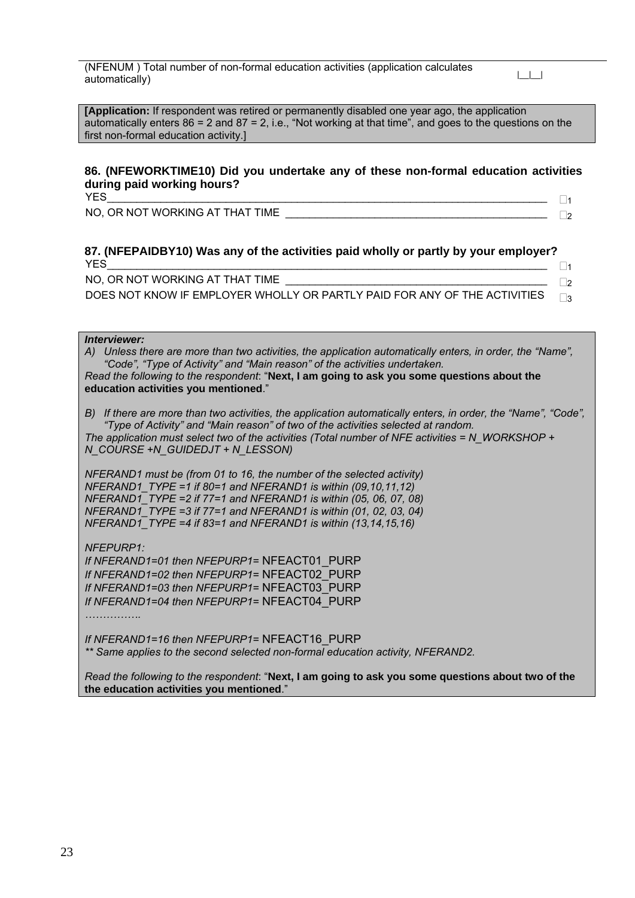(NFENUM ) Total number of non-formal education activities (application calculates automatically) |__|__|

**[Application:** If respondent was retired or permanently disabled one year ago, the application automatically enters 86 = 2 and 87 = 2, i.e., "Not working at that time", and goes to the questions on the first non-formal education activity.]

### 86. (NFEWORKTIME10) Did you undertake any of these non-formal education activities during paid working hours?

YES ☐1

NO, OR NOT WORKING AT THAT TIME ☐2

### 87. (NFEPAIDBY10) Was any of the activities paid wholly or partly by your employer?

YES ☐1

NO, OR NOT WORKING AT THAT TIME ☐2

DOES NOT KNOW IF EMPLOYER WHOLLY OR PARTLY PAID FOR ANY OF THE ACTIVITIES ☐3

***Interviewer:***

*A) Unless there are more than two activities, the application automatically enters, in order, the "Name", "Code", "Type of Activity" and "Main reason" of the activities undertaken.*

*Read the following to the respondent*: "**Next, I am going to ask you some questions about the education activities you mentioned**."

*B) If there are more than two activities, the application automatically enters, in order, the "Name", "Code", "Type of Activity" and "Main reason" of two of the activities selected at random.*

*The application must select two of the activities (Total number of NFE activities = N_WORKSHOP + N_COURSE +N_GUIDEDJT + N_LESSON)*

*NFERAND1 must be (from 01 to 16, the number of the selected activity)*
*NFERAND1_TYPE =1 if 80=1 and NFERAND1 is within (09,10,11,12)*
*NFERAND1_TYPE =2 if 77=1 and NFERAND1 is within (05, 06, 07, 08)*
*NFERAND1_TYPE =3 if 77=1 and NFERAND1 is within (01, 02, 03, 04)*
*NFERAND1_TYPE =4 if 83=1 and NFERAND1 is within (13,14,15,16)*

*NFEPURP1:*
*If NFERAND1=01 then NFEPURP1=* NFEACT01_PURP
*If NFERAND1=02 then NFEPURP1=* NFEACT02_PURP
*If NFERAND1=03 then NFEPURP1=* NFEACT03_PURP
*If NFERAND1=04 then NFEPURP1=* NFEACT04_PURP
*……………..*

*If NFERAND1=16 then NFEPURP1=* NFEACT16_PURP
*** Same applies to the second selected non-formal education activity, NFERAND2.*

*Read the following to the respondent*: "**Next, I am going to ask you some questions about two of the the education activities you mentioned**."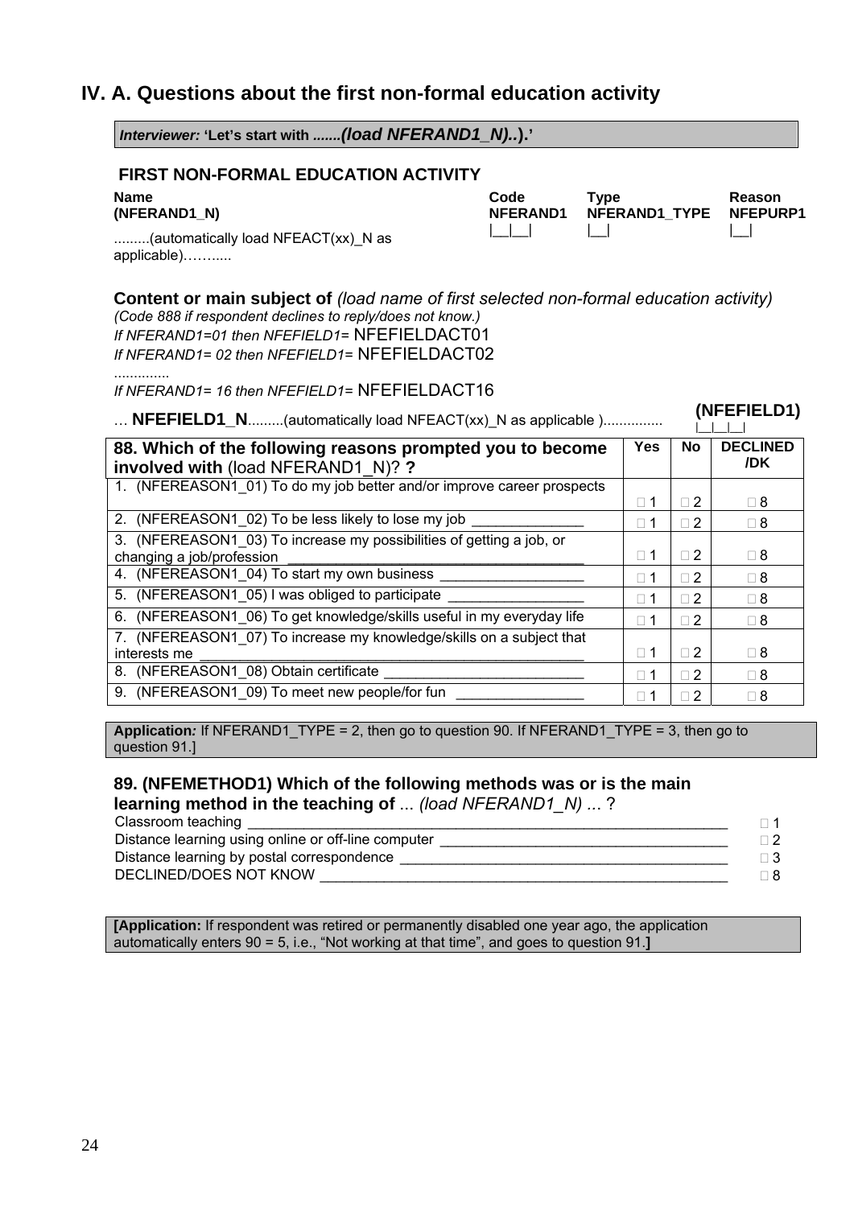## IV. A. Questions about the first non-formal education activity

***Interviewer:*** **'Let's start with .......*(load NFERAND1_N)..*).'**

### FIRST NON-FORMAL EDUCATION ACTIVITY

| **Name (NFERAND1_N)** | **Code NFERAND1** | **Type NFERAND1_TYPE** | **Reason NFEPURP1** |
|---|---|---|---|
| .........(automatically load NFEACT(xx)_N as applicable)……..... | \|__\|__\| | \|__\| | \|__\| |

**Content or main subject of** *(load name of first selected non-formal education activity)*
*(Code 888 if respondent declines to reply/does not know.)*
*If NFERAND1=01 then NFEFIELD1=* NFEFIELDACT01
*If NFERAND1= 02 then NFEFIELD1=* NFEFIELDACT02
.............
*If NFERAND1= 16 then NFEFIELD1=* NFEFIELDACT16

… **NFEFIELD1_N**.........(automatically load NFEACT(xx)_N as applicable )............... **(NFEFIELD1)** |__|__|__|

| **88. Which of the following reasons prompted you to become involved with** (load NFERAND1_N)? **?** | **Yes** | **No** | **DECLINED /DK** |
|---|---|---|---|
| 1. (NFEREASON1_01) To do my job better and/or improve career prospects | □ 1 | □ 2 | □ 8 |
| 2. (NFEREASON1_02) To be less likely to lose my job ______________ | □ 1 | □ 2 | □ 8 |
| 3. (NFEREASON1_03) To increase my possibilities of getting a job, or changing a job/profession ____________________________________ | □ 1 | □ 2 | □ 8 |
| 4. (NFEREASON1_04) To start my own business __________________ | □ 1 | □ 2 | □ 8 |
| 5. (NFEREASON1_05) I was obliged to participate _________________ | □ 1 | □ 2 | □ 8 |
| 6. (NFEREASON1_06) To get knowledge/skills useful in my everyday life | □ 1 | □ 2 | □ 8 |
| 7. (NFEREASON1_07) To increase my knowledge/skills on a subject that interests me ______________________________________________ | □ 1 | □ 2 | □ 8 |
| 8. (NFEREASON1_08) Obtain certificate _________________________ | □ 1 | □ 2 | □ 8 |
| 9. (NFEREASON1_09) To meet new people/for fun ________________ | □ 1 | □ 2 | □ 8 |

**Application*:*** If NFERAND1_TYPE = 2, then go to question 90. If NFERAND1_TYPE = 3, then go to question 91.]

**89. (NFEMETHOD1) Which of the following methods was or is the main learning method in the teaching of** ... *(load NFERAND1_N)* ... ?

| | |
|---|---|
| Classroom teaching ____________________________________________________________ | □ 1 |
| Distance learning using online or off-line computer ____________________________________ | □ 2 |
| Distance learning by postal correspondence ________________________________________ | □ 3 |
| DECLINED/DOES NOT KNOW _____________________________________________________ | □ 8 |

**[Application:** If respondent was retired or permanently disabled one year ago, the application automatically enters 90 = 5, i.e., "Not working at that time", and goes to question 91.**]**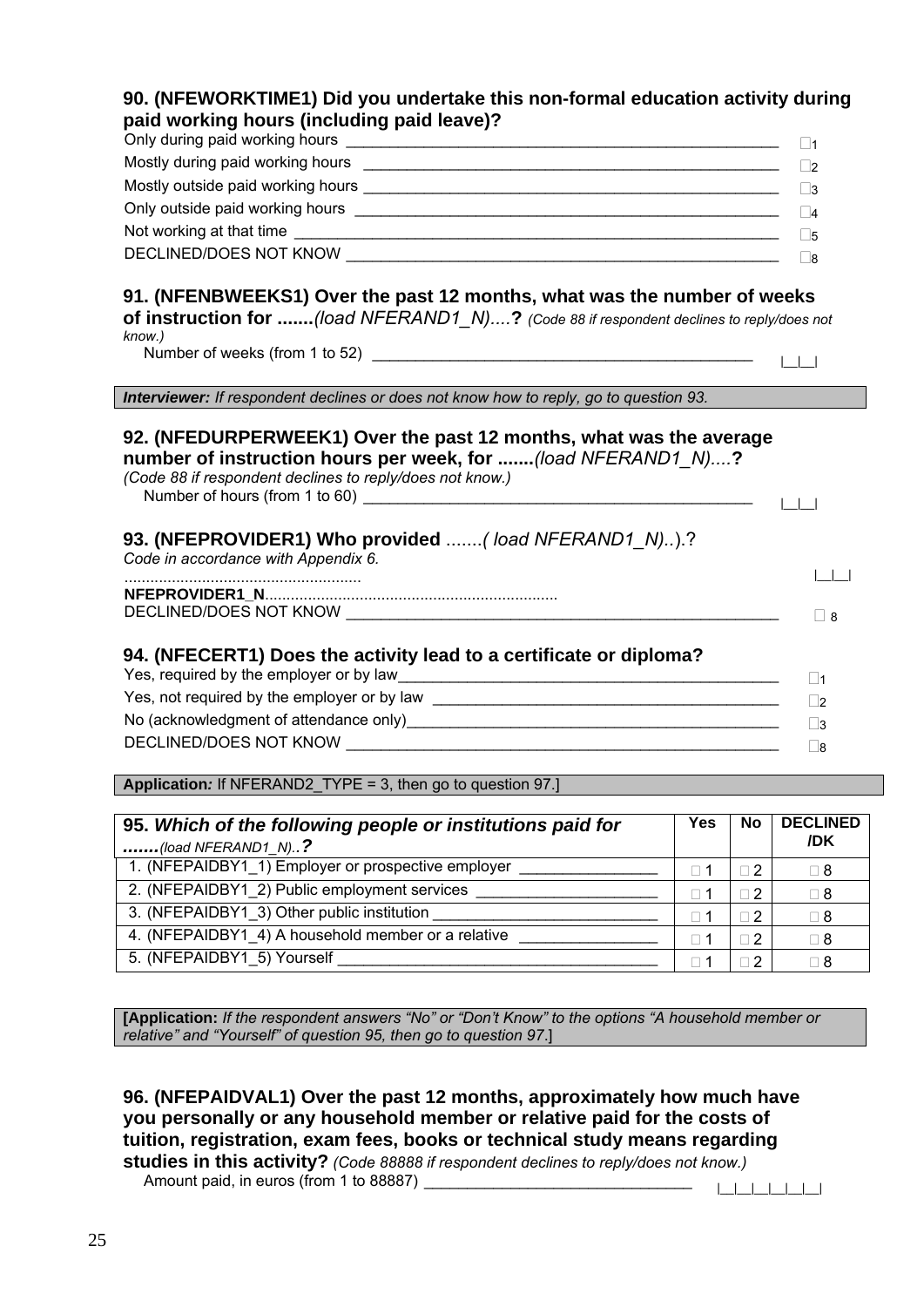**90. (NFEWORKTIME1) Did you undertake this non-formal education activity during paid working hours (including paid leave)?**

Only during paid working hours ____________________________________________________ □1
Mostly during paid working hours __________________________________________________ □2
Mostly outside paid working hours _________________________________________________ □3
Only outside paid working hours ___________________________________________________ □4
Not working at that time _________________________________________________________ □5
DECLINED/DOES NOT KNOW ______________________________________________________ □8

**91. (NFENBWEEKS1) Over the past 12 months, what was the number of weeks of instruction for .......*(load NFERAND1_N)....*?** *(Code 88 if respondent declines to reply/does not know.)*

Number of weeks (from 1 to 52) _______________________________________________ |__|__|

***Interviewer:*** *If respondent declines or does not know how to reply, go to question 93.*

**92. (NFEDURPERWEEK1) Over the past 12 months, what was the average number of instruction hours per week, for .......*(load NFERAND1_N)....*?**
*(Code 88 if respondent declines to reply/does not know.)*

Number of hours (from 1 to 60) ________________________________________________ |__|__|

**93. (NFEPROVIDER1) Who provided** .......*( load NFERAND1_N)..*).?
*Code in accordance with Appendix 6.*

...................................................... |__|__|
**NFEPROVIDER1_N**..................................................................
DECLINED/DOES NOT KNOW ______________________________________________________ □ 8

**94. (NFECERT1) Does the activity lead to a certificate or diploma?**

Yes, required by the employer or by law_______________________________________________ □1
Yes, not required by the employer or by law ___________________________________________ □2
No (acknowledgment of attendance only)______________________________________________ □3
DECLINED/DOES NOT KNOW ______________________________________________________ □8

**Application*:*** If NFERAND2_TYPE = 3, then go to question 97.]

| **95. *Which of the following people or institutions paid for .......**(load NFERAND1_N)..**?*** | **Yes** | **No** | **DECLINED /DK** |
|---|---|---|---|
| 1. (NFEPAIDBY1_1) Employer or prospective employer ________________ | □ 1 | □ 2 | □ 8 |
| 2. (NFEPAIDBY1_2) Public employment services _____________________ | □ 1 | □ 2 | □ 8 |
| 3. (NFEPAIDBY1_3) Other public institution __________________________ | □ 1 | □ 2 | □ 8 |
| 4. (NFEPAIDBY1_4) A household member or a relative ________________ | □ 1 | □ 2 | □ 8 |
| 5. (NFEPAIDBY1_5) Yourself _____________________________________ | □ 1 | □ 2 | □ 8 |

**[Application:** *If the respondent answers "No" or "Don't Know" to the options "A household member or relative" and "Yourself" of question 95, then go to question 97*.]

**96. (NFEPAIDVAL1) Over the past 12 months, approximately how much have you personally or any household member or relative paid for the costs of tuition, registration, exam fees, books or technical study means regarding studies in this activity?** *(Code 88888 if respondent declines to reply/does not know.)*

Amount paid, in euros (from 1 to 88887) _______________________________ |__|__|__|__|__|__|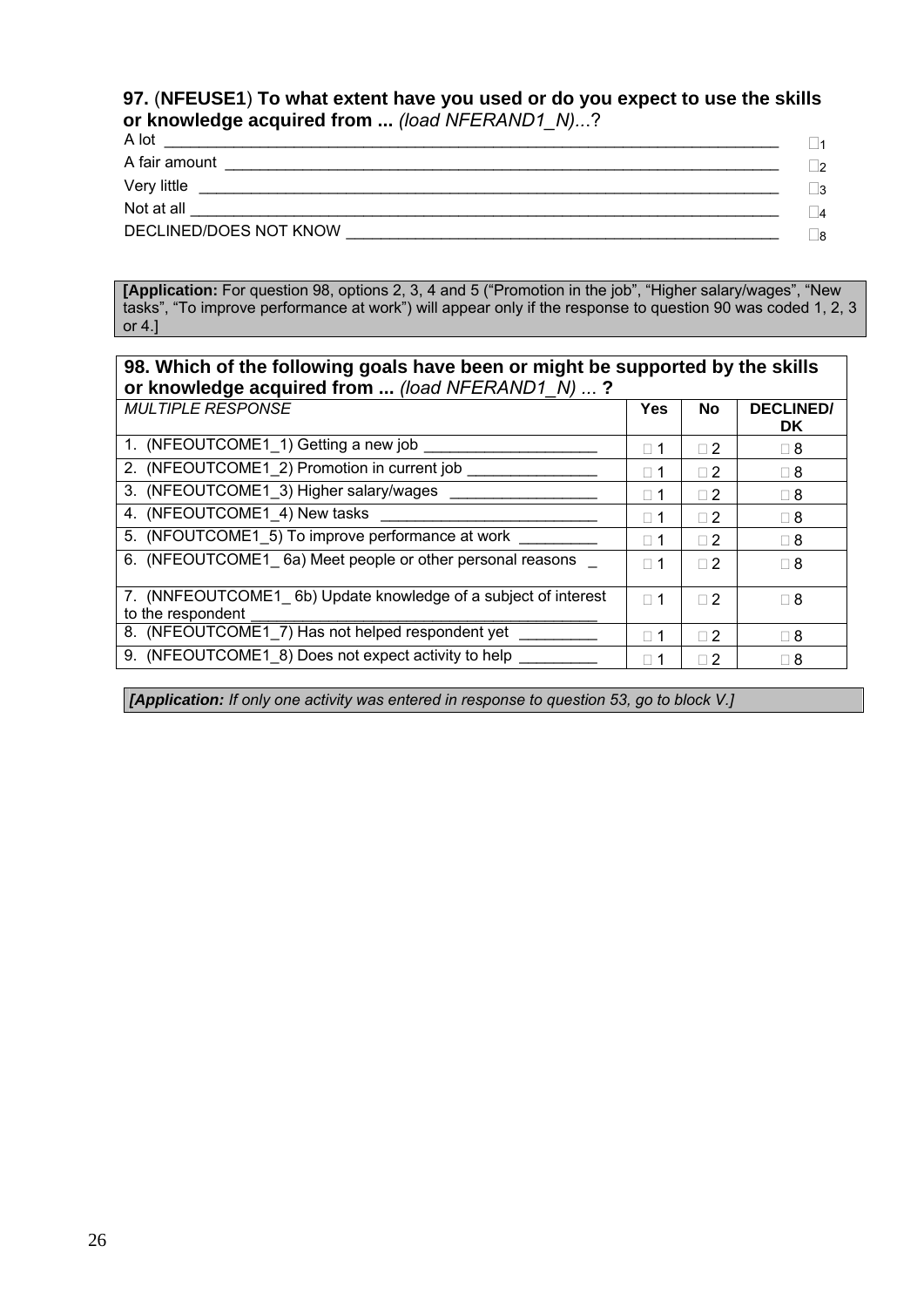**97.** (**NFEUSE1**) **To what extent have you used or do you expect to use the skills or knowledge acquired from ...** *(load NFERAND1_N)...*?

| | |
|---|---|
| A lot | □1 |
| A fair amount | □2 |
| Very little | □3 |
| Not at all | □4 |
| DECLINED/DOES NOT KNOW | □8 |

**[Application:** For question 98, options 2, 3, 4 and 5 ("Promotion in the job", "Higher salary/wages", "New tasks", "To improve performance at work") will appear only if the response to question 90 was coded 1, 2, 3 or 4.]

**98. Which of the following goals have been or might be supported by the skills or knowledge acquired from ...** *(load NFERAND1_N) ...* **?**

| *MULTIPLE RESPONSE* | **Yes** | **No** | **DECLINED/ DK** |
|---|---|---|---|
| 1. (NFEOUTCOME1_1) Getting a new job | □ 1 | □ 2 | □ 8 |
| 2. (NFEOUTCOME1_2) Promotion in current job | □ 1 | □ 2 | □ 8 |
| 3. (NFEOUTCOME1_3) Higher salary/wages | □ 1 | □ 2 | □ 8 |
| 4. (NFEOUTCOME1_4) New tasks | □ 1 | □ 2 | □ 8 |
| 5. (NFOUTCOME1_5) To improve performance at work | □ 1 | □ 2 | □ 8 |
| 6. (NFEOUTCOME1_ 6a) Meet people or other personal reasons | □ 1 | □ 2 | □ 8 |
| 7. (NNFEOUTCOME1_ 6b) Update knowledge of a subject of interest to the respondent | □ 1 | □ 2 | □ 8 |
| 8. (NFEOUTCOME1_7) Has not helped respondent yet | □ 1 | □ 2 | □ 8 |
| 9. (NFEOUTCOME1_8) Does not expect activity to help | □ 1 | □ 2 | □ 8 |

***[Application:*** *If only one activity was entered in response to question 53, go to block V.]*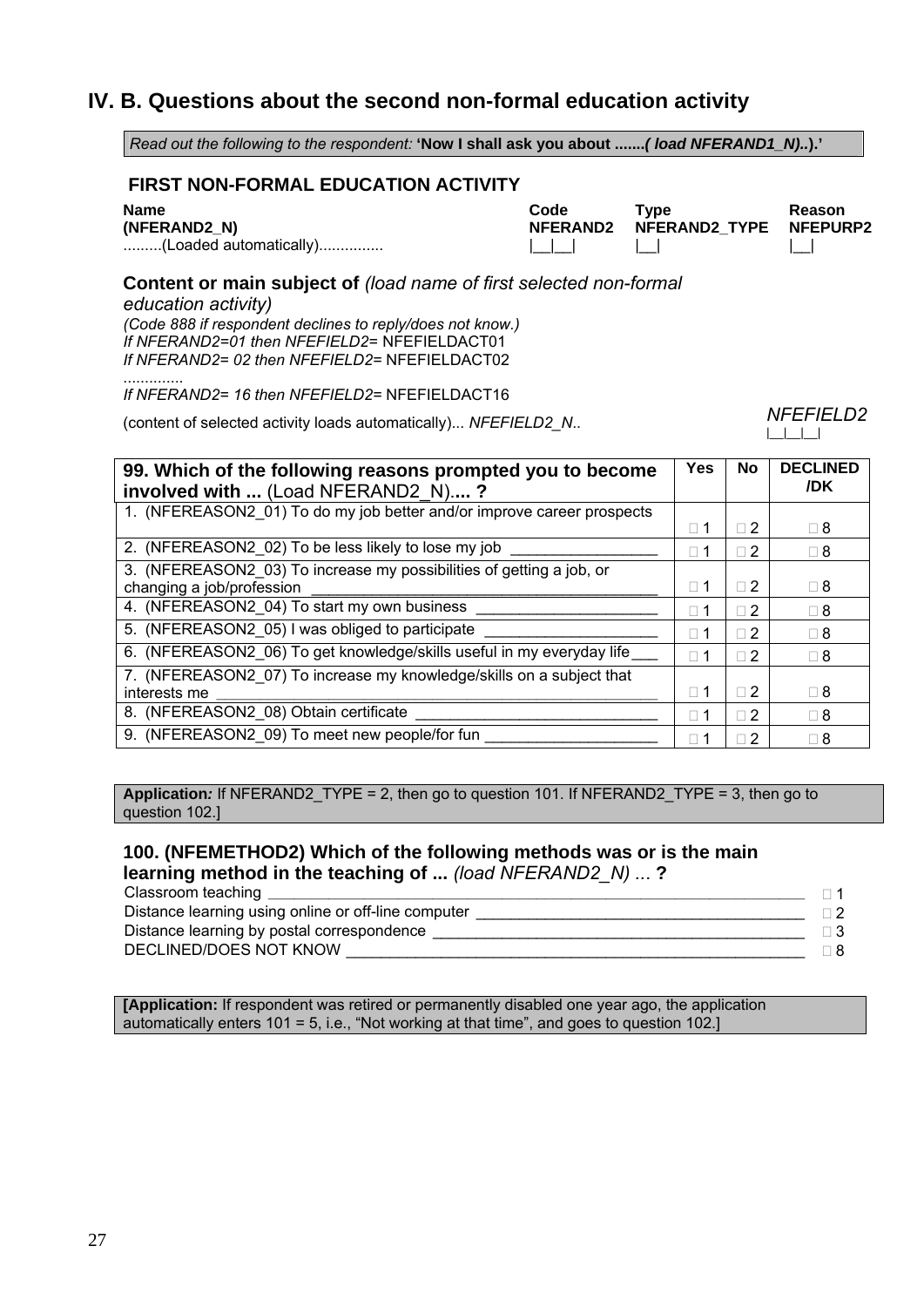## IV. B. Questions about the second non-formal education activity

*Read out the following to the respondent:* **'Now I shall ask you about .......*( load NFERAND1_N)..*).'**

### FIRST NON-FORMAL EDUCATION ACTIVITY

| **Name** (NFERAND2_N) | **Code** NFERAND2 | **Type** NFERAND2_TYPE | **Reason** NFEPURP2 |
|---|---|---|---|
| .........(Loaded automatically)............... | \|__\|__\| | \|__\| | \|__\| |

**Content or main subject of** *(load name of first selected non-formal education activity)*
*(Code 888 if respondent declines to reply/does not know.)*
*If NFERAND2=01 then NFEFIELD2=* NFEFIELDACT01
*If NFERAND2= 02 then NFEFIELD2=* NFEFIELDACT02
..............
*If NFERAND2= 16 then NFEFIELD2=* NFEFIELDACT16

(content of selected activity loads automatically)... *NFEFIELD2_N*.. *NFEFIELD2* |__|__|__|

| **99. Which of the following reasons prompted you to become involved with ...** (Load NFERAND2_N)**.... ?** | **Yes** | **No** | **DECLINED /DK** |
|---|---|---|---|
| 1. (NFEREASON2_01) To do my job better and/or improve career prospects | □ 1 | □ 2 | □ 8 |
| 2. (NFEREASON2_02) To be less likely to lose my job _________________ | □ 1 | □ 2 | □ 8 |
| 3. (NFEREASON2_03) To increase my possibilities of getting a job, or changing a job/profession ________________________________________ | □ 1 | □ 2 | □ 8 |
| 4. (NFEREASON2_04) To start my own business _____________________ | □ 1 | □ 2 | □ 8 |
| 5. (NFEREASON2_05) I was obliged to participate ____________________ | □ 1 | □ 2 | □ 8 |
| 6. (NFEREASON2_06) To get knowledge/skills useful in my everyday life___ | □ 1 | □ 2 | □ 8 |
| 7. (NFEREASON2_07) To increase my knowledge/skills on a subject that interests me ______________________________________________________ | □ 1 | □ 2 | □ 8 |
| 8. (NFEREASON2_08) Obtain certificate ____________________________ | □ 1 | □ 2 | □ 8 |
| 9. (NFEREASON2_09) To meet new people/for fun ____________________ | □ 1 | □ 2 | □ 8 |

**Application***:* If NFERAND2_TYPE = 2, then go to question 101. If NFERAND2_TYPE = 3, then go to question 102.]

### 100. (NFEMETHOD2) Which of the following methods was or is the main learning method in the teaching of ... *(load NFERAND2_N) ...* ?

Classroom teaching ____________________________________________________________ □ 1
Distance learning using online or off-line computer ______________________________________ □ 2
Distance learning by postal correspondence ____________________________________________ □ 3
DECLINED/DOES NOT KNOW _____________________________________________________ □ 8

**[Application:** If respondent was retired or permanently disabled one year ago, the application automatically enters 101 = 5, i.e., "Not working at that time", and goes to question 102.]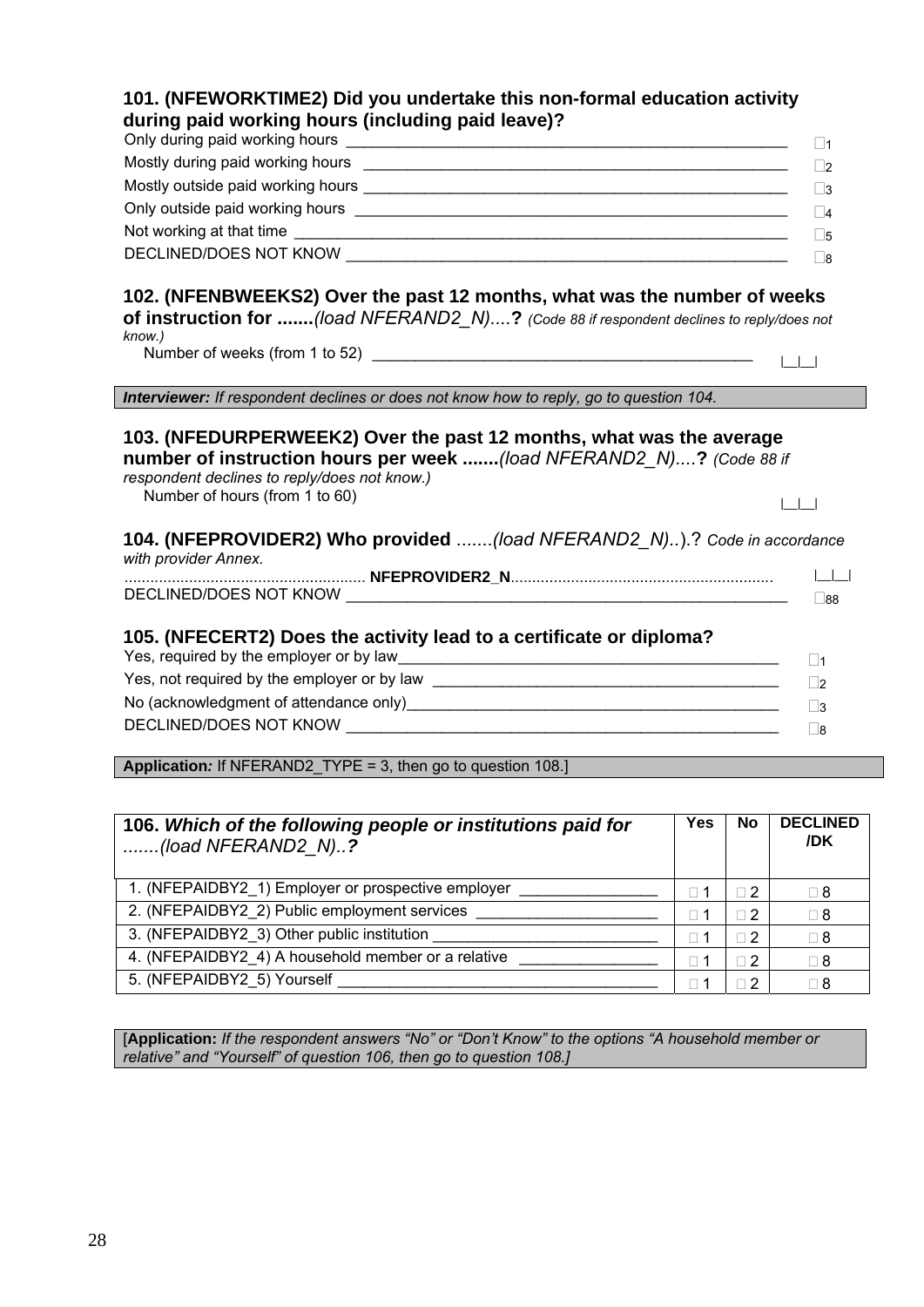### 101. (NFEWORKTIME2) Did you undertake this non-formal education activity during paid working hours (including paid leave)?

Only during paid working hours ______________________________________________________ □1
Mostly during paid working hours _____________________________________________________ □2
Mostly outside paid working hours ____________________________________________________ □3
Only outside paid working hours ______________________________________________________ □4
Not working at that time __________________________________________________________ □5
DECLINED/DOES NOT KNOW __________________________________________________________ □8

### 102. (NFENBWEEKS2) Over the past 12 months, what was the number of weeks of instruction for .......*(load NFERAND2_N)*....? *(Code 88 if respondent declines to reply/does not know.)*

Number of weeks (from 1 to 52) ____________________________________________ |__|__|

| ***Interviewer:*** *If respondent declines or does not know how to reply, go to question 104.* |
|---|

### 103. (NFEDURPERWEEK2) Over the past 12 months, what was the average number of instruction hours per week .......*(load NFERAND2_N)*....? *(Code 88 if respondent declines to reply/does not know.)*

Number of hours (from 1 to 60) |__|__|

### 104. (NFEPROVIDER2) Who provided .......*(load NFERAND2_N)..*).? *Code in accordance with provider Annex.*

........................................................ **NFEPROVIDER2_N**............................................................ |__|__|
DECLINED/DOES NOT KNOW __________________________________________________________ □88

### 105. (NFECERT2) Does the activity lead to a certificate or diploma?

Yes, required by the employer or by law______________________________________________ □1
Yes, not required by the employer or by law __________________________________________ □2
No (acknowledgment of attendance only)______________________________________________ □3
DECLINED/DOES NOT KNOW __________________________________________________________ □8

| **Application*:*** If NFERAND2_TYPE = 3, then go to question 108.] |
|---|

| **106.** ***Which of the following people or institutions paid for .......(load NFERAND2_N)..?*** | **Yes** | **No** | **DECLINED /DK** |
|---|---|---|---|
| 1. (NFEPAIDBY2_1) Employer or prospective employer ________________ | □ 1 | □ 2 | □ 8 |
| 2. (NFEPAIDBY2_2) Public employment services ______________________ | □ 1 | □ 2 | □ 8 |
| 3. (NFEPAIDBY2_3) Other public institution __________________________ | □ 1 | □ 2 | □ 8 |
| 4. (NFEPAIDBY2_4) A household member or a relative ________________ | □ 1 | □ 2 | □ 8 |
| 5. (NFEPAIDBY2_5) Yourself _____________________________________ | □ 1 | □ 2 | □ 8 |

| [**Application:** *If the respondent answers "No" or "Don't Know" to the options "A household member or relative" and "Yourself" of question 106, then go to question 108.]* |
|---|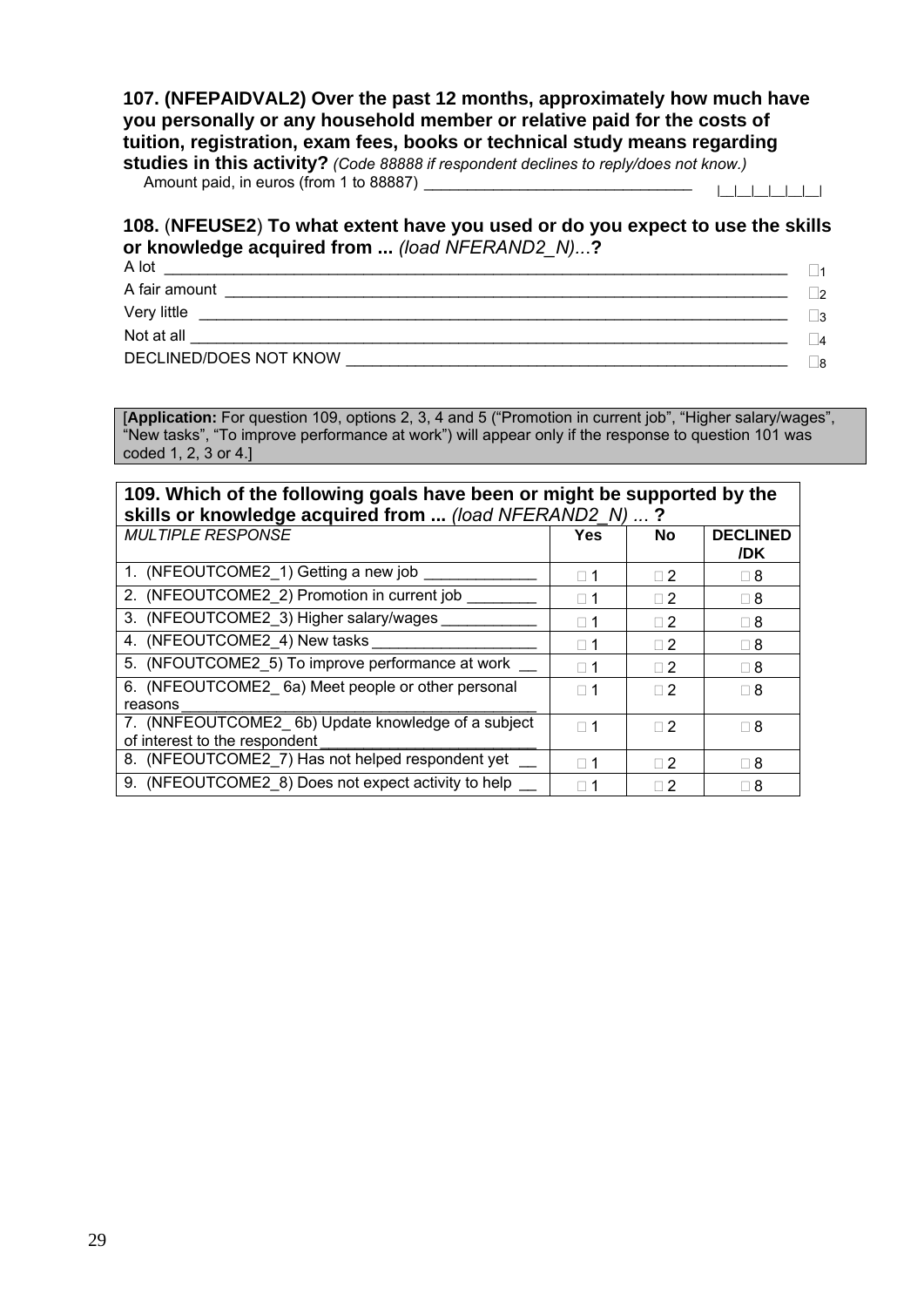**107. (NFEPAIDVAL2) Over the past 12 months, approximately how much have you personally or any household member or relative paid for the costs of tuition, registration, exam fees, books or technical study means regarding studies in this activity?** *(Code 88888 if respondent declines to reply/does not know.)*

Amount paid, in euros (from 1 to 88887) ________________________________ |__|__|__|__|__|

**108.** (**NFEUSE2**) **To what extent have you used or do you expect to use the skills or knowledge acquired from ...** *(load NFERAND2_N)...***?**

A lot ________________________________ □1
A fair amount ________________________________ □2
Very little ________________________________ □3
Not at all ________________________________ □4
DECLINED/DOES NOT KNOW ________________________________ □8

[**Application:** For question 109, options 2, 3, 4 and 5 (“Promotion in current job”, “Higher salary/wages”, “New tasks”, “To improve performance at work”) will appear only if the response to question 101 was coded 1, 2, 3 or 4.]

**109. Which of the following goals have been or might be supported by the skills or knowledge acquired from ...** *(load NFERAND2_N) ...* **?**

| *MULTIPLE RESPONSE* | **Yes** | **No** | **DECLINED /DK** |
|---|---|---|---|
| 1. (NFEOUTCOME2_1) Getting a new job _____________ | □ 1 | □ 2 | □ 8 |
| 2. (NFEOUTCOME2_2) Promotion in current job ________ | □ 1 | □ 2 | □ 8 |
| 3. (NFEOUTCOME2_3) Higher salary/wages ___________ | □ 1 | □ 2 | □ 8 |
| 4. (NFEOUTCOME2_4) New tasks ___________________ | □ 1 | □ 2 | □ 8 |
| 5. (NFOUTCOME2_5) To improve performance at work __ | □ 1 | □ 2 | □ 8 |
| 6. (NFEOUTCOME2_ 6a) Meet people or other personal reasons___________________________________ | □ 1 | □ 2 | □ 8 |
| 7. (NNFEOUTCOME2_ 6b) Update knowledge of a subject of interest to the respondent ________________________ | □ 1 | □ 2 | □ 8 |
| 8. (NFEOUTCOME2_7) Has not helped respondent yet __ | □ 1 | □ 2 | □ 8 |
| 9. (NFEOUTCOME2_8) Does not expect activity to help __ | □ 1 | □ 2 | □ 8 |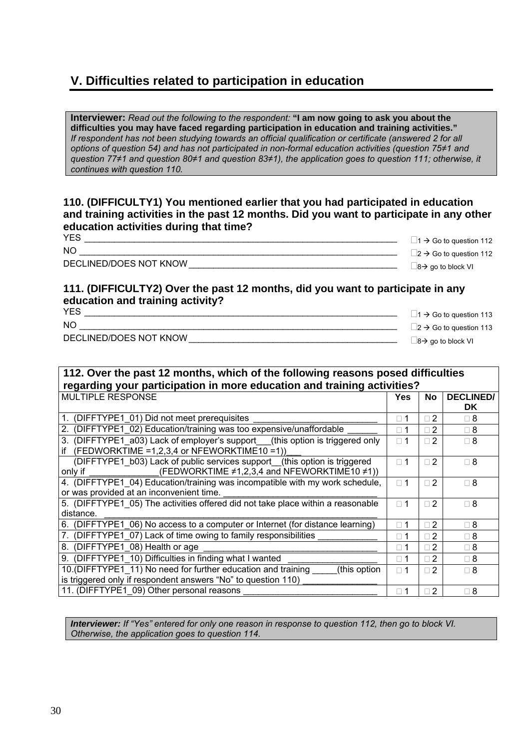## V. Difficulties related to participation in education

> **Interviewer:** *Read out the following to the respondent:* **"I am now going to ask you about the difficulties you may have faced regarding participation in education and training activities."**
> *If respondent has not been studying towards an official qualification or certificate (answered 2 for all options of question 54) and has not participated in non-formal education activities (question 75≠1 and question 77≠1 and question 80≠1 and question 83≠1), the application goes to question 111; otherwise, it continues with question 110.*

### 110. (DIFFICULTY1) You mentioned earlier that you had participated in education and training activities in the past 12 months. Did you want to participate in any other education activities during that time?

| | |
|---|---|
| YES | □1 → Go to question 112 |
| NO | □2 → Go to question 112 |
| DECLINED/DOES NOT KNOW | □8→ go to block VI |

### 111. (DIFFICULTY2) Over the past 12 months, did you want to participate in any education and training activity?

| | |
|---|---|
| YES | □1 → Go to question 113 |
| NO | □2 → Go to question 113 |
| DECLINED/DOES NOT KNOW | □8→ go to block VI |

### 112. Over the past 12 months, which of the following reasons posed difficulties regarding your participation in more education and training activities?

| MULTIPLE RESPONSE | Yes | No | DECLINED/ DK |
|---|---|---|---|
| 1. (DIFFTYPE1_01) Did not meet prerequisites | □ 1 | □ 2 | □ 8 |
| 2. (DIFFTYPE1_02) Education/training was too expensive/unaffordable | □ 1 | □ 2 | □ 8 |
| 3. (DIFFTYPE1_a03) Lack of employer's support___(this option is triggered only if (FEDWORKTIME =1,2,3,4 or NFEWORKTIME10 =1))___ | □ 1 | □ 2 | □ 8 |
| (DIFFTYPE1_b03) Lack of public services support__(this option is triggered only if ______________(FEDWORKTIME ≠1,2,3,4 and NFEWORKTIME10 ≠1)) | □ 1 | □ 2 | □ 8 |
| 4. (DIFFTYPE1_04) Education/training was incompatible with my work schedule, or was provided at an inconvenient time. | □ 1 | □ 2 | □ 8 |
| 5. (DIFFTYPE1_05) The activities offered did not take place within a reasonable distance. | □ 1 | □ 2 | □ 8 |
| 6. (DIFFTYPE1_06) No access to a computer or Internet (for distance learning) | □ 1 | □ 2 | □ 8 |
| 7. (DIFFTYPE1_07) Lack of time owing to family responsibilities | □ 1 | □ 2 | □ 8 |
| 8. (DIFFTYPE1_08) Health or age | □ 1 | □ 2 | □ 8 |
| 9. (DIFFTYPE1_10) Difficulties in finding what I wanted | □ 1 | □ 2 | □ 8 |
| 10.(DIFFTYPE1_11) No need for further education and training _____(this option is triggered only if respondent answers "No" to question 110) | □ 1 | □ 2 | □ 8 |
| 11. (DIFFTYPE1_09) Other personal reasons | □ 1 | □ 2 | □ 8 |

> ***Interviewer:*** *If "Yes" entered for only one reason in response to question 112, then go to block VI. Otherwise, the application goes to question 114.*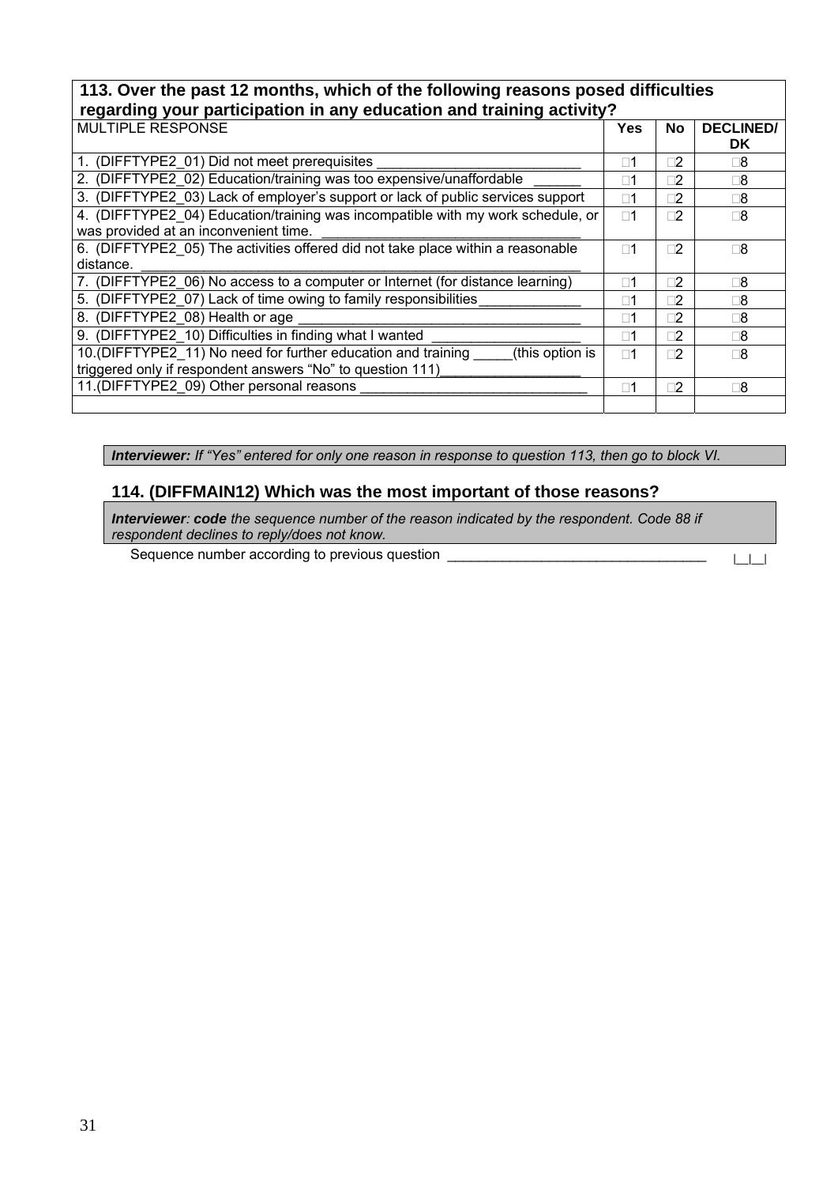| 113. Over the past 12 months, which of the following reasons posed difficulties regarding your participation in any education and training activity? | | | |
|---|---|---|---|
| MULTIPLE RESPONSE | **Yes** | **No** | **DECLINED/ DK** |
| 1. (DIFFTYPE2_01) Did not meet prerequisites ___________________________ | □1 | □2 | □8 |
| 2. (DIFFTYPE2_02) Education/training was too expensive/unaffordable ______ | □1 | □2 | □8 |
| 3. (DIFFTYPE2_03) Lack of employer's support or lack of public services support | □1 | □2 | □8 |
| 4. (DIFFTYPE2_04) Education/training was incompatible with my work schedule, or was provided at an inconvenient time. ___________________________________ | □1 | □2 | □8 |
| 6. (DIFFTYPE2_05) The activities offered did not take place within a reasonable distance. ___________________________________________________________ | □1 | □2 | □8 |
| 7. (DIFFTYPE2_06) No access to a computer or Internet (for distance learning) | □1 | □2 | □8 |
| 5. (DIFFTYPE2_07) Lack of time owing to family responsibilities______________ | □1 | □2 | □8 |
| 8. (DIFFTYPE2_08) Health or age ______________________________________ | □1 | □2 | □8 |
| 9. (DIFFTYPE2_10) Difficulties in finding what I wanted ____________________ | □1 | □2 | □8 |
| 10.(DIFFTYPE2_11) No need for further education and training _____(this option is triggered only if respondent answers "No" to question 111)___________________ | □1 | □2 | □8 |
| 11.(DIFFTYPE2_09) Other personal reasons _______________________________ | □1 | □2 | □8 |
| | | | |

***Interviewer:*** *If "Yes" entered for only one reason in response to question 113, then go to block VI.*

### 114. (DIFFMAIN12) Which was the most important of those reasons?

***Interviewer**: **code** the sequence number of the reason indicated by the respondent. Code 88 if respondent declines to reply/does not know.*

Sequence number according to previous question __________________________________ |__|__|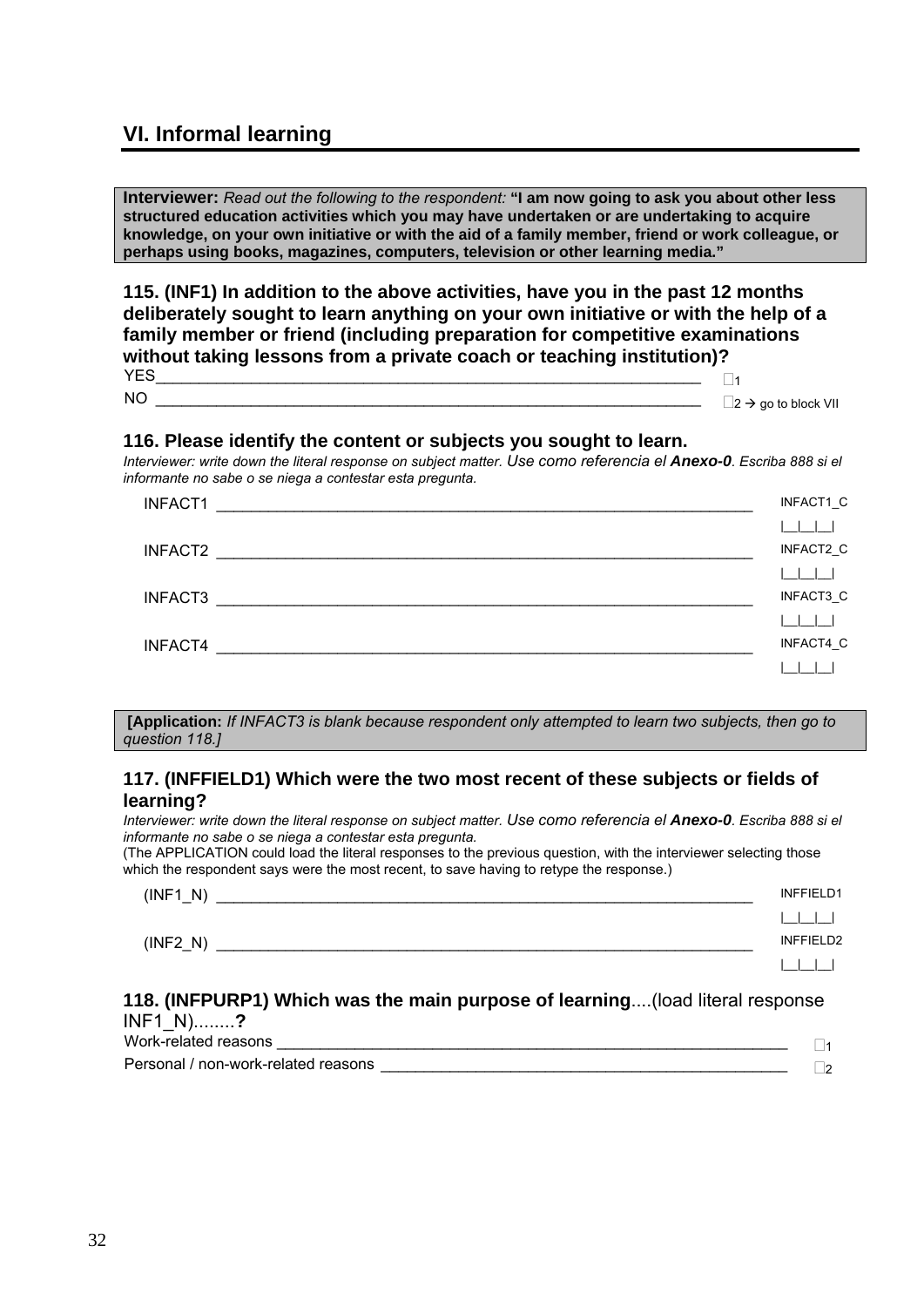## VI. Informal learning

**Interviewer:** *Read out the following to the respondent:* **"I am now going to ask you about other less structured education activities which you may have undertaken or are undertaking to acquire knowledge, on your own initiative or with the aid of a family member, friend or work colleague, or perhaps using books, magazines, computers, television or other learning media."**

### 115. (INF1) In addition to the above activities, have you in the past 12 months deliberately sought to learn anything on your own initiative or with the help of a family member or friend (including preparation for competitive examinations without taking lessons from a private coach or teaching institution)?

YES________________________________________________________________ ☐1

NO ________________________________________________________________ ☐2 → go to block VII

### 116. Please identify the content or subjects you sought to learn.

*Interviewer: write down the literal response on subject matter. Use como referencia el **Anexo-0**. Escriba 888 si el informante no sabe o se niega a contestar esta pregunta.*

INFACT1 ______________________________________________________________ INFACT1_C |__|__|__|

INFACT2 ______________________________________________________________ INFACT2_C |__|__|__|

INFACT3 ______________________________________________________________ INFACT3_C |__|__|__|

INFACT4 ______________________________________________________________ INFACT4_C |__|__|__|

**[Application:** *If INFACT3 is blank because respondent only attempted to learn two subjects, then go to question 118.]*

### 117. (INFFIELD1) Which were the two most recent of these subjects or fields of learning?

*Interviewer: write down the literal response on subject matter. Use como referencia el **Anexo-0**. Escriba 888 si el informante no sabe o se niega a contestar esta pregunta.*

(The APPLICATION could load the literal responses to the previous question, with the interviewer selecting those which the respondent says were the most recent, to save having to retype the response.)

(INF1_N) ______________________________________________________________ INFFIELD1 |__|__|__|

(INF2_N) ______________________________________________________________ INFFIELD2 |__|__|__|

### 118. (INFPURP1) Which was the main purpose of learning....(load literal response INF1_N)........?

Work-related reasons ______________________________________________________ ☐1

Personal / non-work-related reasons _________________________________________ ☐2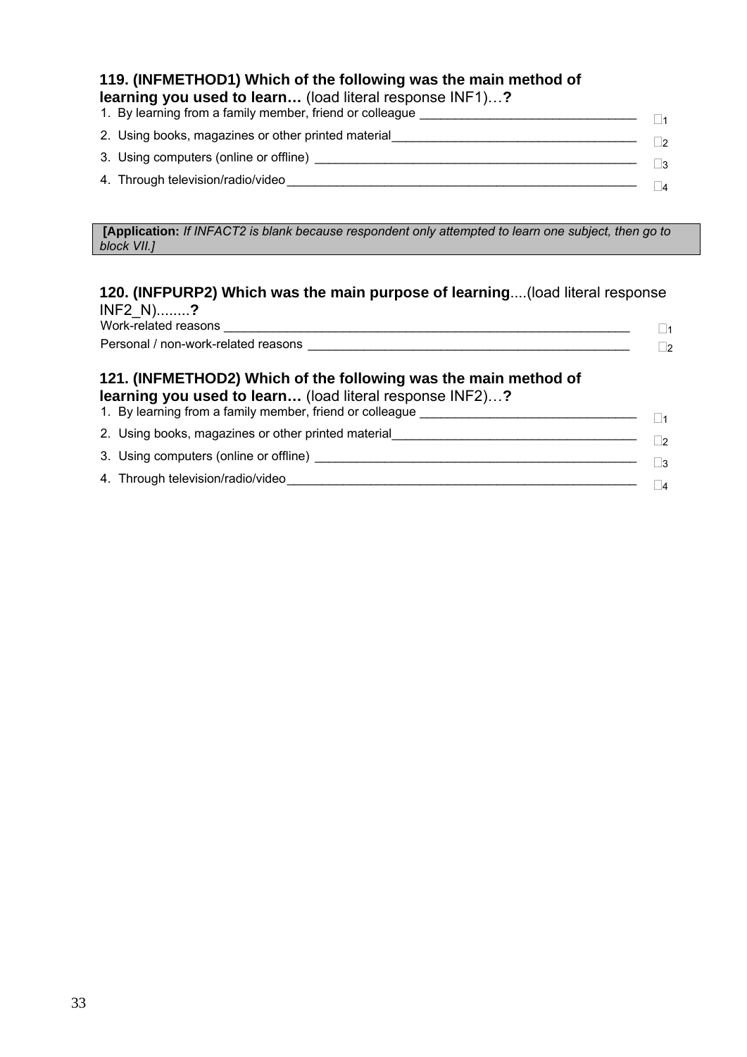**119. (INFMETHOD1) Which of the following was the main method of learning you used to learn…** (load literal response INF1)…**?**

1. By learning from a family member, friend or colleague ________________________________ □1
2. Using books, magazines or other printed material____________________________________ □2
3. Using computers (online or offline) _________________________________________________ □3
4. Through television/radio/video_______________________________________________________ □4

**[Application:** *If INFACT2 is blank because respondent only attempted to learn one subject, then go to block VII.]*

**120. (INFPURP2) Which was the main purpose of learning**....(load literal response INF2_N)........**?**

Work-related reasons ______________________________________________________________ □1
Personal / non-work-related reasons ________________________________________________ □2

**121. (INFMETHOD2) Which of the following was the main method of learning you used to learn…** (load literal response INF2)…**?**

1. By learning from a family member, friend or colleague ________________________________ □1
2. Using books, magazines or other printed material____________________________________ □2
3. Using computers (online or offline) _________________________________________________ □3
4. Through television/radio/video_______________________________________________________ □4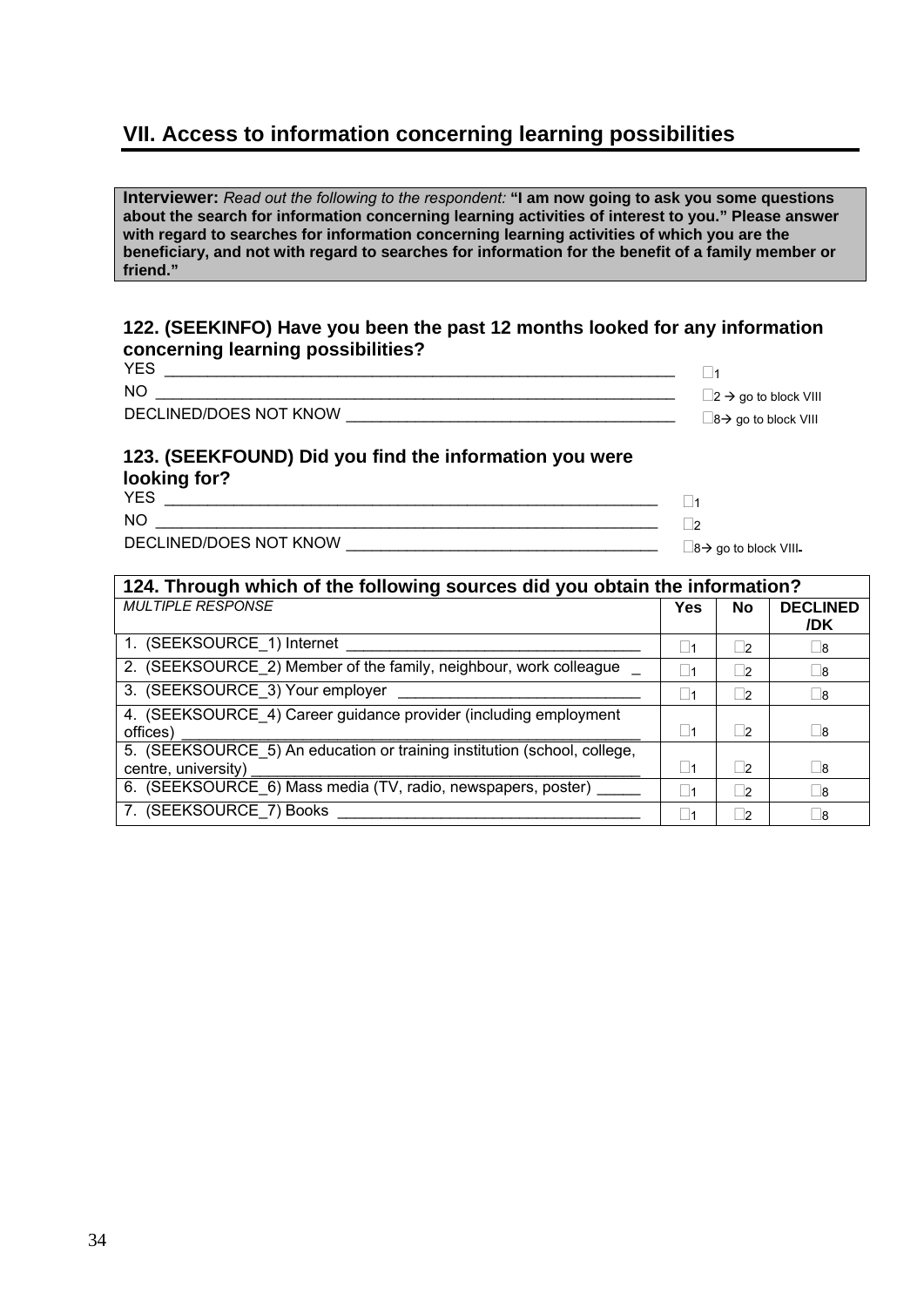## VII. Access to information concerning learning possibilities

**Interviewer:** *Read out the following to the respondent:* **"I am now going to ask you some questions about the search for information concerning learning activities of interest to you." Please answer with regard to searches for information concerning learning activities of which you are the beneficiary, and not with regard to searches for information for the benefit of a family member or friend."**

**122. (SEEKINFO) Have you been the past 12 months looked for any information concerning learning possibilities?**

YES ☐1
NO ☐2 → go to block VIII
DECLINED/DOES NOT KNOW ☐8→ go to block VIII

**123. (SEEKFOUND) Did you find the information you were looking for?**

YES ☐1
NO ☐2
DECLINED/DOES NOT KNOW ☐8→ go to block VIII

| **124. Through which of the following sources did you obtain the information?** | | | |
|---|---|---|---|
| *MULTIPLE RESPONSE* | **Yes** | **No** | **DECLINED /DK** |
| 1. (SEEKSOURCE_1) Internet | ☐1 | ☐2 | ☐8 |
| 2. (SEEKSOURCE_2) Member of the family, neighbour, work colleague | ☐1 | ☐2 | ☐8 |
| 3. (SEEKSOURCE_3) Your employer | ☐1 | ☐2 | ☐8 |
| 4. (SEEKSOURCE_4) Career guidance provider (including employment offices) | ☐1 | ☐2 | ☐8 |
| 5. (SEEKSOURCE_5) An education or training institution (school, college, centre, university) | ☐1 | ☐2 | ☐8 |
| 6. (SEEKSOURCE_6) Mass media (TV, radio, newspapers, poster) | ☐1 | ☐2 | ☐8 |
| 7. (SEEKSOURCE_7) Books | ☐1 | ☐2 | ☐8 |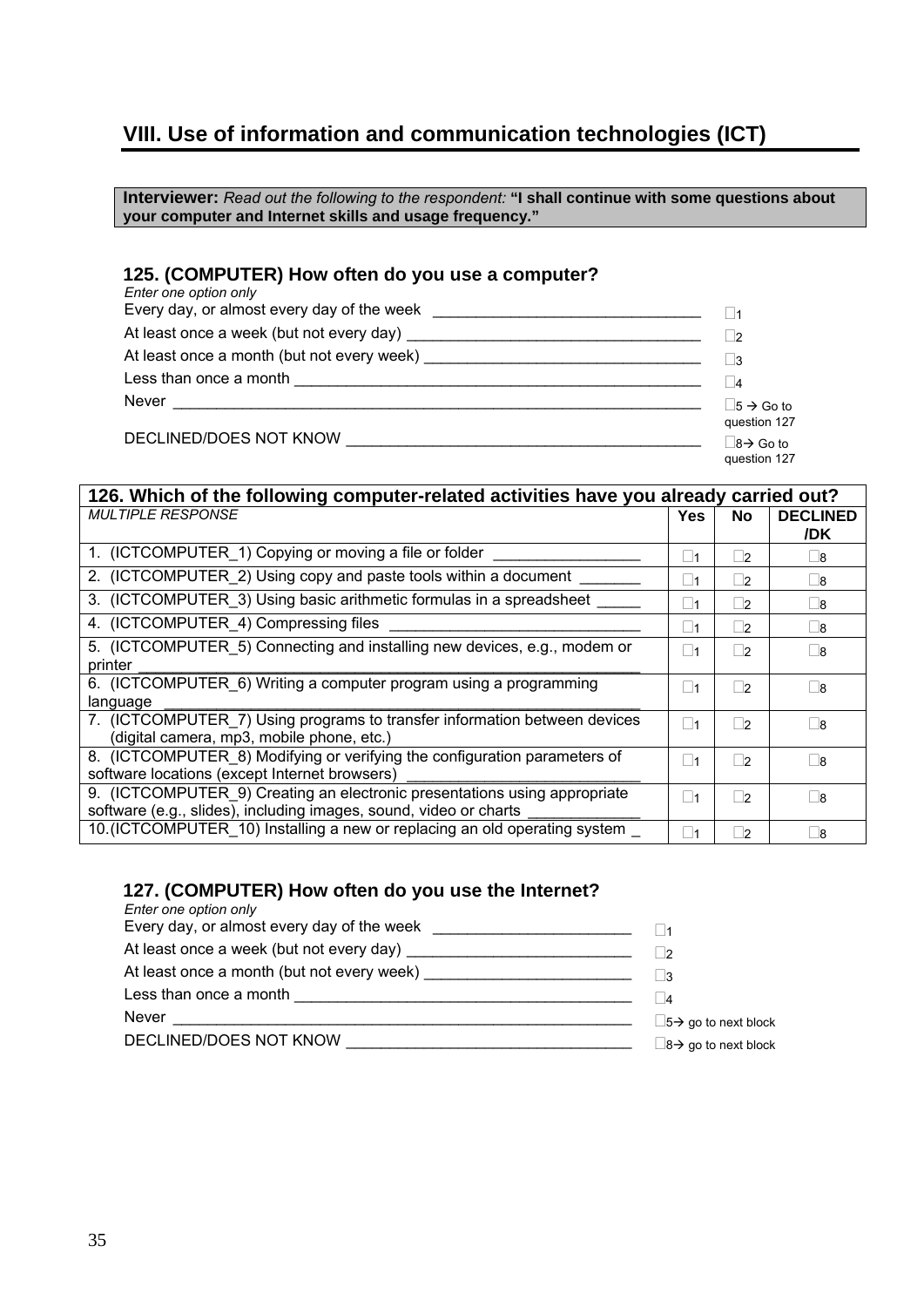## VIII. Use of information and communication technologies (ICT)

**Interviewer:** *Read out the following to the respondent:* **"I shall continue with some questions about your computer and Internet skills and usage frequency."**

### 125. (COMPUTER) How often do you use a computer?

*Enter one option only*

| | |
|---|---|
| Every day, or almost every day of the week | □1 |
| At least once a week (but not every day) | □2 |
| At least once a month (but not every week) | □3 |
| Less than once a month | □4 |
| Never | □5 → Go to question 127 |
| DECLINED/DOES NOT KNOW | □8→ Go to question 127 |

| 126. Which of the following computer-related activities have you already carried out? | | | |
|---|---|---|---|
| *MULTIPLE RESPONSE* | **Yes** | **No** | **DECLINED /DK** |
| 1. (ICTCOMPUTER_1) Copying or moving a file or folder | □1 | □2 | □8 |
| 2. (ICTCOMPUTER_2) Using copy and paste tools within a document | □1 | □2 | □8 |
| 3. (ICTCOMPUTER_3) Using basic arithmetic formulas in a spreadsheet | □1 | □2 | □8 |
| 4. (ICTCOMPUTER_4) Compressing files | □1 | □2 | □8 |
| 5. (ICTCOMPUTER_5) Connecting and installing new devices, e.g., modem or printer | □1 | □2 | □8 |
| 6. (ICTCOMPUTER_6) Writing a computer program using a programming language | □1 | □2 | □8 |
| 7. (ICTCOMPUTER_7) Using programs to transfer information between devices (digital camera, mp3, mobile phone, etc.) | □1 | □2 | □8 |
| 8. (ICTCOMPUTER_8) Modifying or verifying the configuration parameters of software locations (except Internet browsers) | □1 | □2 | □8 |
| 9. (ICTCOMPUTER_9) Creating an electronic presentations using appropriate software (e.g., slides), including images, sound, video or charts | □1 | □2 | □8 |
| 10.(ICTCOMPUTER_10) Installing a new or replacing an old operating system | □1 | □2 | □8 |

### 127. (COMPUTER) How often do you use the Internet?

*Enter one option only*

| | |
|---|---|
| Every day, or almost every day of the week | □1 |
| At least once a week (but not every day) | □2 |
| At least once a month (but not every week) | □3 |
| Less than once a month | □4 |
| Never | □5→ go to next block |
| DECLINED/DOES NOT KNOW | □8→ go to next block |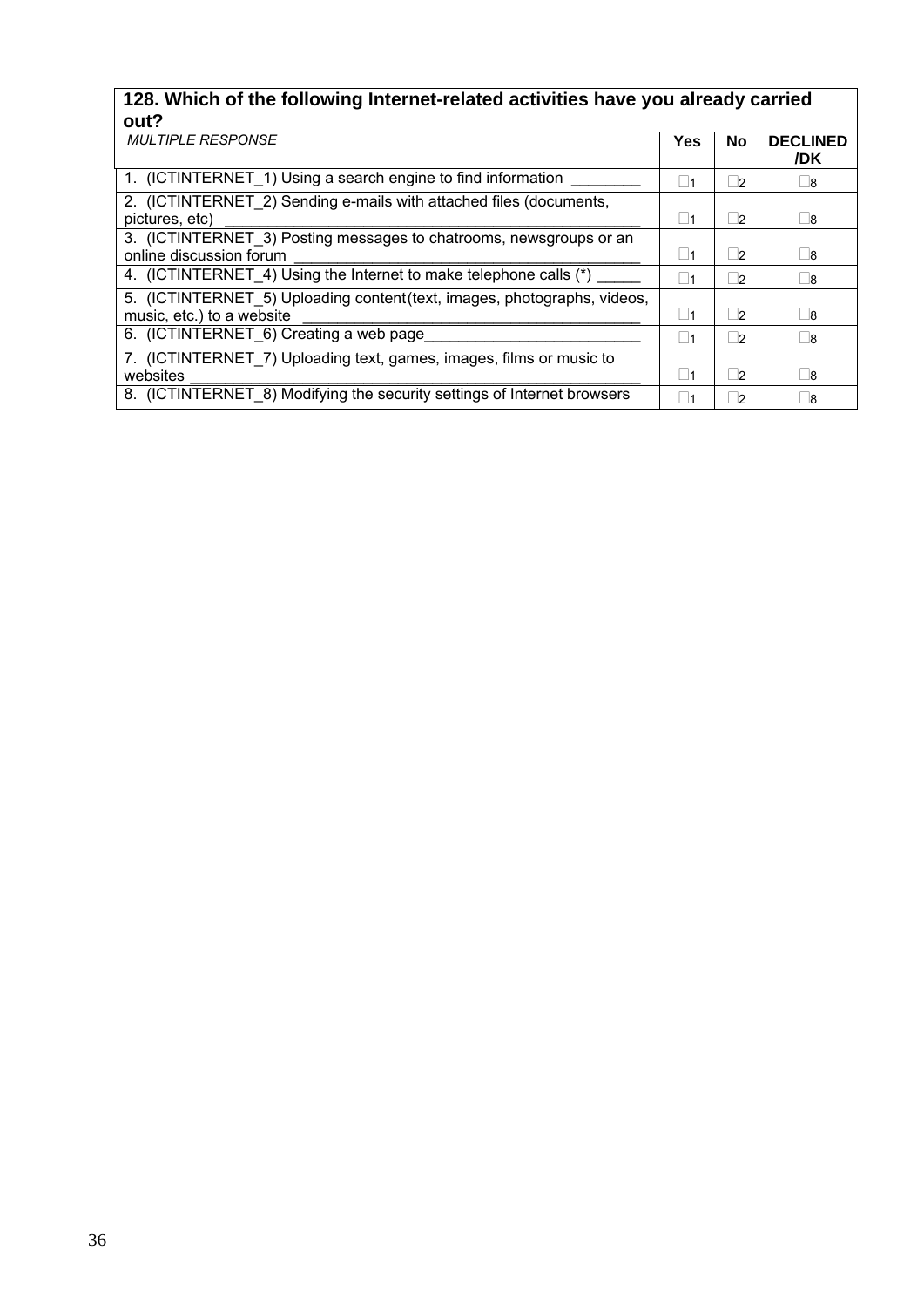| 128. Which of the following Internet-related activities have you already carried out? | | | |
|---|---|---|---|
| *MULTIPLE RESPONSE* | **Yes** | **No** | **DECLINED /DK** |
| 1. (ICTINTERNET_1) Using a search engine to find information ________ | ☐1 | ☐2 | ☐8 |
| 2. (ICTINTERNET_2) Sending e-mails with attached files (documents, pictures, etc) ________________________________________________ | ☐1 | ☐2 | ☐8 |
| 3. (ICTINTERNET_3) Posting messages to chatrooms, newsgroups or an online discussion forum ________________________________________ | ☐1 | ☐2 | ☐8 |
| 4. (ICTINTERNET_4) Using the Internet to make telephone calls (*) _____ | ☐1 | ☐2 | ☐8 |
| 5. (ICTINTERNET_5) Uploading content(text, images, photographs, videos, music, etc.) to a website _______________________________________ | ☐1 | ☐2 | ☐8 |
| 6. (ICTINTERNET_6) Creating a web page_________________________ | ☐1 | ☐2 | ☐8 |
| 7. (ICTINTERNET_7) Uploading text, games, images, films or music to websites ____________________________________________________ | ☐1 | ☐2 | ☐8 |
| 8. (ICTINTERNET_8) Modifying the security settings of Internet browsers | ☐1 | ☐2 | ☐8 |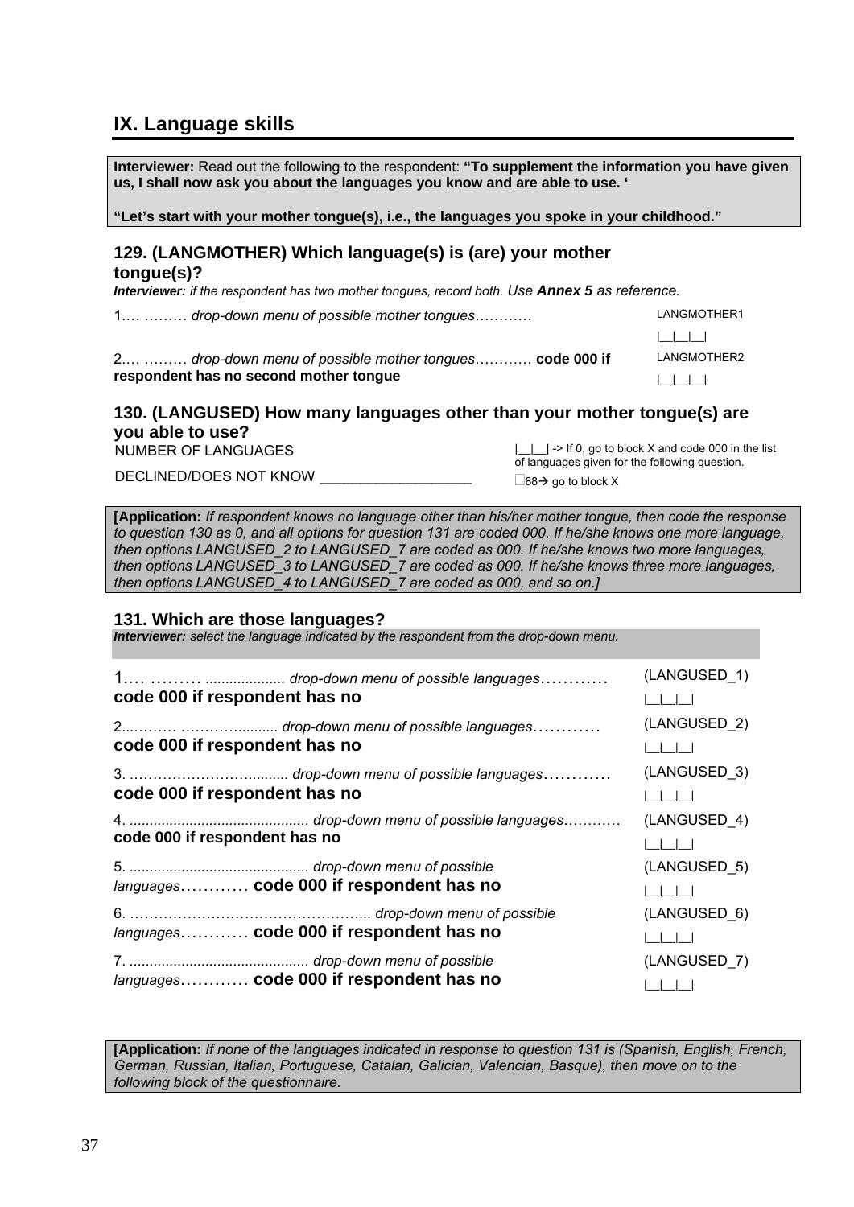## IX. Language skills

**Interviewer:** Read out the following to the respondent: **"To supplement the information you have given us, I shall now ask you about the languages you know and are able to use. '**

**"Let's start with your mother tongue(s), i.e., the languages you spoke in your childhood."**

### 129. (LANGMOTHER) Which language(s) is (are) your mother tongue(s)?

***Interviewer:*** *if the respondent has two mother tongues, record both. Use* ***Annex 5*** *as reference.*

| | |
|---|---|
| 1.… ……… *drop-down menu of possible mother tongues*………… | LANGMOTHER1 \|__\|__\|__\| |
| 2.… ……… *drop-down menu of possible mother tongues*………… **code 000 if respondent has no second mother tongue** | LANGMOTHER2 \|__\|__\|__\| |

### 130. (LANGUSED) How many languages other than your mother tongue(s) are you able to use?

| | |
|---|---|
| NUMBER OF LANGUAGES | \|__\|__\| -> If 0, go to block X and code 000 in the list of languages given for the following question. |
| DECLINED/DOES NOT KNOW ___________________ | □88→ go to block X |

**[Application:** *If respondent knows no language other than his/her mother tongue, then code the response to question 130 as 0, and all options for question 131 are coded 000. If he/she knows one more language, then options LANGUSED_2 to LANGUSED_7 are coded as 000. If he/she knows two more languages, then options LANGUSED_3 to LANGUSED_7 are coded as 000. If he/she knows three more languages, then options LANGUSED_4 to LANGUSED_7 are coded as 000, and so on.]*

### 131. Which are those languages?

***Interviewer:*** *select the language indicated by the respondent from the drop-down menu.*

| | |
|---|---|
| 1.… ……… .................... *drop-down menu of possible languages*………… **code 000 if respondent has no** | (LANGUSED_1) \|__\|__\|__\| |
| 2..……… ……….......... *drop-down menu of possible languages*………… **code 000 if respondent has no** | (LANGUSED_2) \|__\|__\|__\| |
| 3. …………………….......... *drop-down menu of possible languages*………… **code 000 if respondent has no** | (LANGUSED_3) \|__\|__\|__\| |
| 4. ............................................ *drop-down menu of possible languages*………… **code 000 if respondent has no** | (LANGUSED_4) \|__\|__\|__\| |
| 5. ............................................ *drop-down menu of possible languages*………… **code 000 if respondent has no** | (LANGUSED_5) \|__\|__\|__\| |
| 6. …………………………………….... *drop-down menu of possible languages*………… **code 000 if respondent has no** | (LANGUSED_6) \|__\|__\|__\| |
| 7. ............................................ *drop-down menu of possible languages*………… **code 000 if respondent has no** | (LANGUSED_7) \|__\|__\|__\| |

**[Application:** *If none of the languages indicated in response to question 131 is (Spanish, English, French, German, Russian, Italian, Portuguese, Catalan, Galician, Valencian, Basque), then move on to the following block of the questionnaire.*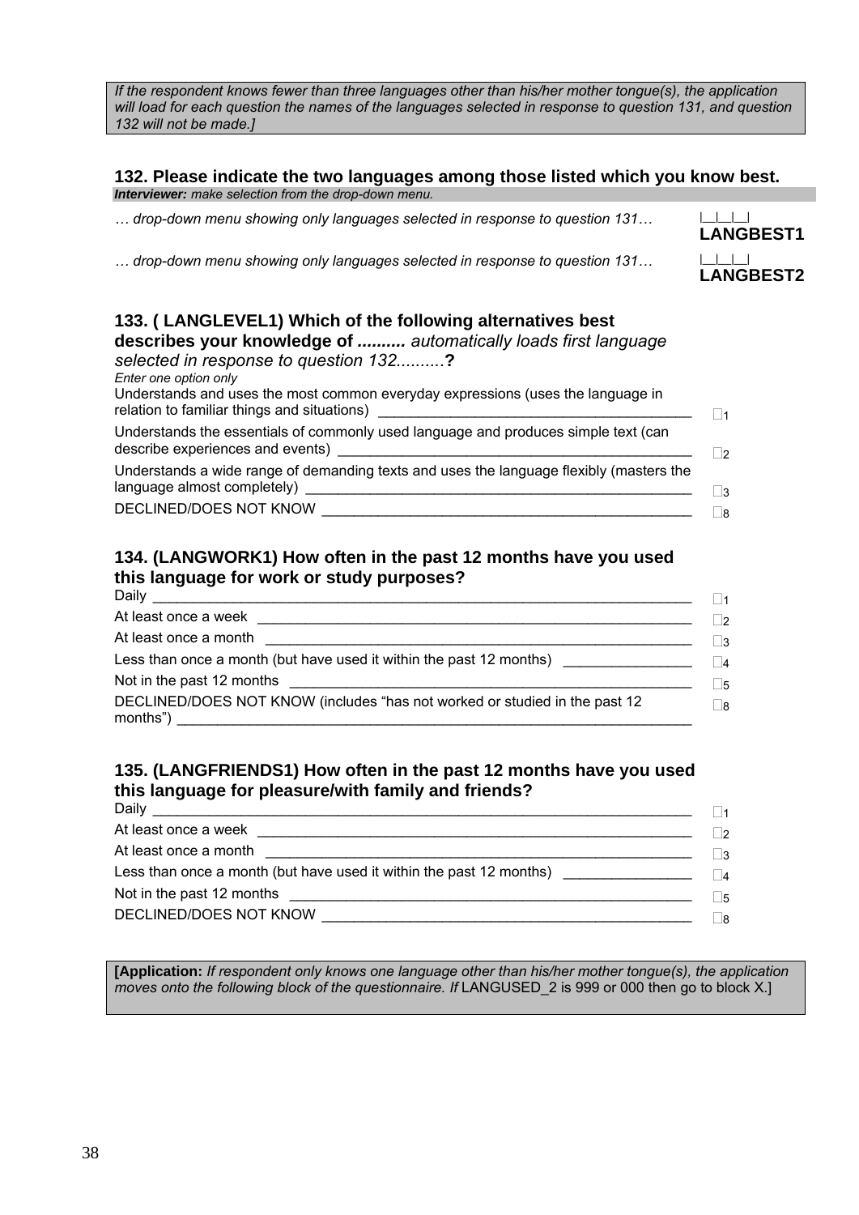*If the respondent knows fewer than three languages other than his/her mother tongue(s), the application will load for each question the names of the languages selected in response to question 131, and question 132 will not be made.]*

### 132. Please indicate the two languages among those listed which you know best.

***Interviewer:*** *make selection from the drop-down menu.*

*… drop-down menu showing only languages selected in response to question 131…* |__|__|__| **LANGBEST1**

*… drop-down menu showing only languages selected in response to question 131…* |__|__|__| **LANGBEST2**

### 133. ( LANGLEVEL1) Which of the following alternatives best describes your knowledge of *.......... automatically loads first language selected in response to question 132..........*?

*Enter one option only*

| | |
|---|---|
| Understands and uses the most common everyday expressions (uses the language in relation to familiar things and situations) | ☐1 |
| Understands the essentials of commonly used language and produces simple text (can describe experiences and events) | ☐2 |
| Understands a wide range of demanding texts and uses the language flexibly (masters the language almost completely) | ☐3 |
| DECLINED/DOES NOT KNOW | ☐8 |

### 134. (LANGWORK1) How often in the past 12 months have you used this language for work or study purposes?

| | |
|---|---|
| Daily | ☐1 |
| At least once a week | ☐2 |
| At least once a month | ☐3 |
| Less than once a month (but have used it within the past 12 months) | ☐4 |
| Not in the past 12 months | ☐5 |
| DECLINED/DOES NOT KNOW (includes "has not worked or studied in the past 12 months") | ☐8 |

### 135. (LANGFRIENDS1) How often in the past 12 months have you used this language for pleasure/with family and friends?

| | |
|---|---|
| Daily | ☐1 |
| At least once a week | ☐2 |
| At least once a month | ☐3 |
| Less than once a month (but have used it within the past 12 months) | ☐4 |
| Not in the past 12 months | ☐5 |
| DECLINED/DOES NOT KNOW | ☐8 |

**[Application:** *If respondent only knows one language other than his/her mother tongue(s), the application moves onto the following block of the questionnaire. If* LANGUSED_2 is 999 or 000 then go to block X.]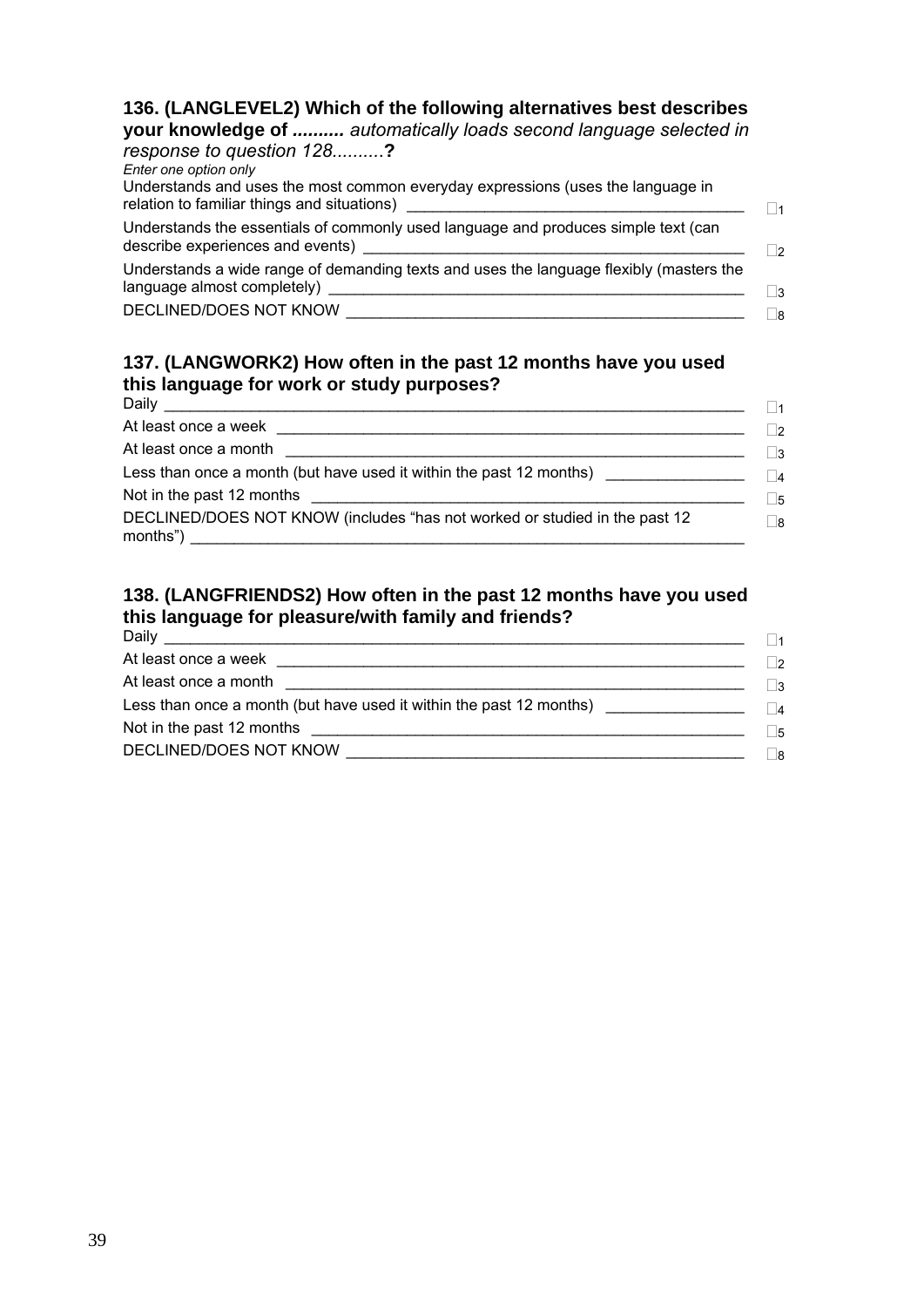### 136. (LANGLEVEL2) Which of the following alternatives best describes your knowledge of .......... *automatically loads second language selected in response to question 128..........* ?

*Enter one option only*

| | |
|---|---|
| Understands and uses the most common everyday expressions (uses the language in relation to familiar things and situations) | ☐1 |
| Understands the essentials of commonly used language and produces simple text (can describe experiences and events) | ☐2 |
| Understands a wide range of demanding texts and uses the language flexibly (masters the language almost completely) | ☐3 |
| DECLINED/DOES NOT KNOW | ☐8 |

### 137. (LANGWORK2) How often in the past 12 months have you used this language for work or study purposes?

| | |
|---|---|
| Daily | ☐1 |
| At least once a week | ☐2 |
| At least once a month | ☐3 |
| Less than once a month (but have used it within the past 12 months) | ☐4 |
| Not in the past 12 months | ☐5 |
| DECLINED/DOES NOT KNOW (includes "has not worked or studied in the past 12 months") | ☐8 |

### 138. (LANGFRIENDS2) How often in the past 12 months have you used this language for pleasure/with family and friends?

| | |
|---|---|
| Daily | ☐1 |
| At least once a week | ☐2 |
| At least once a month | ☐3 |
| Less than once a month (but have used it within the past 12 months) | ☐4 |
| Not in the past 12 months | ☐5 |
| DECLINED/DOES NOT KNOW | ☐8 |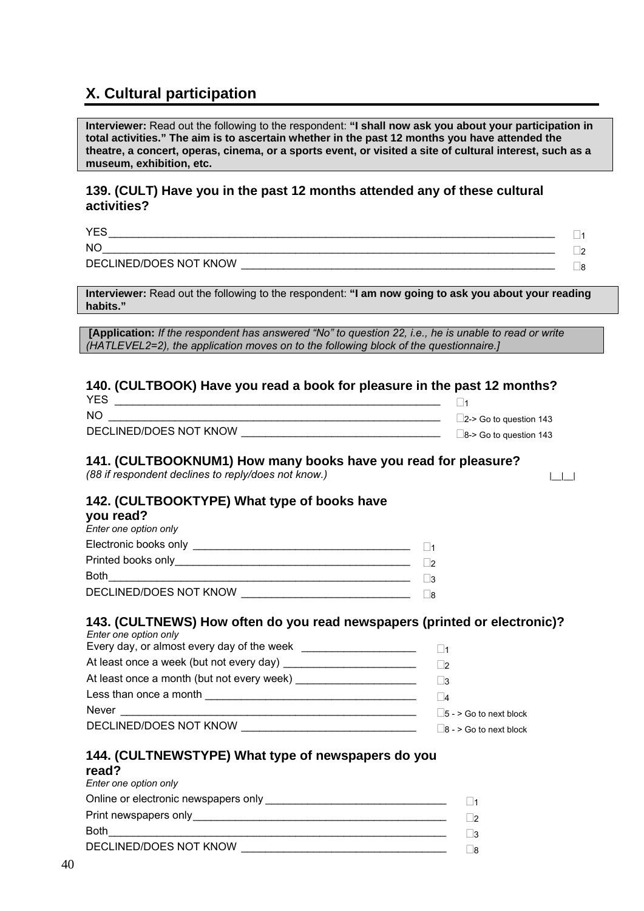## X. Cultural participation

**Interviewer:** Read out the following to the respondent: **"I shall now ask you about your participation in total activities." The aim is to ascertain whether in the past 12 months you have attended the theatre, a concert, operas, cinema, or a sports event, or visited a site of cultural interest, such as a museum, exhibition, etc.**

### 139. (CULT) Have you in the past 12 months attended any of these cultural activities?

| | |
|---|---|
| YES | □1 |
| NO | □2 |
| DECLINED/DOES NOT KNOW | □8 |

**Interviewer:** Read out the following to the respondent: **"I am now going to ask you about your reading habits."**

**[Application:** *If the respondent has answered "No" to question 22, i.e., he is unable to read or write (HATLEVEL2=2), the application moves on to the following block of the questionnaire.]*

### 140. (CULTBOOK) Have you read a book for pleasure in the past 12 months?

| | |
|---|---|
| YES | □1 |
| NO | □2-> Go to question 143 |
| DECLINED/DOES NOT KNOW | □8-> Go to question 143 |

### 141. (CULTBOOKNUM1) How many books have you read for pleasure?

*(88 if respondent declines to reply/does not know.)* |__|__|

### 142. (CULTBOOKTYPE) What type of books have you read?

*Enter one option only*

| | |
|---|---|
| Electronic books only | □1 |
| Printed books only | □2 |
| Both | □3 |
| DECLINED/DOES NOT KNOW | □8 |

### 143. (CULTNEWS) How often do you read newspapers (printed or electronic)?

*Enter one option only*

| | |
|---|---|
| Every day, or almost every day of the week | □1 |
| At least once a week (but not every day) | □2 |
| At least once a month (but not every week) | □3 |
| Less than once a month | □4 |
| Never | □5 - > Go to next block |
| DECLINED/DOES NOT KNOW | □8 - > Go to next block |

### 144. (CULTNEWSTYPE) What type of newspapers do you read?

*Enter one option only*

| | |
|---|---|
| Online or electronic newspapers only | □1 |
| Print newspapers only | □2 |
| Both | □3 |
| DECLINED/DOES NOT KNOW | □8 |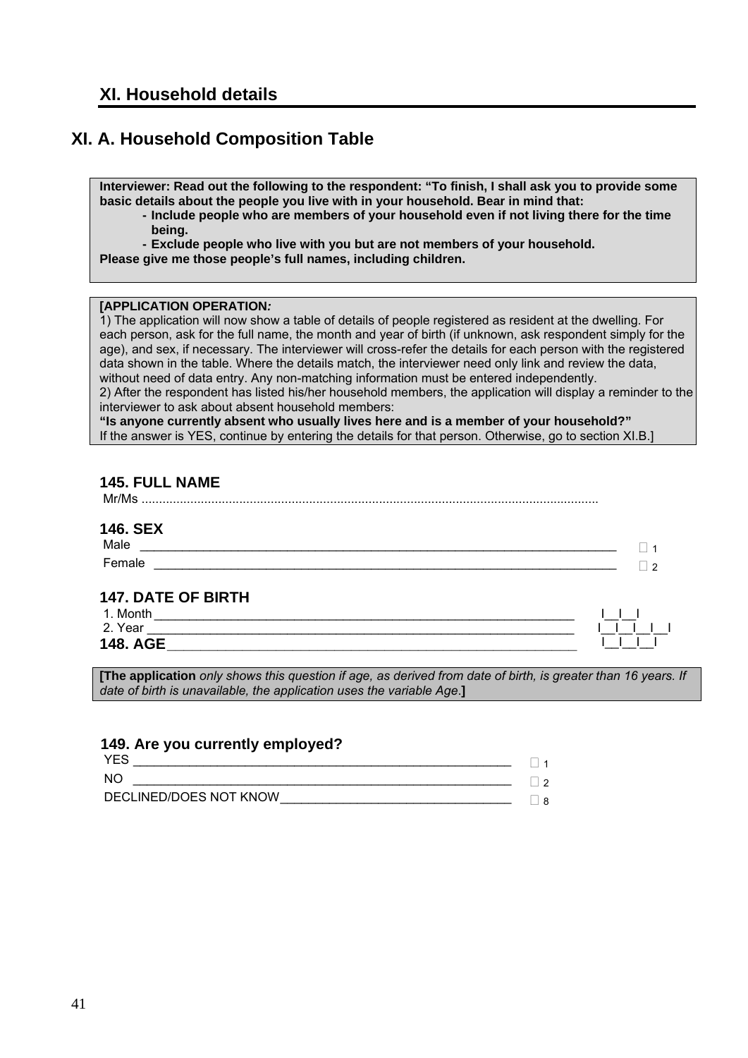## XI. Household details

## XI. A. Household Composition Table

**Interviewer: Read out the following to the respondent: "To finish, I shall ask you to provide some basic details about the people you live with in your household. Bear in mind that:**

- **Include people who are members of your household even if not living there for the time being.**
- **Exclude people who live with you but are not members of your household.**

**Please give me those people's full names, including children.**

**[APPLICATION OPERATION*:***

1) The application will now show a table of details of people registered as resident at the dwelling. For each person, ask for the full name, the month and year of birth (if unknown, ask respondent simply for the age), and sex, if necessary. The interviewer will cross-refer the details for each person with the registered data shown in the table. Where the details match, the interviewer need only link and review the data, without need of data entry. Any non-matching information must be entered independently.

2) After the respondent has listed his/her household members, the application will display a reminder to the interviewer to ask about absent household members:

**"Is anyone currently absent who usually lives here and is a member of your household?"**

If the answer is YES, continue by entering the details for that person. Otherwise, go to section XI.B.]

### 145. FULL NAME

Mr/Ms ..................................................................................................................................

### 146. SEX

Male ________________________________________ ☐ 1

Female ________________________________________ ☐ 2

### 147. DATE OF BIRTH

1. Month ________________________________________ |__|__|

2. Year ________________________________________ |__|__|__|__|

**148. AGE** ________________________________________ |__|__|__|

**[The application** *only shows this question if age, as derived from date of birth, is greater than 16 years. If date of birth is unavailable, the application uses the variable Age*.**]**

### 149. Are you currently employed?

YES ________________________________________ ☐ 1

NO ________________________________________ ☐ 2

DECLINED/DOES NOT KNOW________________________ ☐ 8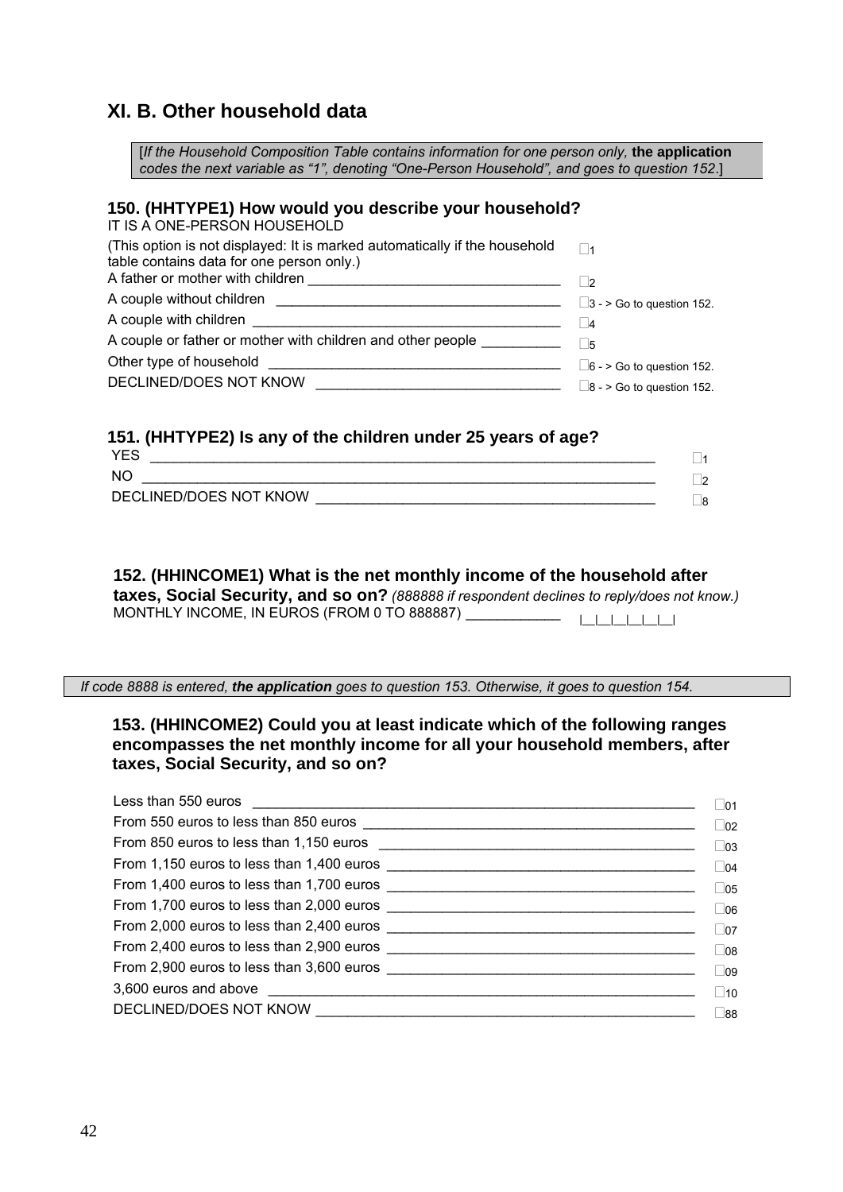## XI. B. Other household data

[*If the Household Composition Table contains information for one person only,* **the application** *codes the next variable as "1", denoting "One-Person Household", and goes to question 152*.]

### 150. (HHTYPE1) How would you describe your household?

IT IS A ONE-PERSON HOUSEHOLD

(This option is not displayed: It is marked automatically if the household table contains data for one person only.) ☐1

A father or mother with children ________________________________ ☐2

A couple without children ____________________________________ ☐3 - > Go to question 152.

A couple with children ________________________________________ ☐4

A couple or father or mother with children and other people __________ ☐5

Other type of household ______________________________________ ☐6 - > Go to question 152.

DECLINED/DOES NOT KNOW ________________________________ ☐8 - > Go to question 152.

### 151. (HHTYPE2) Is any of the children under 25 years of age?

YES _________________________________________________________________ ☐1

NO __________________________________________________________________ ☐2

DECLINED/DOES NOT KNOW ____________________________________________ ☐8

### 152. (HHINCOME1) What is the net monthly income of the household after taxes, Social Security, and so on? *(888888 if respondent declines to reply/does not know.)*

MONTHLY INCOME, IN EUROS (FROM 0 TO 888887) ____________ |__|__|__|__|__|__|

*If code 8888 is entered,* ***the application*** *goes to question 153. Otherwise, it goes to question 154.*

### 153. (HHINCOME2) Could you at least indicate which of the following ranges encompasses the net monthly income for all your household members, after taxes, Social Security, and so on?

Less than 550 euros ________________________________________________ ☐01

From 550 euros to less than 850 euros ___________________________ ☐02

From 850 euros to less than 1,150 euros _________________________ ☐03

From 1,150 euros to less than 1,400 euros _______________________ ☐04

From 1,400 euros to less than 1,700 euros _______________________ ☐05

From 1,700 euros to less than 2,000 euros _______________________ ☐06

From 2,000 euros to less than 2,400 euros _______________________ ☐07

From 2,400 euros to less than 2,900 euros _______________________ ☐08

From 2,900 euros to less than 3,600 euros _______________________ ☐09

3,600 euros and above ______________________________________________ ☐10

DECLINED/DOES NOT KNOW ___________________________________________ ☐88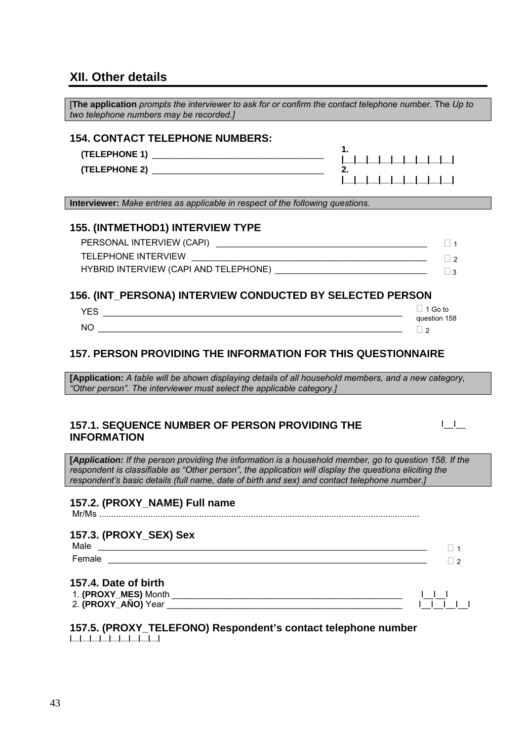## XII. Other details

[**The application** *prompts the interviewer to ask for or confirm the contact telephone number.* The *Up to two telephone numbers may be recorded.]*

### 154. CONTACT TELEPHONE NUMBERS:

**(TELEPHONE 1)** ___________________________________ **1.** |__|__|__|__|__|__|__|__|__|

**(TELEPHONE 2)** ___________________________________ **2.** |__|__|__|__|__|__|__|__|__|

**Interviewer:** *Make entries as applicable in respect of the following questions.*

### 155. (INTMETHOD1) INTERVIEW TYPE

| | |
|---|---|
| PERSONAL INTERVIEW (CAPI) | ☐ 1 |
| TELEPHONE INTERVIEW | ☐ 2 |
| HYBRID INTERVIEW (CAPI AND TELEPHONE) | ☐ 3 |

### 156. (INT_PERSONA) INTERVIEW CONDUCTED BY SELECTED PERSON

| | |
|---|---|
| YES | ☐ 1 Go to question 158 |
| NO | ☐ 2 |

### 157. PERSON PROVIDING THE INFORMATION FOR THIS QUESTIONNAIRE

**[Application:** *A table will be shown displaying details of all household members, and a new category, "Other person". The interviewer must select the applicable category.]*

### 157.1. SEQUENCE NUMBER OF PERSON PROVIDING THE INFORMATION

|__|__

**[*Application:*** *If the person providing the information is a household member, go to question 158. If the respondent is classifiable as "Other person", the application will display the questions eliciting the respondent's basic details (full name, date of birth and sex) and contact telephone number.]*

### 157.2. (PROXY_NAME) Full name

Mr/Ms ...................................................................................................................................

### 157.3. (PROXY_SEX) Sex

| | |
|---|---|
| Male | ☐ 1 |
| Female | ☐ 2 |

### 157.4. Date of birth

1. **(PROXY_MES)** Month ___________________________________ |__|__|
2. **(PROXY_AÑO)** Year ___________________________________ |__|__|__|__|

### 157.5. (PROXY_TELEFONO) Respondent's contact telephone number

|__|__|__|__|__|__|__|__|__|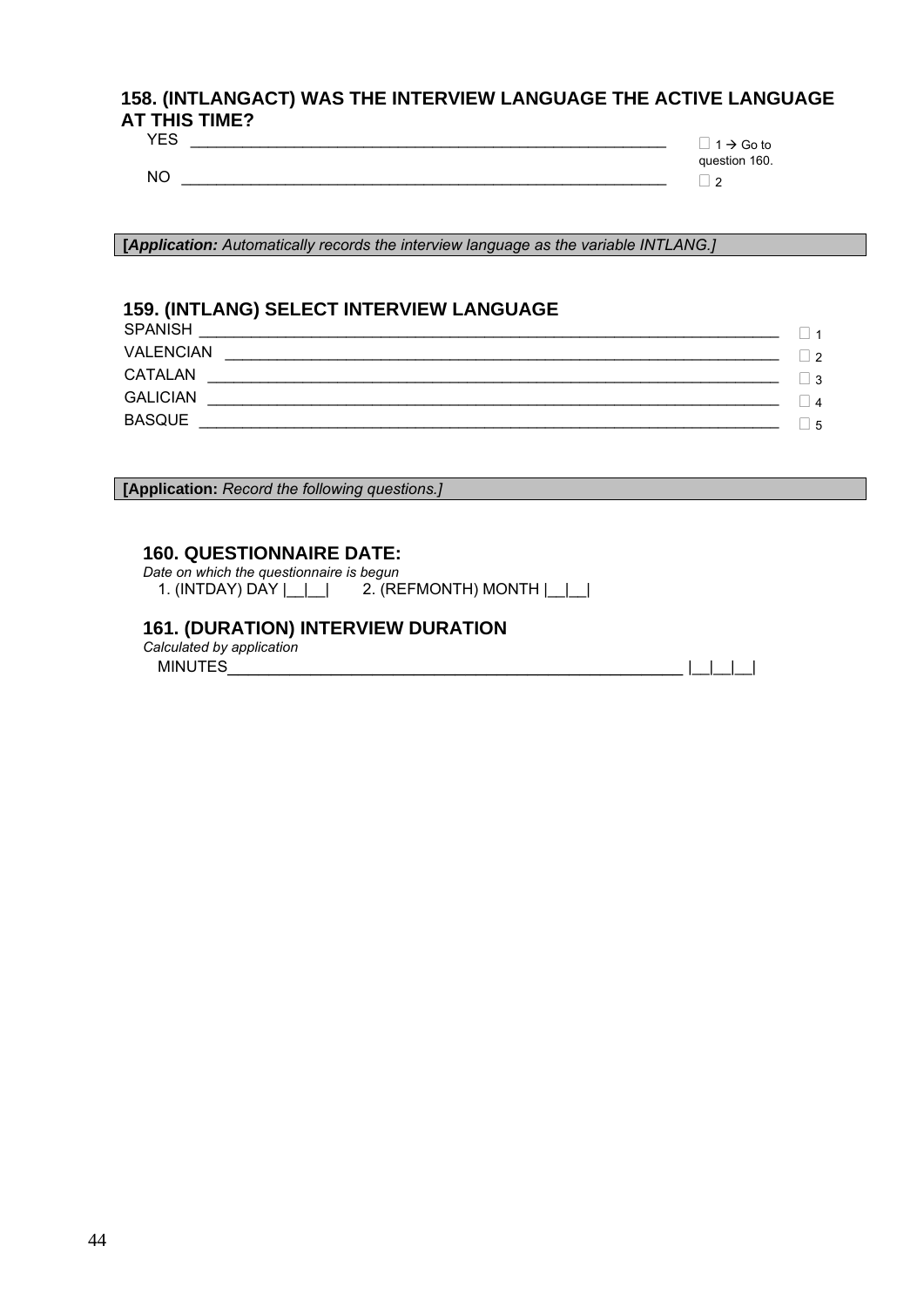## 158. (INTLANGACT) WAS THE INTERVIEW LANGUAGE THE ACTIVE LANGUAGE AT THIS TIME?

YES ______________________________________________ ☐ 1 → Go to question 160.

NO ______________________________________________ ☐ 2

**[*Application:*** *Automatically records the interview language as the variable INTLANG.]*

## 159. (INTLANG) SELECT INTERVIEW LANGUAGE

SPANISH ______________________________________________ ☐ 1

VALENCIAN ______________________________________________ ☐ 2

CATALAN ______________________________________________ ☐ 3

GALICIAN ______________________________________________ ☐ 4

BASQUE ______________________________________________ ☐ 5

**[Application:** *Record the following questions.]*

### 160. QUESTIONNAIRE DATE:

*Date on which the questionnaire is begun*

1. (INTDAY) DAY |__|__| 2. (REFMONTH) MONTH |__|__|

### 161. (DURATION) INTERVIEW DURATION

*Calculated by application*

MINUTES______________________________________________ |__|__|__|